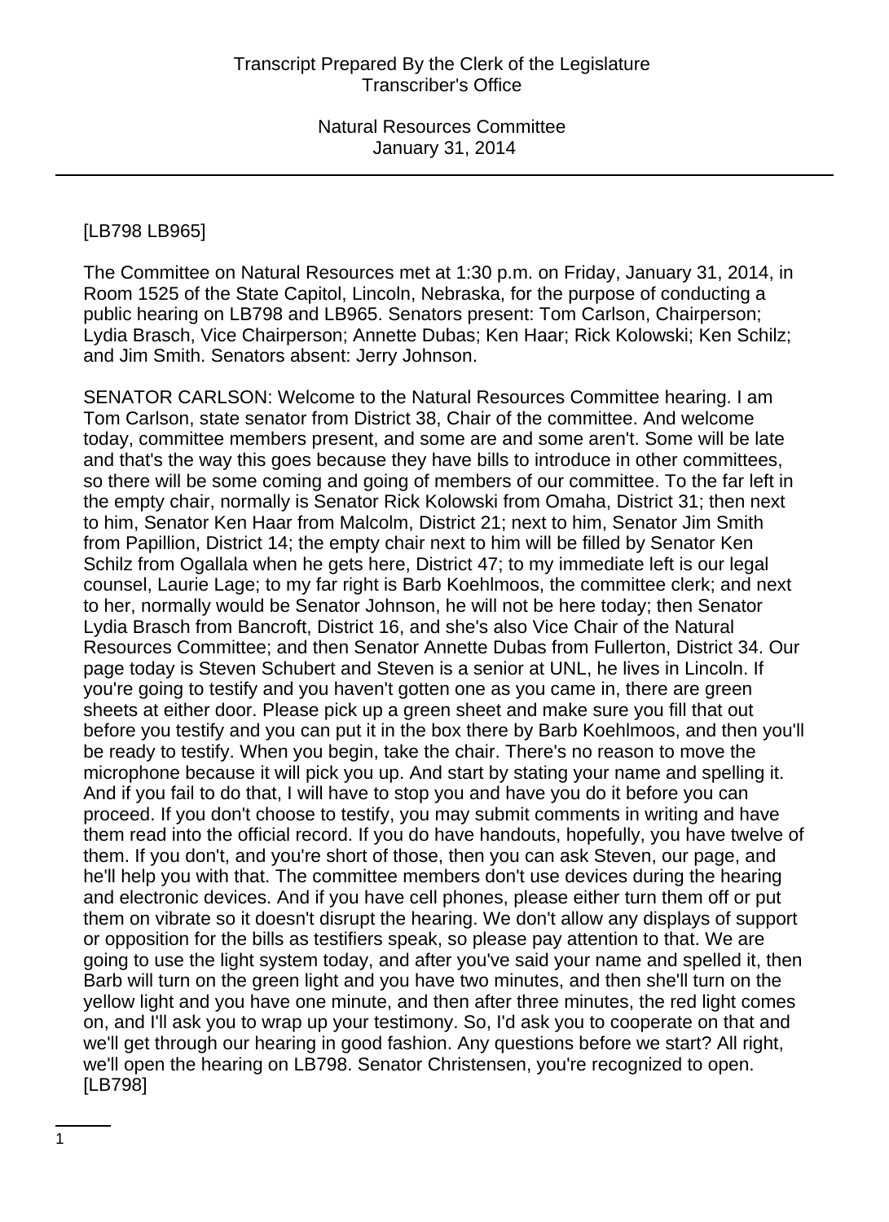[LB798 LB965]

The Committee on Natural Resources met at 1:30 p.m. on Friday, January 31, 2014, in Room 1525 of the State Capitol, Lincoln, Nebraska, for the purpose of conducting a public hearing on LB798 and LB965. Senators present: Tom Carlson, Chairperson; Lydia Brasch, Vice Chairperson; Annette Dubas; Ken Haar; Rick Kolowski; Ken Schilz; and Jim Smith. Senators absent: Jerry Johnson.

SENATOR CARLSON: Welcome to the Natural Resources Committee hearing. I am Tom Carlson, state senator from District 38, Chair of the committee. And welcome today, committee members present, and some are and some aren't. Some will be late and that's the way this goes because they have bills to introduce in other committees, so there will be some coming and going of members of our committee. To the far left in the empty chair, normally is Senator Rick Kolowski from Omaha, District 31; then next to him, Senator Ken Haar from Malcolm, District 21; next to him, Senator Jim Smith from Papillion, District 14; the empty chair next to him will be filled by Senator Ken Schilz from Ogallala when he gets here, District 47; to my immediate left is our legal counsel, Laurie Lage; to my far right is Barb Koehlmoos, the committee clerk; and next to her, normally would be Senator Johnson, he will not be here today; then Senator Lydia Brasch from Bancroft, District 16, and she's also Vice Chair of the Natural Resources Committee; and then Senator Annette Dubas from Fullerton, District 34. Our page today is Steven Schubert and Steven is a senior at UNL, he lives in Lincoln. If you're going to testify and you haven't gotten one as you came in, there are green sheets at either door. Please pick up a green sheet and make sure you fill that out before you testify and you can put it in the box there by Barb Koehlmoos, and then you'll be ready to testify. When you begin, take the chair. There's no reason to move the microphone because it will pick you up. And start by stating your name and spelling it. And if you fail to do that, I will have to stop you and have you do it before you can proceed. If you don't choose to testify, you may submit comments in writing and have them read into the official record. If you do have handouts, hopefully, you have twelve of them. If you don't, and you're short of those, then you can ask Steven, our page, and he'll help you with that. The committee members don't use devices during the hearing and electronic devices. And if you have cell phones, please either turn them off or put them on vibrate so it doesn't disrupt the hearing. We don't allow any displays of support or opposition for the bills as testifiers speak, so please pay attention to that. We are going to use the light system today, and after you've said your name and spelled it, then Barb will turn on the green light and you have two minutes, and then she'll turn on the yellow light and you have one minute, and then after three minutes, the red light comes on, and I'll ask you to wrap up your testimony. So, I'd ask you to cooperate on that and we'll get through our hearing in good fashion. Any questions before we start? All right, we'll open the hearing on LB798. Senator Christensen, you're recognized to open. [LB798]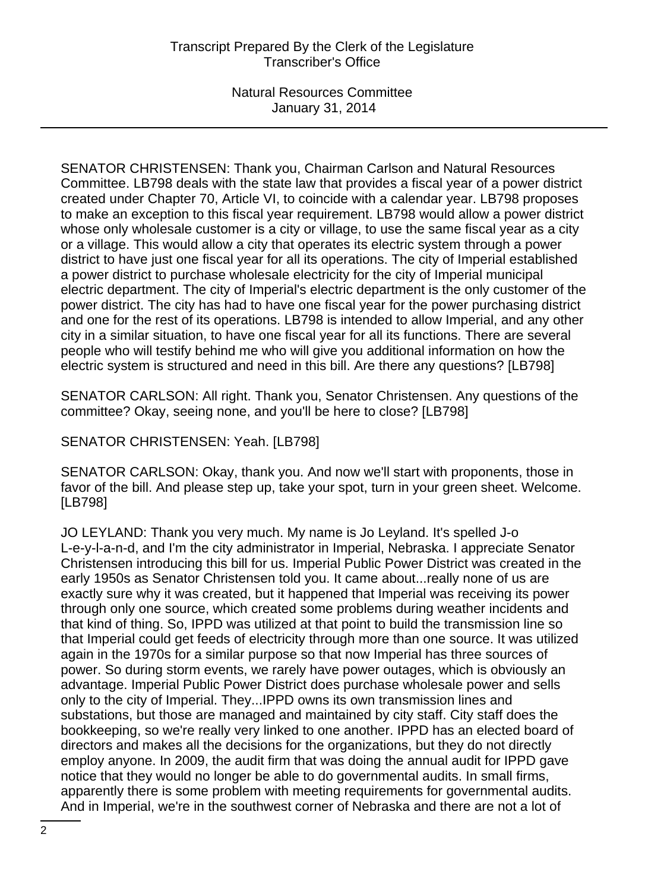SENATOR CHRISTENSEN: Thank you, Chairman Carlson and Natural Resources Committee. LB798 deals with the state law that provides a fiscal year of a power district created under Chapter 70, Article VI, to coincide with a calendar year. LB798 proposes to make an exception to this fiscal year requirement. LB798 would allow a power district whose only wholesale customer is a city or village, to use the same fiscal year as a city or a village. This would allow a city that operates its electric system through a power district to have just one fiscal year for all its operations. The city of Imperial established a power district to purchase wholesale electricity for the city of Imperial municipal electric department. The city of Imperial's electric department is the only customer of the power district. The city has had to have one fiscal year for the power purchasing district and one for the rest of its operations. LB798 is intended to allow Imperial, and any other city in a similar situation, to have one fiscal year for all its functions. There are several people who will testify behind me who will give you additional information on how the electric system is structured and need in this bill. Are there any questions? [LB798]

SENATOR CARLSON: All right. Thank you, Senator Christensen. Any questions of the committee? Okay, seeing none, and you'll be here to close? [LB798]

SENATOR CHRISTENSEN: Yeah. [LB798]

SENATOR CARLSON: Okay, thank you. And now we'll start with proponents, those in favor of the bill. And please step up, take your spot, turn in your green sheet. Welcome. [LB798]

JO LEYLAND: Thank you very much. My name is Jo Leyland. It's spelled J-o L-e-y-l-a-n-d, and I'm the city administrator in Imperial, Nebraska. I appreciate Senator Christensen introducing this bill for us. Imperial Public Power District was created in the early 1950s as Senator Christensen told you. It came about...really none of us are exactly sure why it was created, but it happened that Imperial was receiving its power through only one source, which created some problems during weather incidents and that kind of thing. So, IPPD was utilized at that point to build the transmission line so that Imperial could get feeds of electricity through more than one source. It was utilized again in the 1970s for a similar purpose so that now Imperial has three sources of power. So during storm events, we rarely have power outages, which is obviously an advantage. Imperial Public Power District does purchase wholesale power and sells only to the city of Imperial. They...IPPD owns its own transmission lines and substations, but those are managed and maintained by city staff. City staff does the bookkeeping, so we're really very linked to one another. IPPD has an elected board of directors and makes all the decisions for the organizations, but they do not directly employ anyone. In 2009, the audit firm that was doing the annual audit for IPPD gave notice that they would no longer be able to do governmental audits. In small firms, apparently there is some problem with meeting requirements for governmental audits. And in Imperial, we're in the southwest corner of Nebraska and there are not a lot of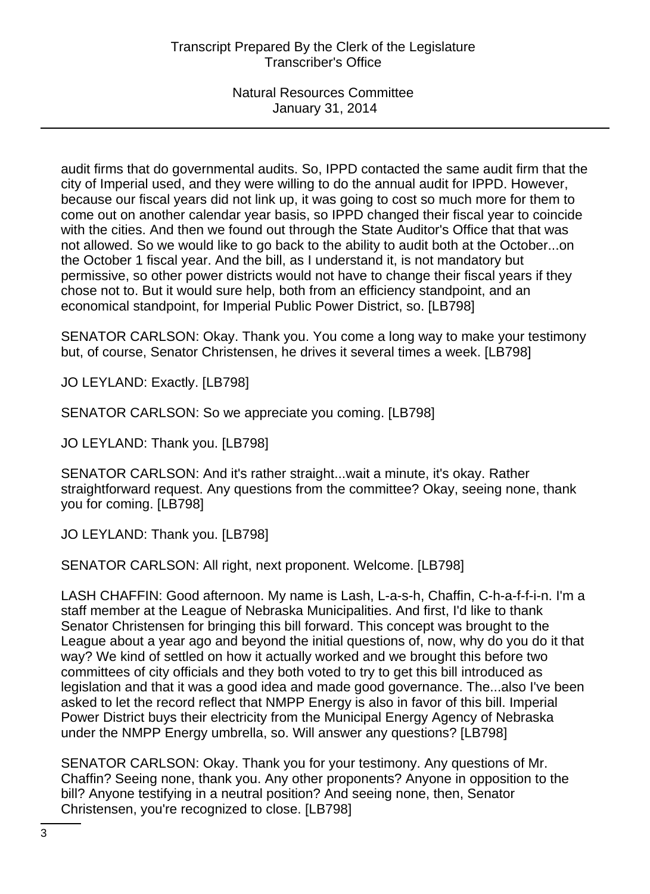audit firms that do governmental audits. So, IPPD contacted the same audit firm that the city of Imperial used, and they were willing to do the annual audit for IPPD. However, because our fiscal years did not link up, it was going to cost so much more for them to come out on another calendar year basis, so IPPD changed their fiscal year to coincide with the cities. And then we found out through the State Auditor's Office that that was not allowed. So we would like to go back to the ability to audit both at the October...on the October 1 fiscal year. And the bill, as I understand it, is not mandatory but permissive, so other power districts would not have to change their fiscal years if they chose not to. But it would sure help, both from an efficiency standpoint, and an economical standpoint, for Imperial Public Power District, so. [LB798]

SENATOR CARLSON: Okay. Thank you. You come a long way to make your testimony but, of course, Senator Christensen, he drives it several times a week. [LB798]

JO LEYLAND: Exactly. [LB798]

SENATOR CARLSON: So we appreciate you coming. [LB798]

JO LEYLAND: Thank you. [LB798]

SENATOR CARLSON: And it's rather straight...wait a minute, it's okay. Rather straightforward request. Any questions from the committee? Okay, seeing none, thank you for coming. [LB798]

JO LEYLAND: Thank you. [LB798]

SENATOR CARLSON: All right, next proponent. Welcome. [LB798]

LASH CHAFFIN: Good afternoon. My name is Lash, L-a-s-h, Chaffin, C-h-a-f-f-i-n. I'm a staff member at the League of Nebraska Municipalities. And first, I'd like to thank Senator Christensen for bringing this bill forward. This concept was brought to the League about a year ago and beyond the initial questions of, now, why do you do it that way? We kind of settled on how it actually worked and we brought this before two committees of city officials and they both voted to try to get this bill introduced as legislation and that it was a good idea and made good governance. The...also I've been asked to let the record reflect that NMPP Energy is also in favor of this bill. Imperial Power District buys their electricity from the Municipal Energy Agency of Nebraska under the NMPP Energy umbrella, so. Will answer any questions? [LB798]

SENATOR CARLSON: Okay. Thank you for your testimony. Any questions of Mr. Chaffin? Seeing none, thank you. Any other proponents? Anyone in opposition to the bill? Anyone testifying in a neutral position? And seeing none, then, Senator Christensen, you're recognized to close. [LB798]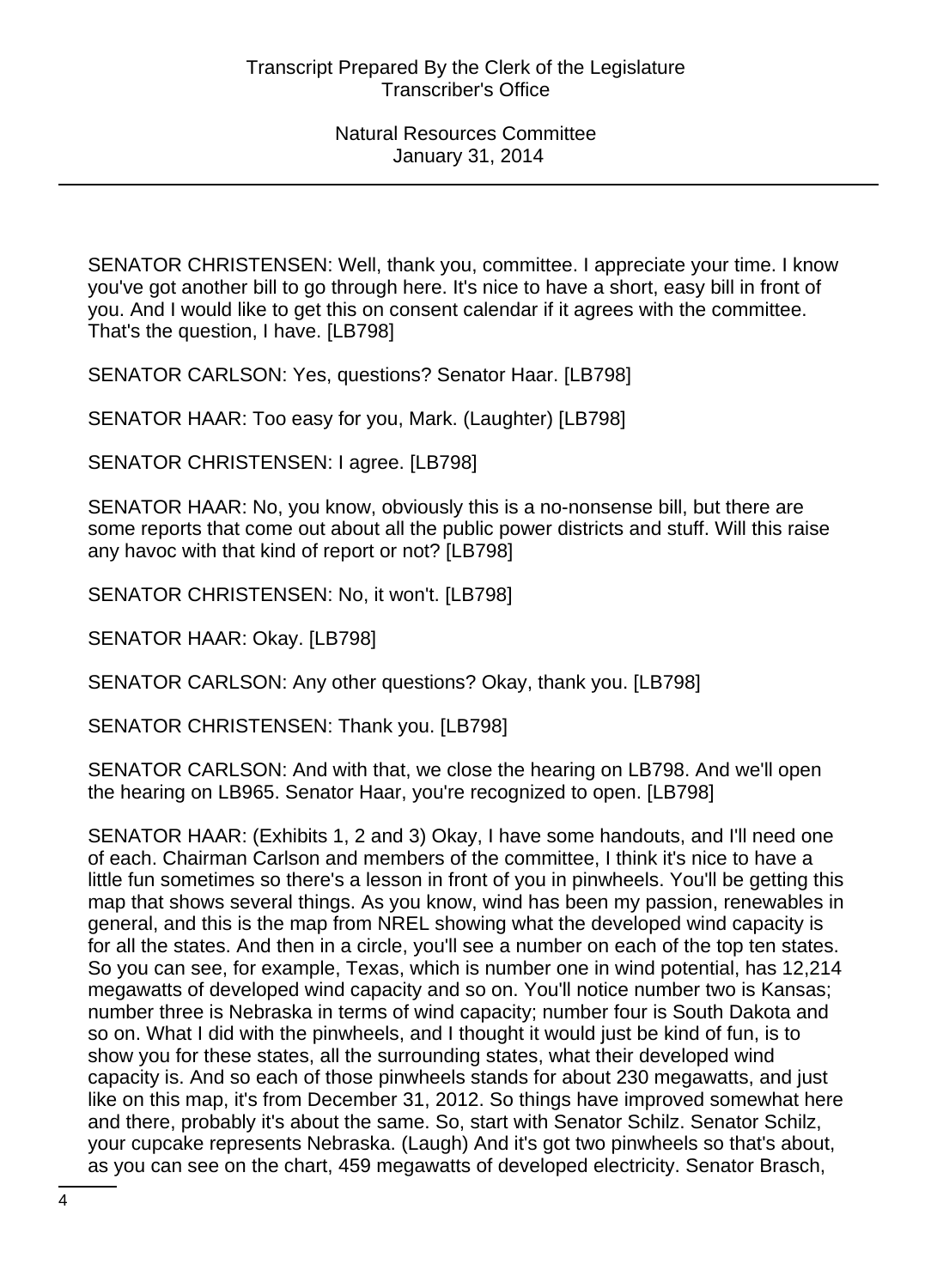SENATOR CHRISTENSEN: Well, thank you, committee. I appreciate your time. I know you've got another bill to go through here. It's nice to have a short, easy bill in front of you. And I would like to get this on consent calendar if it agrees with the committee. That's the question, I have. [LB798]

SENATOR CARLSON: Yes, questions? Senator Haar. [LB798]

SENATOR HAAR: Too easy for you, Mark. (Laughter) [LB798]

SENATOR CHRISTENSEN: I agree. [LB798]

SENATOR HAAR: No, you know, obviously this is a no-nonsense bill, but there are some reports that come out about all the public power districts and stuff. Will this raise any havoc with that kind of report or not? [LB798]

SENATOR CHRISTENSEN: No, it won't. [LB798]

SENATOR HAAR: Okay. [LB798]

SENATOR CARLSON: Any other questions? Okay, thank you. [LB798]

SENATOR CHRISTENSEN: Thank you. [LB798]

SENATOR CARLSON: And with that, we close the hearing on LB798. And we'll open the hearing on LB965. Senator Haar, you're recognized to open. [LB798]

SENATOR HAAR: (Exhibits 1, 2 and 3) Okay, I have some handouts, and I'll need one of each. Chairman Carlson and members of the committee, I think it's nice to have a little fun sometimes so there's a lesson in front of you in pinwheels. You'll be getting this map that shows several things. As you know, wind has been my passion, renewables in general, and this is the map from NREL showing what the developed wind capacity is for all the states. And then in a circle, you'll see a number on each of the top ten states. So you can see, for example, Texas, which is number one in wind potential, has 12,214 megawatts of developed wind capacity and so on. You'll notice number two is Kansas; number three is Nebraska in terms of wind capacity; number four is South Dakota and so on. What I did with the pinwheels, and I thought it would just be kind of fun, is to show you for these states, all the surrounding states, what their developed wind capacity is. And so each of those pinwheels stands for about 230 megawatts, and just like on this map, it's from December 31, 2012. So things have improved somewhat here and there, probably it's about the same. So, start with Senator Schilz. Senator Schilz, your cupcake represents Nebraska. (Laugh) And it's got two pinwheels so that's about, as you can see on the chart, 459 megawatts of developed electricity. Senator Brasch,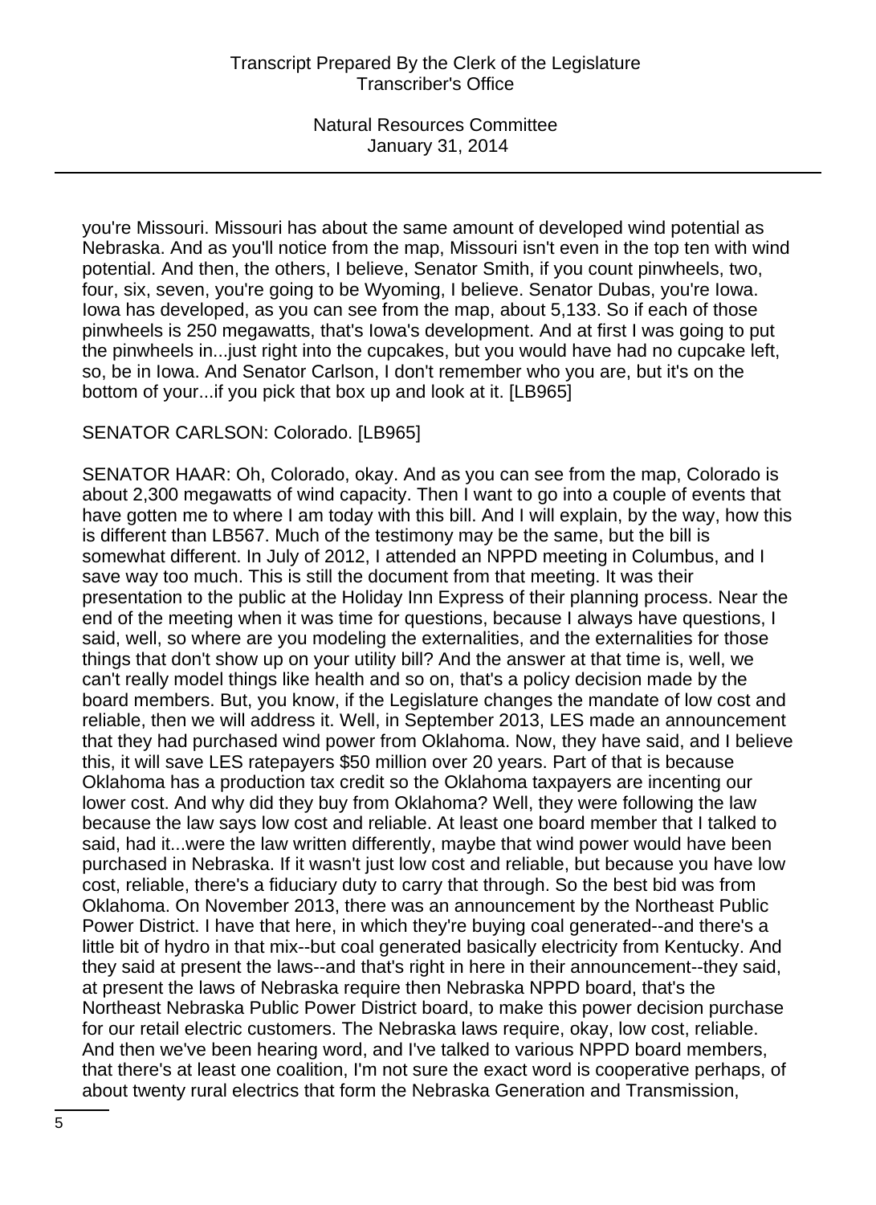you're Missouri. Missouri has about the same amount of developed wind potential as Nebraska. And as you'll notice from the map, Missouri isn't even in the top ten with wind potential. And then, the others, I believe, Senator Smith, if you count pinwheels, two, four, six, seven, you're going to be Wyoming, I believe. Senator Dubas, you're Iowa. Iowa has developed, as you can see from the map, about 5,133. So if each of those pinwheels is 250 megawatts, that's Iowa's development. And at first I was going to put the pinwheels in...just right into the cupcakes, but you would have had no cupcake left, so, be in Iowa. And Senator Carlson, I don't remember who you are, but it's on the bottom of your...if you pick that box up and look at it. [LB965]

SENATOR CARLSON: Colorado. [LB965]

SENATOR HAAR: Oh, Colorado, okay. And as you can see from the map, Colorado is about 2,300 megawatts of wind capacity. Then I want to go into a couple of events that have gotten me to where I am today with this bill. And I will explain, by the way, how this is different than LB567. Much of the testimony may be the same, but the bill is somewhat different. In July of 2012, I attended an NPPD meeting in Columbus, and I save way too much. This is still the document from that meeting. It was their presentation to the public at the Holiday Inn Express of their planning process. Near the end of the meeting when it was time for questions, because I always have questions, I said, well, so where are you modeling the externalities, and the externalities for those things that don't show up on your utility bill? And the answer at that time is, well, we can't really model things like health and so on, that's a policy decision made by the board members. But, you know, if the Legislature changes the mandate of low cost and reliable, then we will address it. Well, in September 2013, LES made an announcement that they had purchased wind power from Oklahoma. Now, they have said, and I believe this, it will save LES ratepayers $50 million over 20 years. Part of that is because Oklahoma has a production tax credit so the Oklahoma taxpayers are incenting our lower cost. And why did they buy from Oklahoma? Well, they were following the law because the law says low cost and reliable. At least one board member that I talked to said, had it...were the law written differently, maybe that wind power would have been purchased in Nebraska. If it wasn't just low cost and reliable, but because you have low cost, reliable, there's a fiduciary duty to carry that through. So the best bid was from Oklahoma. On November 2013, there was an announcement by the Northeast Public Power District. I have that here, in which they're buying coal generated--and there's a little bit of hydro in that mix--but coal generated basically electricity from Kentucky. And they said at present the laws--and that's right in here in their announcement--they said, at present the laws of Nebraska require then Nebraska NPPD board, that's the Northeast Nebraska Public Power District board, to make this power decision purchase for our retail electric customers. The Nebraska laws require, okay, low cost, reliable. And then we've been hearing word, and I've talked to various NPPD board members, that there's at least one coalition, I'm not sure the exact word is cooperative perhaps, of about twenty rural electrics that form the Nebraska Generation and Transmission,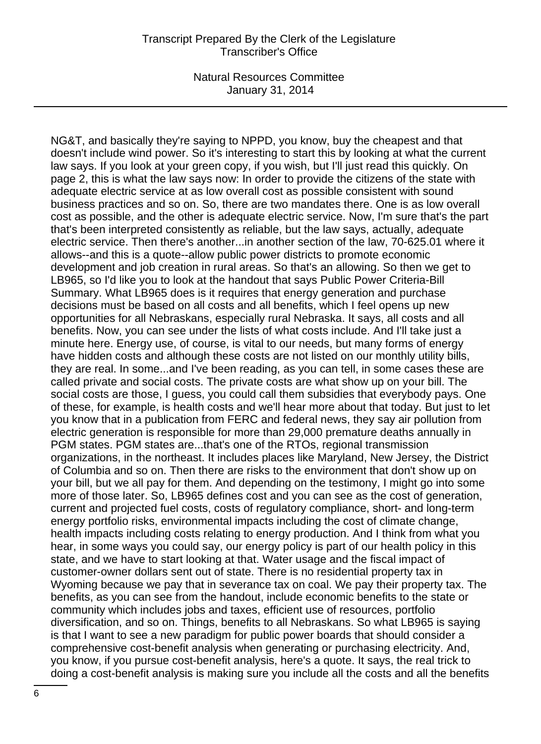NG&T, and basically they're saying to NPPD, you know, buy the cheapest and that doesn't include wind power. So it's interesting to start this by looking at what the current law says. If you look at your green copy, if you wish, but I'll just read this quickly. On page 2, this is what the law says now: In order to provide the citizens of the state with adequate electric service at as low overall cost as possible consistent with sound business practices and so on. So, there are two mandates there. One is as low overall cost as possible, and the other is adequate electric service. Now, I'm sure that's the part that's been interpreted consistently as reliable, but the law says, actually, adequate electric service. Then there's another...in another section of the law, 70-625.01 where it allows--and this is a quote--allow public power districts to promote economic development and job creation in rural areas. So that's an allowing. So then we get to LB965, so I'd like you to look at the handout that says Public Power Criteria-Bill Summary. What LB965 does is it requires that energy generation and purchase decisions must be based on all costs and all benefits, which I feel opens up new opportunities for all Nebraskans, especially rural Nebraska. It says, all costs and all benefits. Now, you can see under the lists of what costs include. And I'll take just a minute here. Energy use, of course, is vital to our needs, but many forms of energy have hidden costs and although these costs are not listed on our monthly utility bills, they are real. In some...and I've been reading, as you can tell, in some cases these are called private and social costs. The private costs are what show up on your bill. The social costs are those, I guess, you could call them subsidies that everybody pays. One of these, for example, is health costs and we'll hear more about that today. But just to let you know that in a publication from FERC and federal news, they say air pollution from electric generation is responsible for more than 29,000 premature deaths annually in PGM states. PGM states are...that's one of the RTOs, regional transmission organizations, in the northeast. It includes places like Maryland, New Jersey, the District of Columbia and so on. Then there are risks to the environment that don't show up on your bill, but we all pay for them. And depending on the testimony, I might go into some more of those later. So, LB965 defines cost and you can see as the cost of generation, current and projected fuel costs, costs of regulatory compliance, short- and long-term energy portfolio risks, environmental impacts including the cost of climate change, health impacts including costs relating to energy production. And I think from what you hear, in some ways you could say, our energy policy is part of our health policy in this state, and we have to start looking at that. Water usage and the fiscal impact of customer-owner dollars sent out of state. There is no residential property tax in Wyoming because we pay that in severance tax on coal. We pay their property tax. The benefits, as you can see from the handout, include economic benefits to the state or community which includes jobs and taxes, efficient use of resources, portfolio diversification, and so on. Things, benefits to all Nebraskans. So what LB965 is saying is that I want to see a new paradigm for public power boards that should consider a comprehensive cost-benefit analysis when generating or purchasing electricity. And, you know, if you pursue cost-benefit analysis, here's a quote. It says, the real trick to doing a cost-benefit analysis is making sure you include all the costs and all the benefits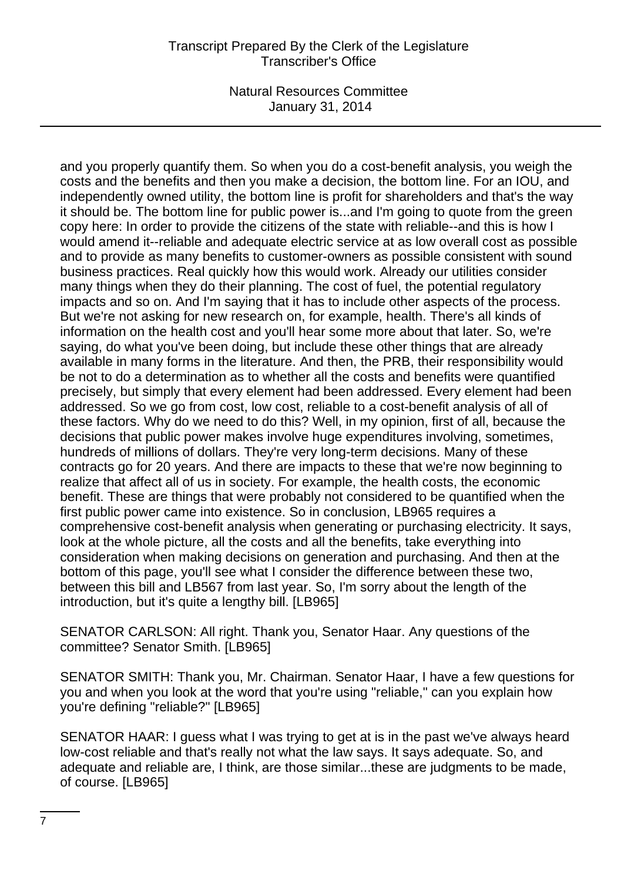and you properly quantify them. So when you do a cost-benefit analysis, you weigh the costs and the benefits and then you make a decision, the bottom line. For an IOU, and independently owned utility, the bottom line is profit for shareholders and that's the way it should be. The bottom line for public power is...and I'm going to quote from the green copy here: In order to provide the citizens of the state with reliable--and this is how I would amend it--reliable and adequate electric service at as low overall cost as possible and to provide as many benefits to customer-owners as possible consistent with sound business practices. Real quickly how this would work. Already our utilities consider many things when they do their planning. The cost of fuel, the potential regulatory impacts and so on. And I'm saying that it has to include other aspects of the process. But we're not asking for new research on, for example, health. There's all kinds of information on the health cost and you'll hear some more about that later. So, we're saying, do what you've been doing, but include these other things that are already available in many forms in the literature. And then, the PRB, their responsibility would be not to do a determination as to whether all the costs and benefits were quantified precisely, but simply that every element had been addressed. Every element had been addressed. So we go from cost, low cost, reliable to a cost-benefit analysis of all of these factors. Why do we need to do this? Well, in my opinion, first of all, because the decisions that public power makes involve huge expenditures involving, sometimes, hundreds of millions of dollars. They're very long-term decisions. Many of these contracts go for 20 years. And there are impacts to these that we're now beginning to realize that affect all of us in society. For example, the health costs, the economic benefit. These are things that were probably not considered to be quantified when the first public power came into existence. So in conclusion, LB965 requires a comprehensive cost-benefit analysis when generating or purchasing electricity. It says, look at the whole picture, all the costs and all the benefits, take everything into consideration when making decisions on generation and purchasing. And then at the bottom of this page, you'll see what I consider the difference between these two, between this bill and LB567 from last year. So, I'm sorry about the length of the introduction, but it's quite a lengthy bill. [LB965]

SENATOR CARLSON: All right. Thank you, Senator Haar. Any questions of the committee? Senator Smith. [LB965]

SENATOR SMITH: Thank you, Mr. Chairman. Senator Haar, I have a few questions for you and when you look at the word that you're using "reliable," can you explain how you're defining "reliable?" [LB965]

SENATOR HAAR: I guess what I was trying to get at is in the past we've always heard low-cost reliable and that's really not what the law says. It says adequate. So, and adequate and reliable are, I think, are those similar...these are judgments to be made, of course. [LB965]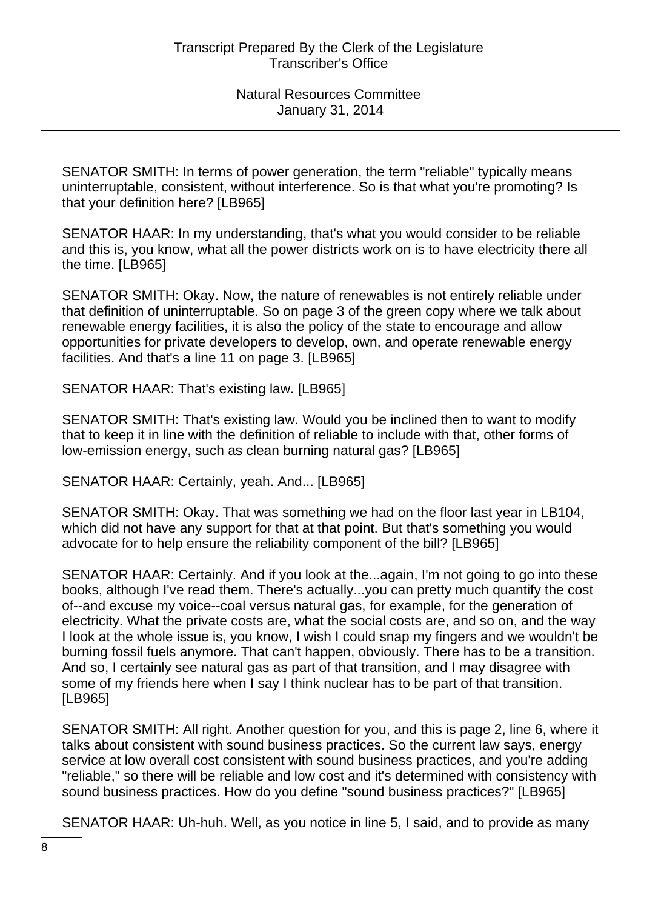SENATOR SMITH: In terms of power generation, the term "reliable" typically means uninterruptable, consistent, without interference. So is that what you're promoting? Is that your definition here? [LB965]

SENATOR HAAR: In my understanding, that's what you would consider to be reliable and this is, you know, what all the power districts work on is to have electricity there all the time. [LB965]

SENATOR SMITH: Okay. Now, the nature of renewables is not entirely reliable under that definition of uninterruptable. So on page 3 of the green copy where we talk about renewable energy facilities, it is also the policy of the state to encourage and allow opportunities for private developers to develop, own, and operate renewable energy facilities. And that's a line 11 on page 3. [LB965]

SENATOR HAAR: That's existing law. [LB965]

SENATOR SMITH: That's existing law. Would you be inclined then to want to modify that to keep it in line with the definition of reliable to include with that, other forms of low-emission energy, such as clean burning natural gas? [LB965]

SENATOR HAAR: Certainly, yeah. And... [LB965]

SENATOR SMITH: Okay. That was something we had on the floor last year in LB104, which did not have any support for that at that point. But that's something you would advocate for to help ensure the reliability component of the bill? [LB965]

SENATOR HAAR: Certainly. And if you look at the...again, I'm not going to go into these books, although I've read them. There's actually...you can pretty much quantify the cost of--and excuse my voice--coal versus natural gas, for example, for the generation of electricity. What the private costs are, what the social costs are, and so on, and the way I look at the whole issue is, you know, I wish I could snap my fingers and we wouldn't be burning fossil fuels anymore. That can't happen, obviously. There has to be a transition. And so, I certainly see natural gas as part of that transition, and I may disagree with some of my friends here when I say I think nuclear has to be part of that transition. [LB965]

SENATOR SMITH: All right. Another question for you, and this is page 2, line 6, where it talks about consistent with sound business practices. So the current law says, energy service at low overall cost consistent with sound business practices, and you're adding "reliable," so there will be reliable and low cost and it's determined with consistency with sound business practices. How do you define "sound business practices?" [LB965]

SENATOR HAAR: Uh-huh. Well, as you notice in line 5, I said, and to provide as many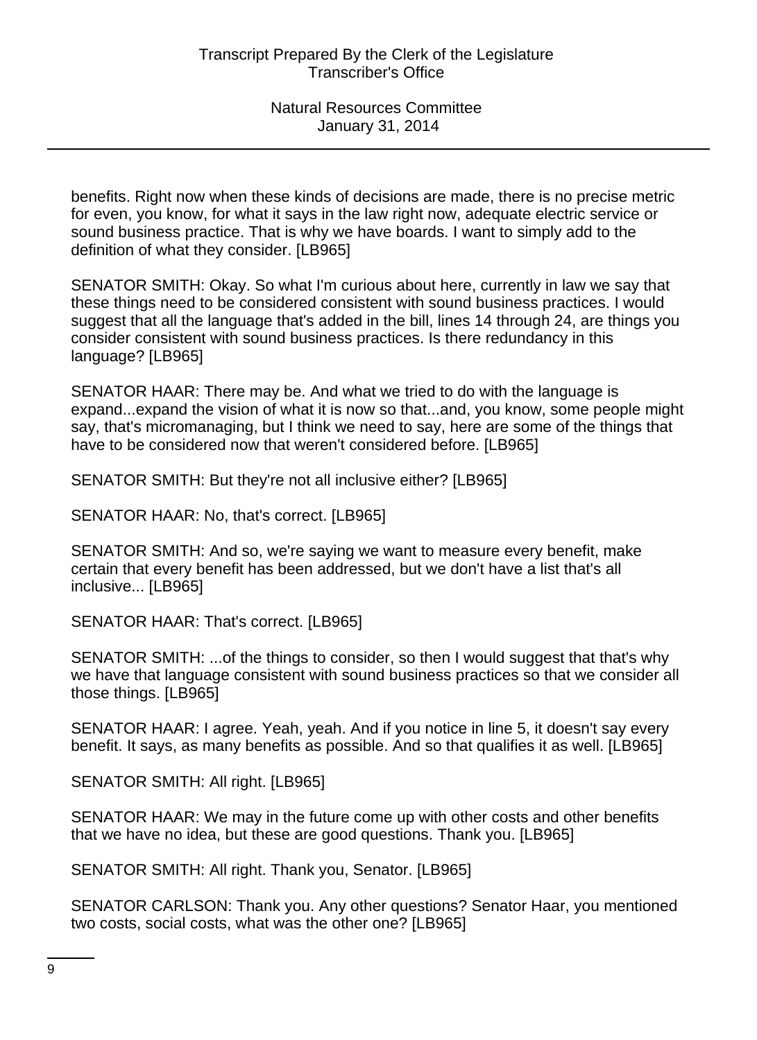benefits. Right now when these kinds of decisions are made, there is no precise metric for even, you know, for what it says in the law right now, adequate electric service or sound business practice. That is why we have boards. I want to simply add to the definition of what they consider. [LB965]

SENATOR SMITH: Okay. So what I'm curious about here, currently in law we say that these things need to be considered consistent with sound business practices. I would suggest that all the language that's added in the bill, lines 14 through 24, are things you consider consistent with sound business practices. Is there redundancy in this language? [LB965]

SENATOR HAAR: There may be. And what we tried to do with the language is expand...expand the vision of what it is now so that...and, you know, some people might say, that's micromanaging, but I think we need to say, here are some of the things that have to be considered now that weren't considered before. [LB965]

SENATOR SMITH: But they're not all inclusive either? [LB965]

SENATOR HAAR: No, that's correct. [LB965]

SENATOR SMITH: And so, we're saying we want to measure every benefit, make certain that every benefit has been addressed, but we don't have a list that's all inclusive... [LB965]

SENATOR HAAR: That's correct. [LB965]

SENATOR SMITH: ...of the things to consider, so then I would suggest that that's why we have that language consistent with sound business practices so that we consider all those things. [LB965]

SENATOR HAAR: I agree. Yeah, yeah. And if you notice in line 5, it doesn't say every benefit. It says, as many benefits as possible. And so that qualifies it as well. [LB965]

SENATOR SMITH: All right. [LB965]

SENATOR HAAR: We may in the future come up with other costs and other benefits that we have no idea, but these are good questions. Thank you. [LB965]

SENATOR SMITH: All right. Thank you, Senator. [LB965]

SENATOR CARLSON: Thank you. Any other questions? Senator Haar, you mentioned two costs, social costs, what was the other one? [LB965]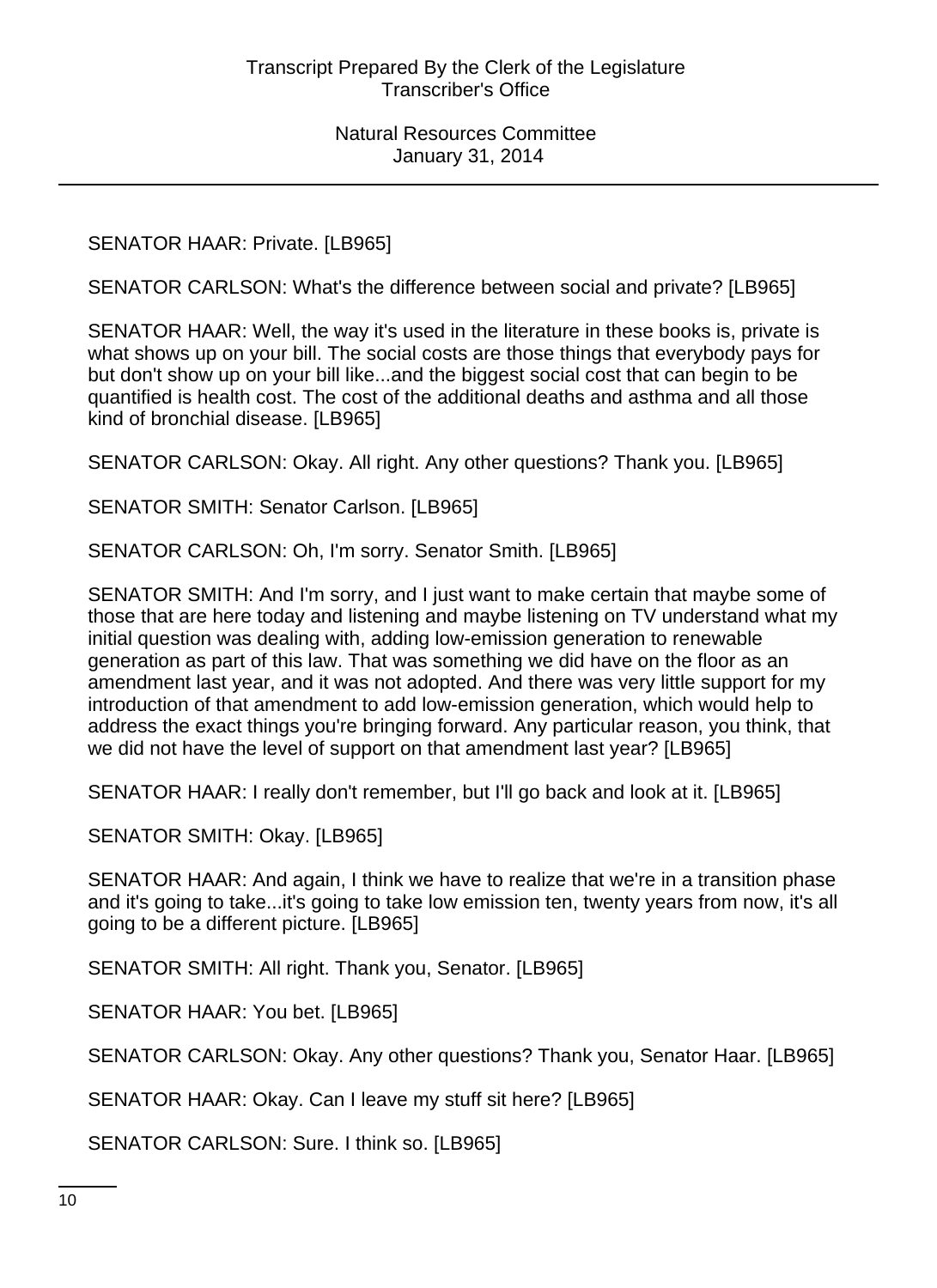SENATOR HAAR: Private. [LB965]

SENATOR CARLSON: What's the difference between social and private? [LB965]

SENATOR HAAR: Well, the way it's used in the literature in these books is, private is what shows up on your bill. The social costs are those things that everybody pays for but don't show up on your bill like...and the biggest social cost that can begin to be quantified is health cost. The cost of the additional deaths and asthma and all those kind of bronchial disease. [LB965]

SENATOR CARLSON: Okay. All right. Any other questions? Thank you. [LB965]

SENATOR SMITH: Senator Carlson. [LB965]

SENATOR CARLSON: Oh, I'm sorry. Senator Smith. [LB965]

SENATOR SMITH: And I'm sorry, and I just want to make certain that maybe some of those that are here today and listening and maybe listening on TV understand what my initial question was dealing with, adding low-emission generation to renewable generation as part of this law. That was something we did have on the floor as an amendment last year, and it was not adopted. And there was very little support for my introduction of that amendment to add low-emission generation, which would help to address the exact things you're bringing forward. Any particular reason, you think, that we did not have the level of support on that amendment last year? [LB965]

SENATOR HAAR: I really don't remember, but I'll go back and look at it. [LB965]

SENATOR SMITH: Okay. [LB965]

SENATOR HAAR: And again, I think we have to realize that we're in a transition phase and it's going to take...it's going to take low emission ten, twenty years from now, it's all going to be a different picture. [LB965]

SENATOR SMITH: All right. Thank you, Senator. [LB965]

SENATOR HAAR: You bet. [LB965]

SENATOR CARLSON: Okay. Any other questions? Thank you, Senator Haar. [LB965]

SENATOR HAAR: Okay. Can I leave my stuff sit here? [LB965]

SENATOR CARLSON: Sure. I think so. [LB965]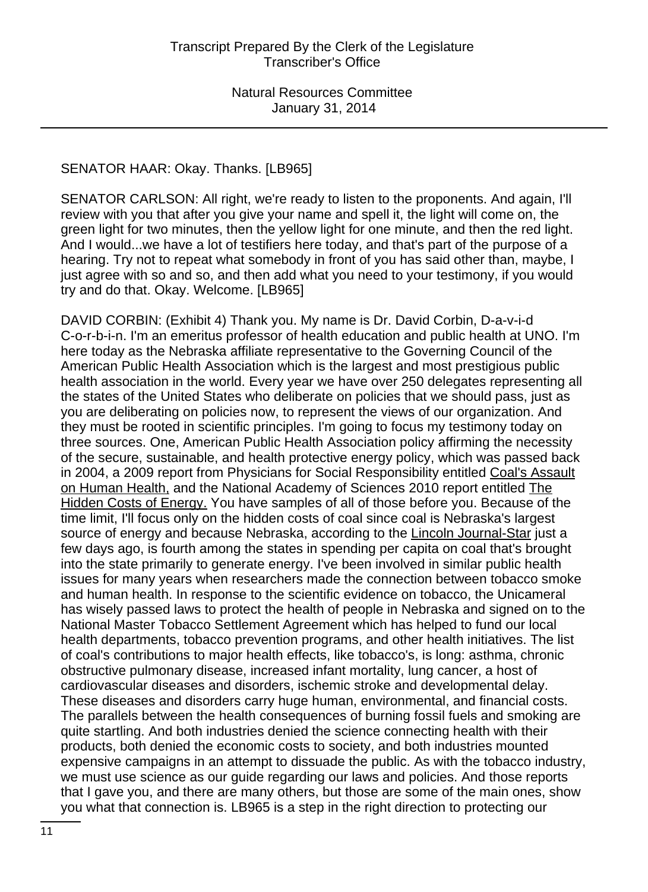SENATOR HAAR: Okay. Thanks. [LB965]

SENATOR CARLSON: All right, we're ready to listen to the proponents. And again, I'll review with you that after you give your name and spell it, the light will come on, the green light for two minutes, then the yellow light for one minute, and then the red light. And I would...we have a lot of testifiers here today, and that's part of the purpose of a hearing. Try not to repeat what somebody in front of you has said other than, maybe, I just agree with so and so, and then add what you need to your testimony, if you would try and do that. Okay. Welcome. [LB965]

DAVID CORBIN: (Exhibit 4) Thank you. My name is Dr. David Corbin, D-a-v-i-d C-o-r-b-i-n. I'm an emeritus professor of health education and public health at UNO. I'm here today as the Nebraska affiliate representative to the Governing Council of the American Public Health Association which is the largest and most prestigious public health association in the world. Every year we have over 250 delegates representing all the states of the United States who deliberate on policies that we should pass, just as you are deliberating on policies now, to represent the views of our organization. And they must be rooted in scientific principles. I'm going to focus my testimony today on three sources. One, American Public Health Association policy affirming the necessity of the secure, sustainable, and health protective energy policy, which was passed back in 2004, a 2009 report from Physicians for Social Responsibility entitled Coal's Assault on Human Health, and the National Academy of Sciences 2010 report entitled The Hidden Costs of Energy. You have samples of all of those before you. Because of the time limit, I'll focus only on the hidden costs of coal since coal is Nebraska's largest source of energy and because Nebraska, according to the Lincoln Journal-Star just a few days ago, is fourth among the states in spending per capita on coal that's brought into the state primarily to generate energy. I've been involved in similar public health issues for many years when researchers made the connection between tobacco smoke and human health. In response to the scientific evidence on tobacco, the Unicameral has wisely passed laws to protect the health of people in Nebraska and signed on to the National Master Tobacco Settlement Agreement which has helped to fund our local health departments, tobacco prevention programs, and other health initiatives. The list of coal's contributions to major health effects, like tobacco's, is long: asthma, chronic obstructive pulmonary disease, increased infant mortality, lung cancer, a host of cardiovascular diseases and disorders, ischemic stroke and developmental delay. These diseases and disorders carry huge human, environmental, and financial costs. The parallels between the health consequences of burning fossil fuels and smoking are quite startling. And both industries denied the science connecting health with their products, both denied the economic costs to society, and both industries mounted expensive campaigns in an attempt to dissuade the public. As with the tobacco industry, we must use science as our guide regarding our laws and policies. And those reports that I gave you, and there are many others, but those are some of the main ones, show you what that connection is. LB965 is a step in the right direction to protecting our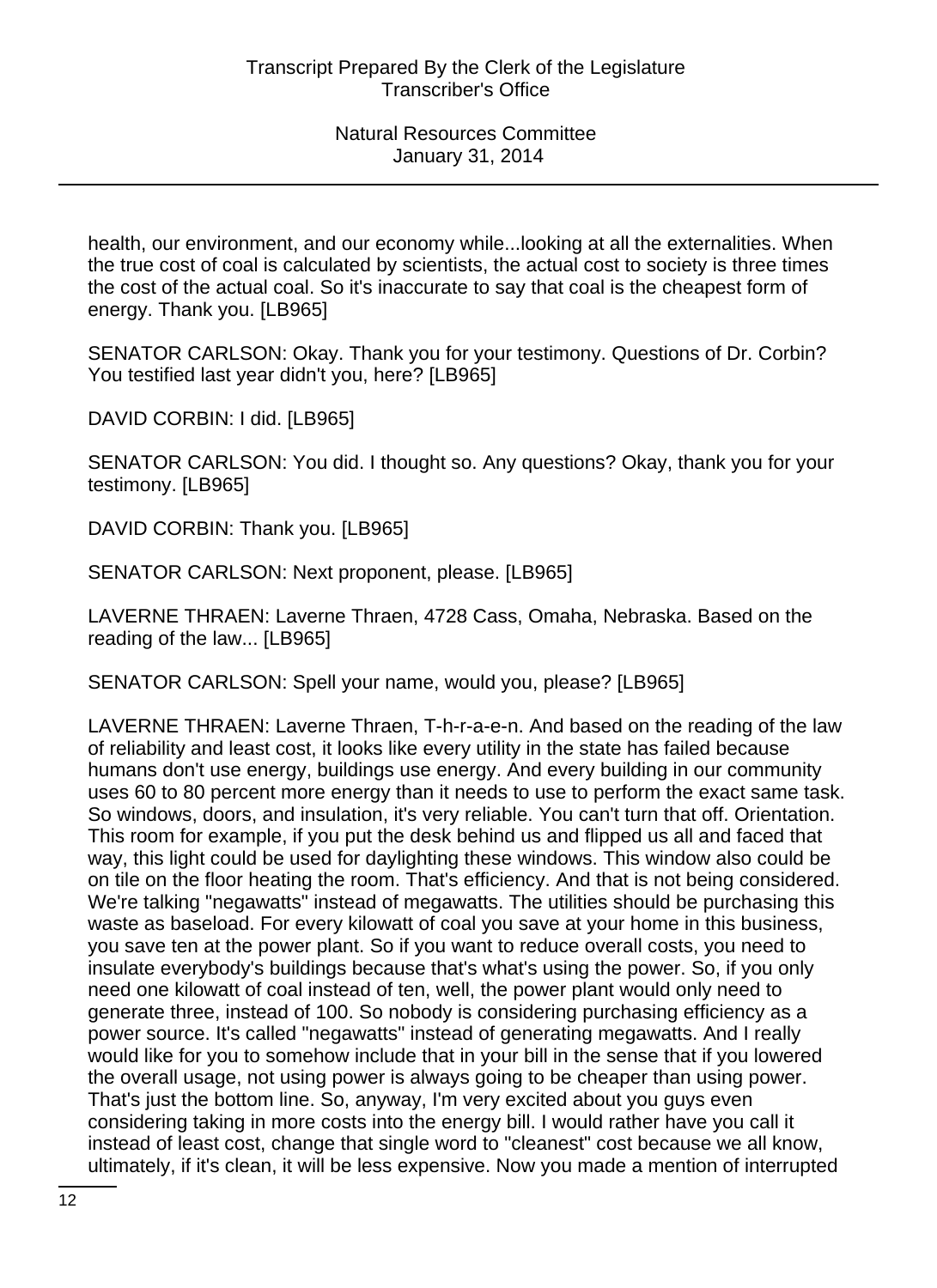health, our environment, and our economy while...looking at all the externalities. When the true cost of coal is calculated by scientists, the actual cost to society is three times the cost of the actual coal. So it's inaccurate to say that coal is the cheapest form of energy. Thank you. [LB965]

SENATOR CARLSON: Okay. Thank you for your testimony. Questions of Dr. Corbin? You testified last year didn't you, here? [LB965]

DAVID CORBIN: I did. [LB965]

SENATOR CARLSON: You did. I thought so. Any questions? Okay, thank you for your testimony. [LB965]

DAVID CORBIN: Thank you. [LB965]

SENATOR CARLSON: Next proponent, please. [LB965]

LAVERNE THRAEN: Laverne Thraen, 4728 Cass, Omaha, Nebraska. Based on the reading of the law... [LB965]

SENATOR CARLSON: Spell your name, would you, please? [LB965]

LAVERNE THRAEN: Laverne Thraen, T-h-r-a-e-n. And based on the reading of the law of reliability and least cost, it looks like every utility in the state has failed because humans don't use energy, buildings use energy. And every building in our community uses 60 to 80 percent more energy than it needs to use to perform the exact same task. So windows, doors, and insulation, it's very reliable. You can't turn that off. Orientation. This room for example, if you put the desk behind us and flipped us all and faced that way, this light could be used for daylighting these windows. This window also could be on tile on the floor heating the room. That's efficiency. And that is not being considered. We're talking "negawatts" instead of megawatts. The utilities should be purchasing this waste as baseload. For every kilowatt of coal you save at your home in this business, you save ten at the power plant. So if you want to reduce overall costs, you need to insulate everybody's buildings because that's what's using the power. So, if you only need one kilowatt of coal instead of ten, well, the power plant would only need to generate three, instead of 100. So nobody is considering purchasing efficiency as a power source. It's called "negawatts" instead of generating megawatts. And I really would like for you to somehow include that in your bill in the sense that if you lowered the overall usage, not using power is always going to be cheaper than using power. That's just the bottom line. So, anyway, I'm very excited about you guys even considering taking in more costs into the energy bill. I would rather have you call it instead of least cost, change that single word to "cleanest" cost because we all know, ultimately, if it's clean, it will be less expensive. Now you made a mention of interrupted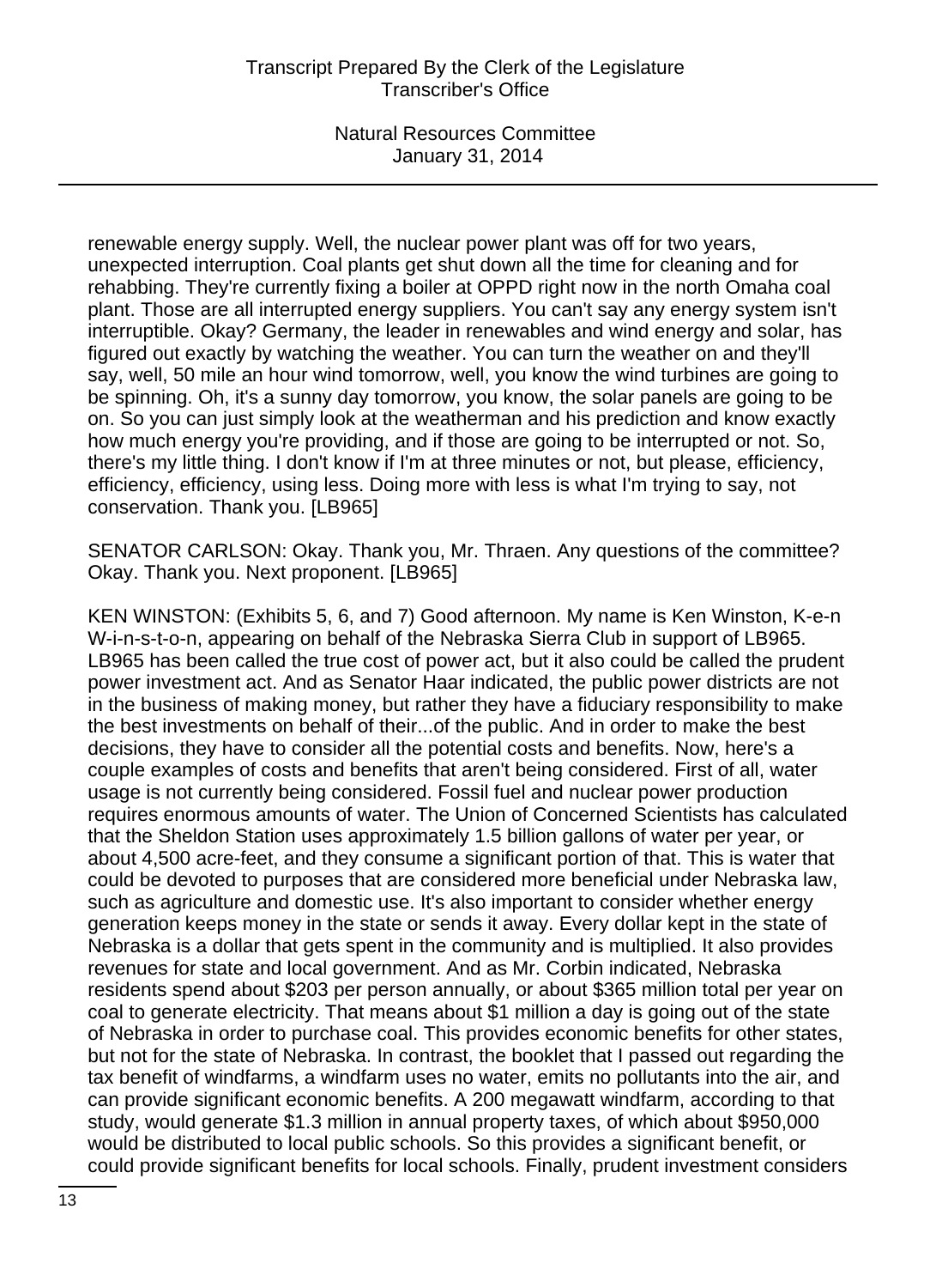renewable energy supply. Well, the nuclear power plant was off for two years, unexpected interruption. Coal plants get shut down all the time for cleaning and for rehabbing. They're currently fixing a boiler at OPPD right now in the north Omaha coal plant. Those are all interrupted energy suppliers. You can't say any energy system isn't interruptible. Okay? Germany, the leader in renewables and wind energy and solar, has figured out exactly by watching the weather. You can turn the weather on and they'll say, well, 50 mile an hour wind tomorrow, well, you know the wind turbines are going to be spinning. Oh, it's a sunny day tomorrow, you know, the solar panels are going to be on. So you can just simply look at the weatherman and his prediction and know exactly how much energy you're providing, and if those are going to be interrupted or not. So, there's my little thing. I don't know if I'm at three minutes or not, but please, efficiency, efficiency, efficiency, using less. Doing more with less is what I'm trying to say, not conservation. Thank you. [LB965]

SENATOR CARLSON: Okay. Thank you, Mr. Thraen. Any questions of the committee? Okay. Thank you. Next proponent. [LB965]

KEN WINSTON: (Exhibits 5, 6, and 7) Good afternoon. My name is Ken Winston, K-e-n W-i-n-s-t-o-n, appearing on behalf of the Nebraska Sierra Club in support of LB965. LB965 has been called the true cost of power act, but it also could be called the prudent power investment act. And as Senator Haar indicated, the public power districts are not in the business of making money, but rather they have a fiduciary responsibility to make the best investments on behalf of their...of the public. And in order to make the best decisions, they have to consider all the potential costs and benefits. Now, here's a couple examples of costs and benefits that aren't being considered. First of all, water usage is not currently being considered. Fossil fuel and nuclear power production requires enormous amounts of water. The Union of Concerned Scientists has calculated that the Sheldon Station uses approximately 1.5 billion gallons of water per year, or about 4,500 acre-feet, and they consume a significant portion of that. This is water that could be devoted to purposes that are considered more beneficial under Nebraska law, such as agriculture and domestic use. It's also important to consider whether energy generation keeps money in the state or sends it away. Every dollar kept in the state of Nebraska is a dollar that gets spent in the community and is multiplied. It also provides revenues for state and local government. And as Mr. Corbin indicated, Nebraska residents spend about $203 per person annually, or about $365 million total per year on coal to generate electricity. That means about $1 million a day is going out of the state of Nebraska in order to purchase coal. This provides economic benefits for other states, but not for the state of Nebraska. In contrast, the booklet that I passed out regarding the tax benefit of windfarms, a windfarm uses no water, emits no pollutants into the air, and can provide significant economic benefits. A 200 megawatt windfarm, according to that study, would generate $1.3 million in annual property taxes, of which about $950,000 would be distributed to local public schools. So this provides a significant benefit, or could provide significant benefits for local schools. Finally, prudent investment considers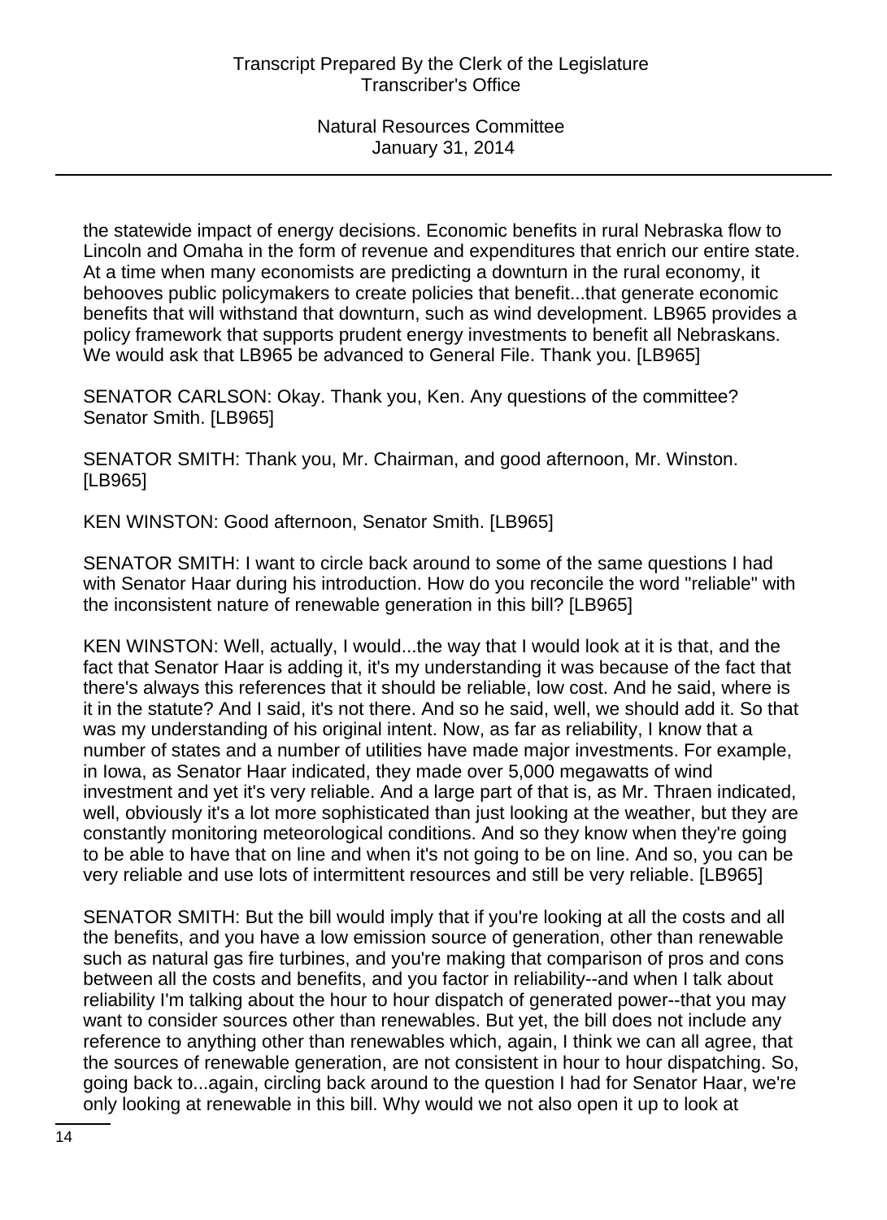the statewide impact of energy decisions. Economic benefits in rural Nebraska flow to Lincoln and Omaha in the form of revenue and expenditures that enrich our entire state. At a time when many economists are predicting a downturn in the rural economy, it behooves public policymakers to create policies that benefit...that generate economic benefits that will withstand that downturn, such as wind development. LB965 provides a policy framework that supports prudent energy investments to benefit all Nebraskans. We would ask that LB965 be advanced to General File. Thank you. [LB965]

SENATOR CARLSON: Okay. Thank you, Ken. Any questions of the committee? Senator Smith. [LB965]

SENATOR SMITH: Thank you, Mr. Chairman, and good afternoon, Mr. Winston. [LB965]

KEN WINSTON: Good afternoon, Senator Smith. [LB965]

SENATOR SMITH: I want to circle back around to some of the same questions I had with Senator Haar during his introduction. How do you reconcile the word "reliable" with the inconsistent nature of renewable generation in this bill? [LB965]

KEN WINSTON: Well, actually, I would...the way that I would look at it is that, and the fact that Senator Haar is adding it, it's my understanding it was because of the fact that there's always this references that it should be reliable, low cost. And he said, where is it in the statute? And I said, it's not there. And so he said, well, we should add it. So that was my understanding of his original intent. Now, as far as reliability, I know that a number of states and a number of utilities have made major investments. For example, in Iowa, as Senator Haar indicated, they made over 5,000 megawatts of wind investment and yet it's very reliable. And a large part of that is, as Mr. Thraen indicated, well, obviously it's a lot more sophisticated than just looking at the weather, but they are constantly monitoring meteorological conditions. And so they know when they're going to be able to have that on line and when it's not going to be on line. And so, you can be very reliable and use lots of intermittent resources and still be very reliable. [LB965]

SENATOR SMITH: But the bill would imply that if you're looking at all the costs and all the benefits, and you have a low emission source of generation, other than renewable such as natural gas fire turbines, and you're making that comparison of pros and cons between all the costs and benefits, and you factor in reliability--and when I talk about reliability I'm talking about the hour to hour dispatch of generated power--that you may want to consider sources other than renewables. But yet, the bill does not include any reference to anything other than renewables which, again, I think we can all agree, that the sources of renewable generation, are not consistent in hour to hour dispatching. So, going back to...again, circling back around to the question I had for Senator Haar, we're only looking at renewable in this bill. Why would we not also open it up to look at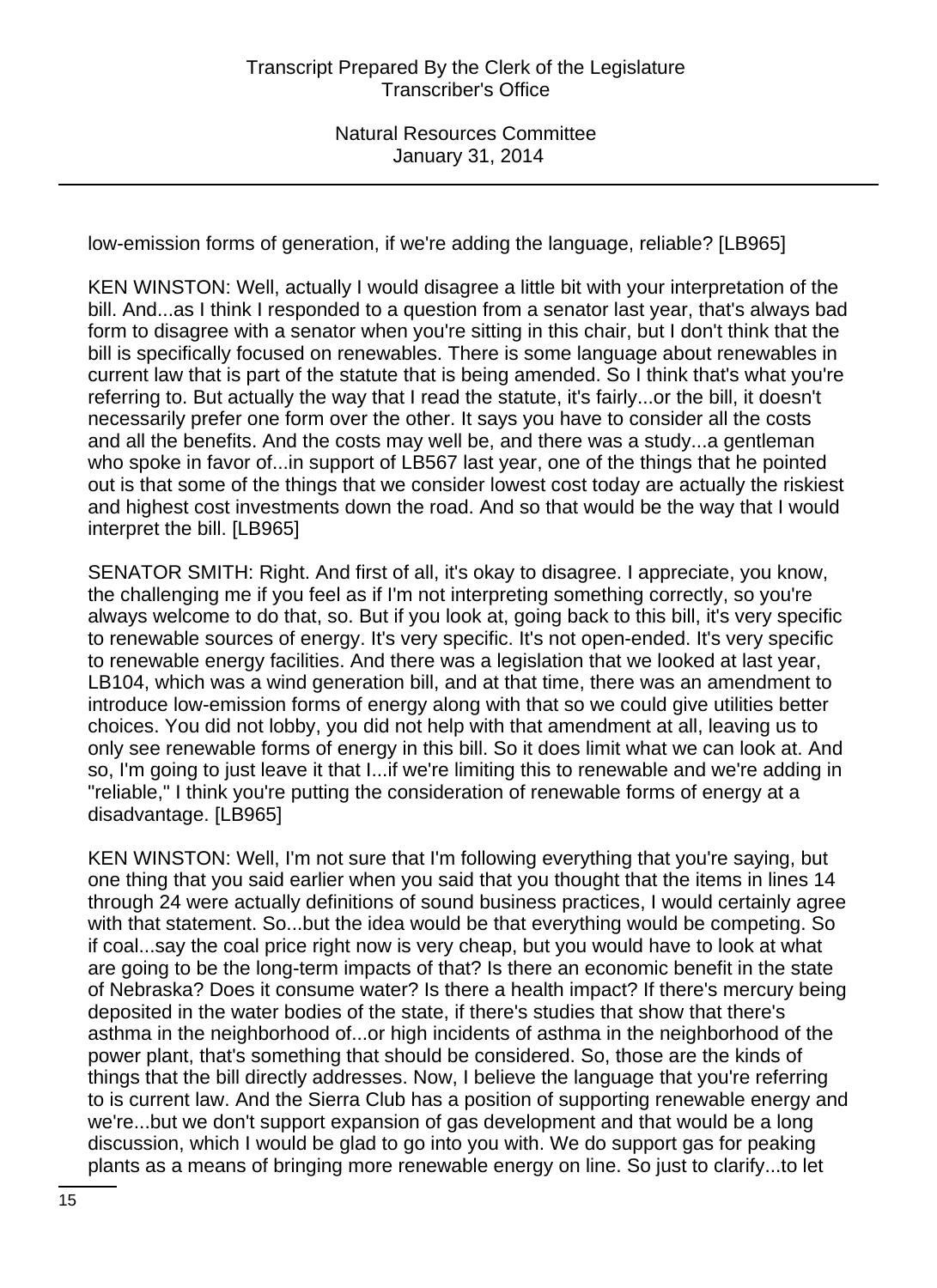low-emission forms of generation, if we're adding the language, reliable? [LB965]

KEN WINSTON: Well, actually I would disagree a little bit with your interpretation of the bill. And...as I think I responded to a question from a senator last year, that's always bad form to disagree with a senator when you're sitting in this chair, but I don't think that the bill is specifically focused on renewables. There is some language about renewables in current law that is part of the statute that is being amended. So I think that's what you're referring to. But actually the way that I read the statute, it's fairly...or the bill, it doesn't necessarily prefer one form over the other. It says you have to consider all the costs and all the benefits. And the costs may well be, and there was a study...a gentleman who spoke in favor of...in support of LB567 last year, one of the things that he pointed out is that some of the things that we consider lowest cost today are actually the riskiest and highest cost investments down the road. And so that would be the way that I would interpret the bill. [LB965]

SENATOR SMITH: Right. And first of all, it's okay to disagree. I appreciate, you know, the challenging me if you feel as if I'm not interpreting something correctly, so you're always welcome to do that, so. But if you look at, going back to this bill, it's very specific to renewable sources of energy. It's very specific. It's not open-ended. It's very specific to renewable energy facilities. And there was a legislation that we looked at last year, LB104, which was a wind generation bill, and at that time, there was an amendment to introduce low-emission forms of energy along with that so we could give utilities better choices. You did not lobby, you did not help with that amendment at all, leaving us to only see renewable forms of energy in this bill. So it does limit what we can look at. And so, I'm going to just leave it that I...if we're limiting this to renewable and we're adding in "reliable," I think you're putting the consideration of renewable forms of energy at a disadvantage. [LB965]

KEN WINSTON: Well, I'm not sure that I'm following everything that you're saying, but one thing that you said earlier when you said that you thought that the items in lines 14 through 24 were actually definitions of sound business practices, I would certainly agree with that statement. So...but the idea would be that everything would be competing. So if coal...say the coal price right now is very cheap, but you would have to look at what are going to be the long-term impacts of that? Is there an economic benefit in the state of Nebraska? Does it consume water? Is there a health impact? If there's mercury being deposited in the water bodies of the state, if there's studies that show that there's asthma in the neighborhood of...or high incidents of asthma in the neighborhood of the power plant, that's something that should be considered. So, those are the kinds of things that the bill directly addresses. Now, I believe the language that you're referring to is current law. And the Sierra Club has a position of supporting renewable energy and we're...but we don't support expansion of gas development and that would be a long discussion, which I would be glad to go into you with. We do support gas for peaking plants as a means of bringing more renewable energy on line. So just to clarify...to let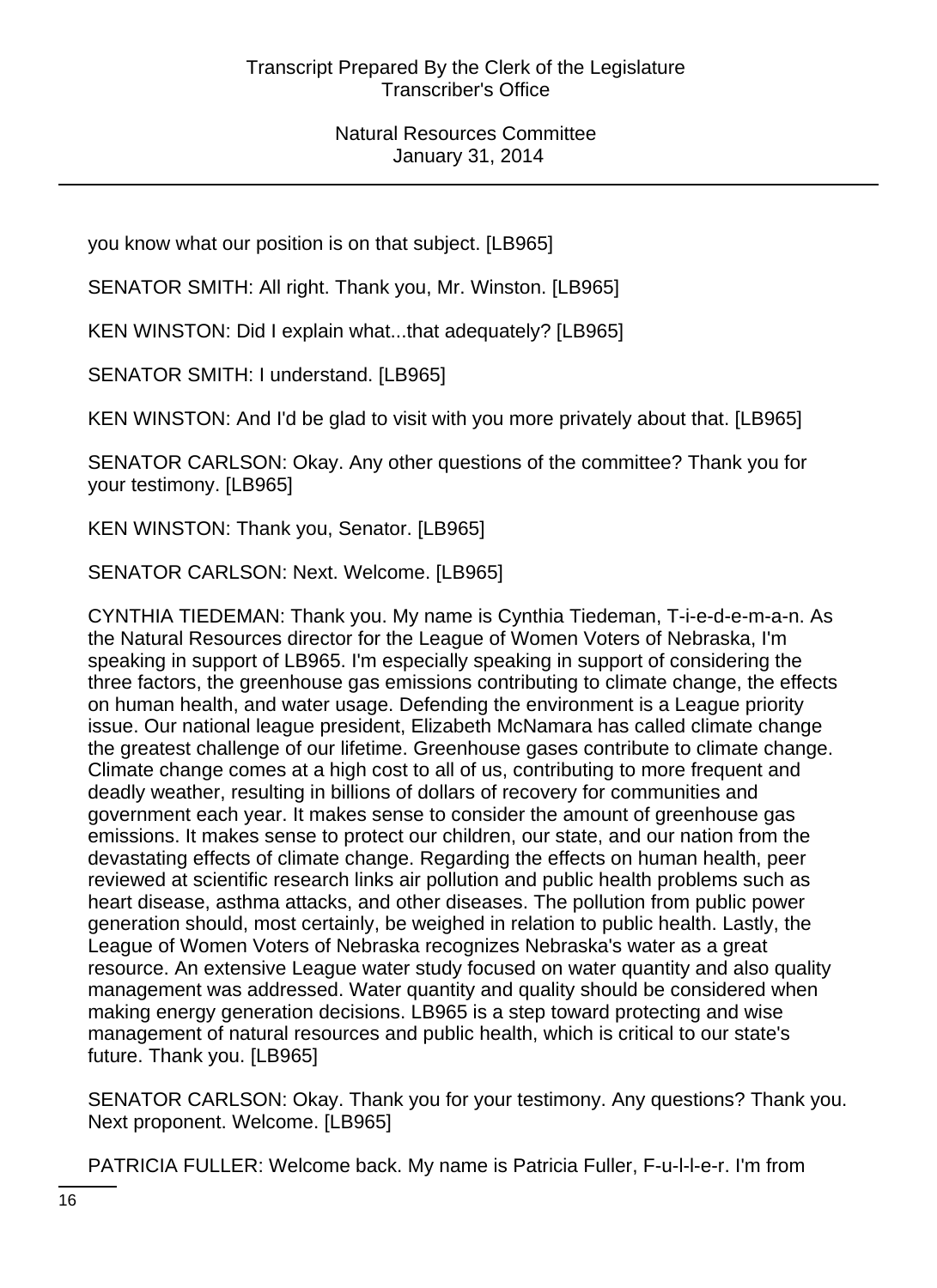you know what our position is on that subject. [LB965]

SENATOR SMITH: All right. Thank you, Mr. Winston. [LB965]

KEN WINSTON: Did I explain what...that adequately? [LB965]

SENATOR SMITH: I understand. [LB965]

KEN WINSTON: And I'd be glad to visit with you more privately about that. [LB965]

SENATOR CARLSON: Okay. Any other questions of the committee? Thank you for your testimony. [LB965]

KEN WINSTON: Thank you, Senator. [LB965]

SENATOR CARLSON: Next. Welcome. [LB965]

CYNTHIA TIEDEMAN: Thank you. My name is Cynthia Tiedeman, T-i-e-d-e-m-a-n. As the Natural Resources director for the League of Women Voters of Nebraska, I'm speaking in support of LB965. I'm especially speaking in support of considering the three factors, the greenhouse gas emissions contributing to climate change, the effects on human health, and water usage. Defending the environment is a League priority issue. Our national league president, Elizabeth McNamara has called climate change the greatest challenge of our lifetime. Greenhouse gases contribute to climate change. Climate change comes at a high cost to all of us, contributing to more frequent and deadly weather, resulting in billions of dollars of recovery for communities and government each year. It makes sense to consider the amount of greenhouse gas emissions. It makes sense to protect our children, our state, and our nation from the devastating effects of climate change. Regarding the effects on human health, peer reviewed at scientific research links air pollution and public health problems such as heart disease, asthma attacks, and other diseases. The pollution from public power generation should, most certainly, be weighed in relation to public health. Lastly, the League of Women Voters of Nebraska recognizes Nebraska's water as a great resource. An extensive League water study focused on water quantity and also quality management was addressed. Water quantity and quality should be considered when making energy generation decisions. LB965 is a step toward protecting and wise management of natural resources and public health, which is critical to our state's future. Thank you. [LB965]

SENATOR CARLSON: Okay. Thank you for your testimony. Any questions? Thank you. Next proponent. Welcome. [LB965]

PATRICIA FULLER: Welcome back. My name is Patricia Fuller, F-u-l-l-e-r. I'm from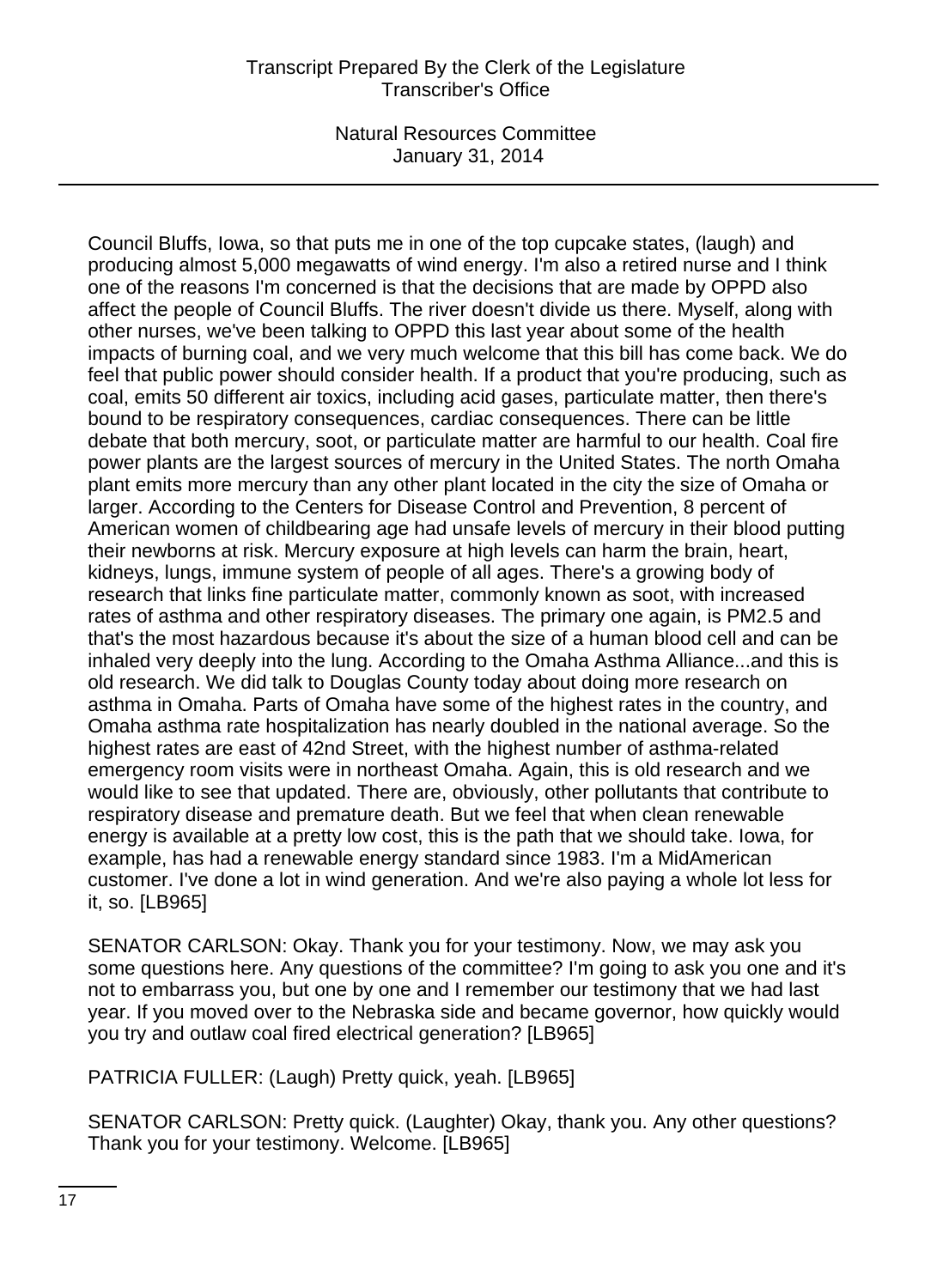Council Bluffs, Iowa, so that puts me in one of the top cupcake states, (laugh) and producing almost 5,000 megawatts of wind energy. I'm also a retired nurse and I think one of the reasons I'm concerned is that the decisions that are made by OPPD also affect the people of Council Bluffs. The river doesn't divide us there. Myself, along with other nurses, we've been talking to OPPD this last year about some of the health impacts of burning coal, and we very much welcome that this bill has come back. We do feel that public power should consider health. If a product that you're producing, such as coal, emits 50 different air toxics, including acid gases, particulate matter, then there's bound to be respiratory consequences, cardiac consequences. There can be little debate that both mercury, soot, or particulate matter are harmful to our health. Coal fire power plants are the largest sources of mercury in the United States. The north Omaha plant emits more mercury than any other plant located in the city the size of Omaha or larger. According to the Centers for Disease Control and Prevention, 8 percent of American women of childbearing age had unsafe levels of mercury in their blood putting their newborns at risk. Mercury exposure at high levels can harm the brain, heart, kidneys, lungs, immune system of people of all ages. There's a growing body of research that links fine particulate matter, commonly known as soot, with increased rates of asthma and other respiratory diseases. The primary one again, is PM2.5 and that's the most hazardous because it's about the size of a human blood cell and can be inhaled very deeply into the lung. According to the Omaha Asthma Alliance...and this is old research. We did talk to Douglas County today about doing more research on asthma in Omaha. Parts of Omaha have some of the highest rates in the country, and Omaha asthma rate hospitalization has nearly doubled in the national average. So the highest rates are east of 42nd Street, with the highest number of asthma-related emergency room visits were in northeast Omaha. Again, this is old research and we would like to see that updated. There are, obviously, other pollutants that contribute to respiratory disease and premature death. But we feel that when clean renewable energy is available at a pretty low cost, this is the path that we should take. Iowa, for example, has had a renewable energy standard since 1983. I'm a MidAmerican customer. I've done a lot in wind generation. And we're also paying a whole lot less for it, so. [LB965]

SENATOR CARLSON: Okay. Thank you for your testimony. Now, we may ask you some questions here. Any questions of the committee? I'm going to ask you one and it's not to embarrass you, but one by one and I remember our testimony that we had last year. If you moved over to the Nebraska side and became governor, how quickly would you try and outlaw coal fired electrical generation? [LB965]

PATRICIA FULLER: (Laugh) Pretty quick, yeah. [LB965]

SENATOR CARLSON: Pretty quick. (Laughter) Okay, thank you. Any other questions? Thank you for your testimony. Welcome. [LB965]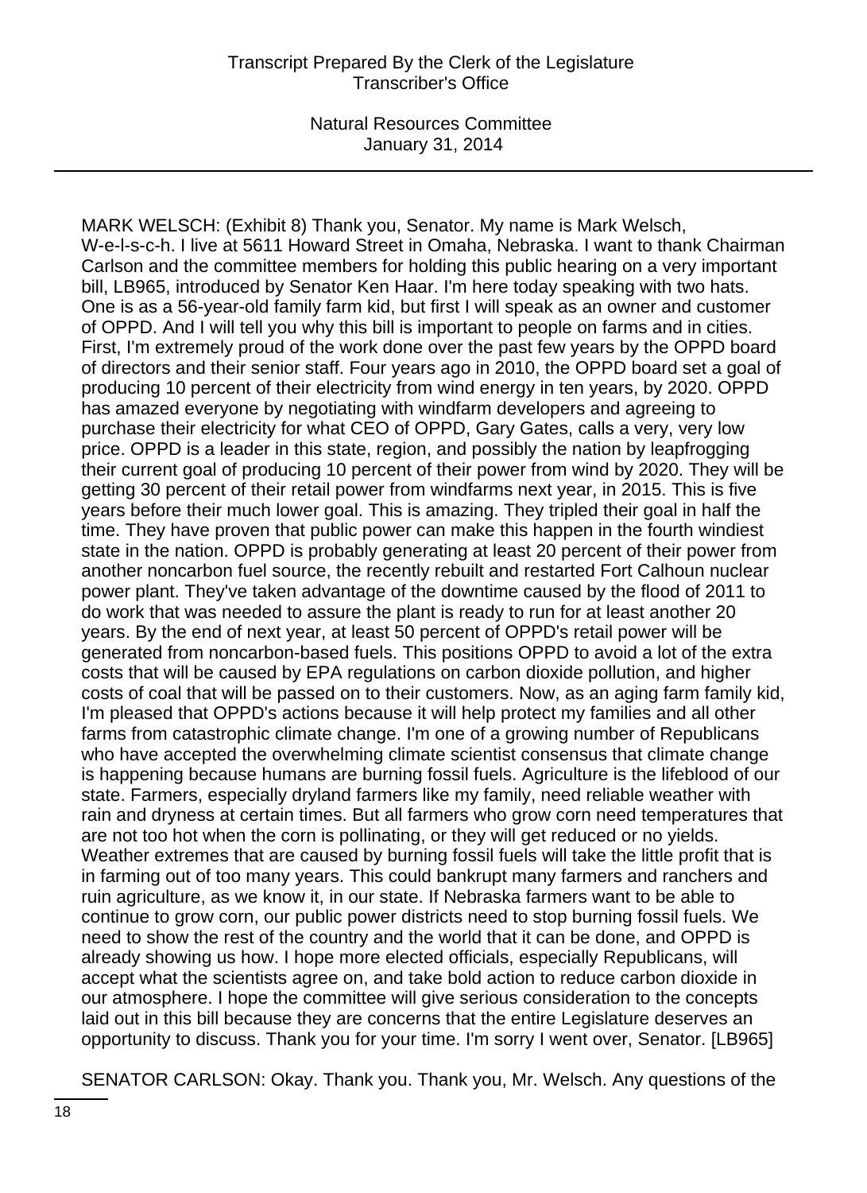MARK WELSCH: (Exhibit 8) Thank you, Senator. My name is Mark Welsch, W-e-l-s-c-h. I live at 5611 Howard Street in Omaha, Nebraska. I want to thank Chairman Carlson and the committee members for holding this public hearing on a very important bill, LB965, introduced by Senator Ken Haar. I'm here today speaking with two hats. One is as a 56-year-old family farm kid, but first I will speak as an owner and customer of OPPD. And I will tell you why this bill is important to people on farms and in cities. First, I'm extremely proud of the work done over the past few years by the OPPD board of directors and their senior staff. Four years ago in 2010, the OPPD board set a goal of producing 10 percent of their electricity from wind energy in ten years, by 2020. OPPD has amazed everyone by negotiating with windfarm developers and agreeing to purchase their electricity for what CEO of OPPD, Gary Gates, calls a very, very low price. OPPD is a leader in this state, region, and possibly the nation by leapfrogging their current goal of producing 10 percent of their power from wind by 2020. They will be getting 30 percent of their retail power from windfarms next year, in 2015. This is five years before their much lower goal. This is amazing. They tripled their goal in half the time. They have proven that public power can make this happen in the fourth windiest state in the nation. OPPD is probably generating at least 20 percent of their power from another noncarbon fuel source, the recently rebuilt and restarted Fort Calhoun nuclear power plant. They've taken advantage of the downtime caused by the flood of 2011 to do work that was needed to assure the plant is ready to run for at least another 20 years. By the end of next year, at least 50 percent of OPPD's retail power will be generated from noncarbon-based fuels. This positions OPPD to avoid a lot of the extra costs that will be caused by EPA regulations on carbon dioxide pollution, and higher costs of coal that will be passed on to their customers. Now, as an aging farm family kid, I'm pleased that OPPD's actions because it will help protect my families and all other farms from catastrophic climate change. I'm one of a growing number of Republicans who have accepted the overwhelming climate scientist consensus that climate change is happening because humans are burning fossil fuels. Agriculture is the lifeblood of our state. Farmers, especially dryland farmers like my family, need reliable weather with rain and dryness at certain times. But all farmers who grow corn need temperatures that are not too hot when the corn is pollinating, or they will get reduced or no yields. Weather extremes that are caused by burning fossil fuels will take the little profit that is in farming out of too many years. This could bankrupt many farmers and ranchers and ruin agriculture, as we know it, in our state. If Nebraska farmers want to be able to continue to grow corn, our public power districts need to stop burning fossil fuels. We need to show the rest of the country and the world that it can be done, and OPPD is already showing us how. I hope more elected officials, especially Republicans, will accept what the scientists agree on, and take bold action to reduce carbon dioxide in our atmosphere. I hope the committee will give serious consideration to the concepts laid out in this bill because they are concerns that the entire Legislature deserves an opportunity to discuss. Thank you for your time. I'm sorry I went over, Senator. [LB965]

SENATOR CARLSON: Okay. Thank you. Thank you, Mr. Welsch. Any questions of the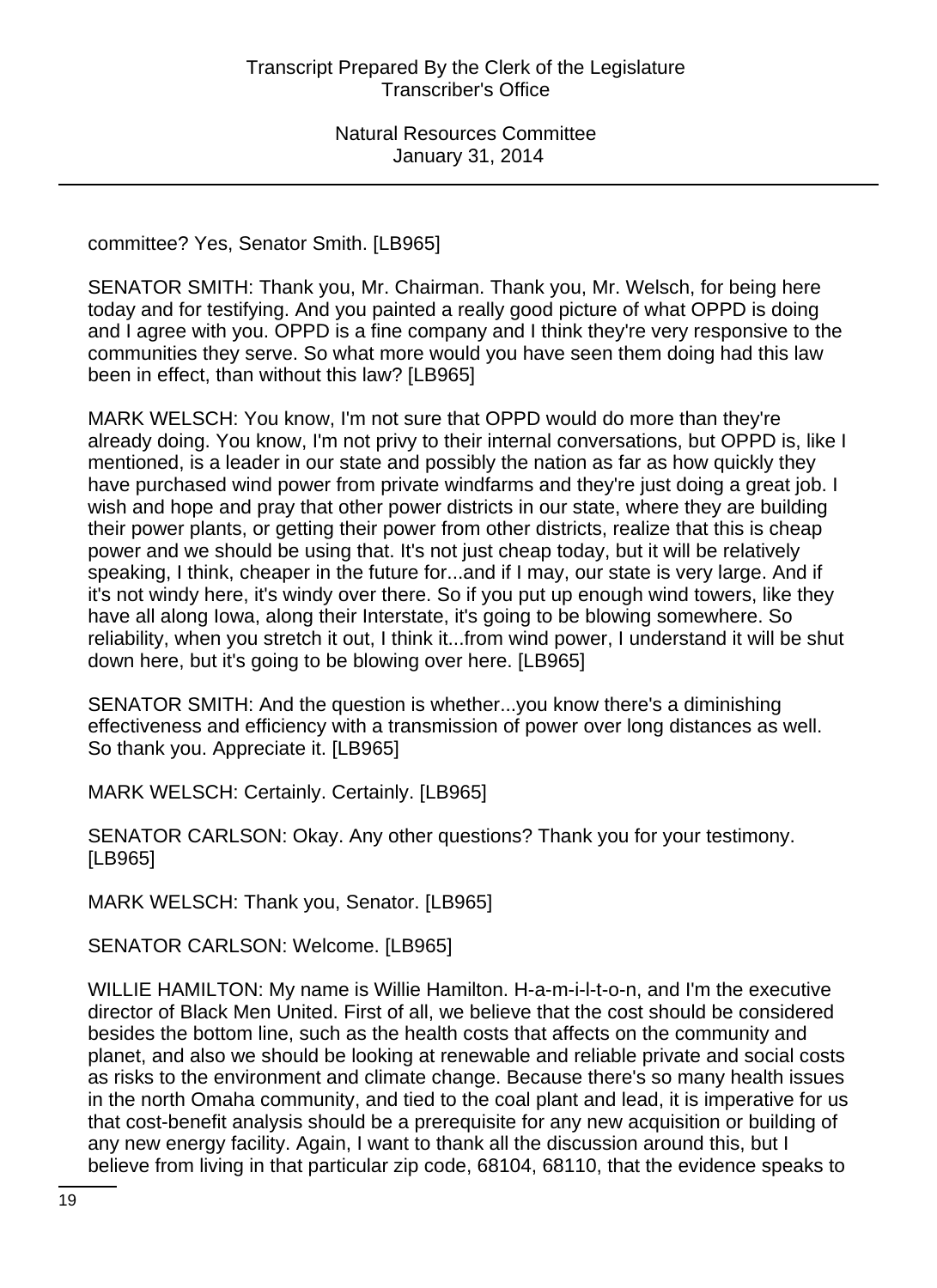committee? Yes, Senator Smith. [LB965]

SENATOR SMITH: Thank you, Mr. Chairman. Thank you, Mr. Welsch, for being here today and for testifying. And you painted a really good picture of what OPPD is doing and I agree with you. OPPD is a fine company and I think they're very responsive to the communities they serve. So what more would you have seen them doing had this law been in effect, than without this law? [LB965]

MARK WELSCH: You know, I'm not sure that OPPD would do more than they're already doing. You know, I'm not privy to their internal conversations, but OPPD is, like I mentioned, is a leader in our state and possibly the nation as far as how quickly they have purchased wind power from private windfarms and they're just doing a great job. I wish and hope and pray that other power districts in our state, where they are building their power plants, or getting their power from other districts, realize that this is cheap power and we should be using that. It's not just cheap today, but it will be relatively speaking, I think, cheaper in the future for...and if I may, our state is very large. And if it's not windy here, it's windy over there. So if you put up enough wind towers, like they have all along Iowa, along their Interstate, it's going to be blowing somewhere. So reliability, when you stretch it out, I think it...from wind power, I understand it will be shut down here, but it's going to be blowing over here. [LB965]

SENATOR SMITH: And the question is whether...you know there's a diminishing effectiveness and efficiency with a transmission of power over long distances as well. So thank you. Appreciate it. [LB965]

MARK WELSCH: Certainly. Certainly. [LB965]

SENATOR CARLSON: Okay. Any other questions? Thank you for your testimony. [LB965]

MARK WELSCH: Thank you, Senator. [LB965]

SENATOR CARLSON: Welcome. [LB965]

WILLIE HAMILTON: My name is Willie Hamilton. H-a-m-i-l-t-o-n, and I'm the executive director of Black Men United. First of all, we believe that the cost should be considered besides the bottom line, such as the health costs that affects on the community and planet, and also we should be looking at renewable and reliable private and social costs as risks to the environment and climate change. Because there's so many health issues in the north Omaha community, and tied to the coal plant and lead, it is imperative for us that cost-benefit analysis should be a prerequisite for any new acquisition or building of any new energy facility. Again, I want to thank all the discussion around this, but I believe from living in that particular zip code, 68104, 68110, that the evidence speaks to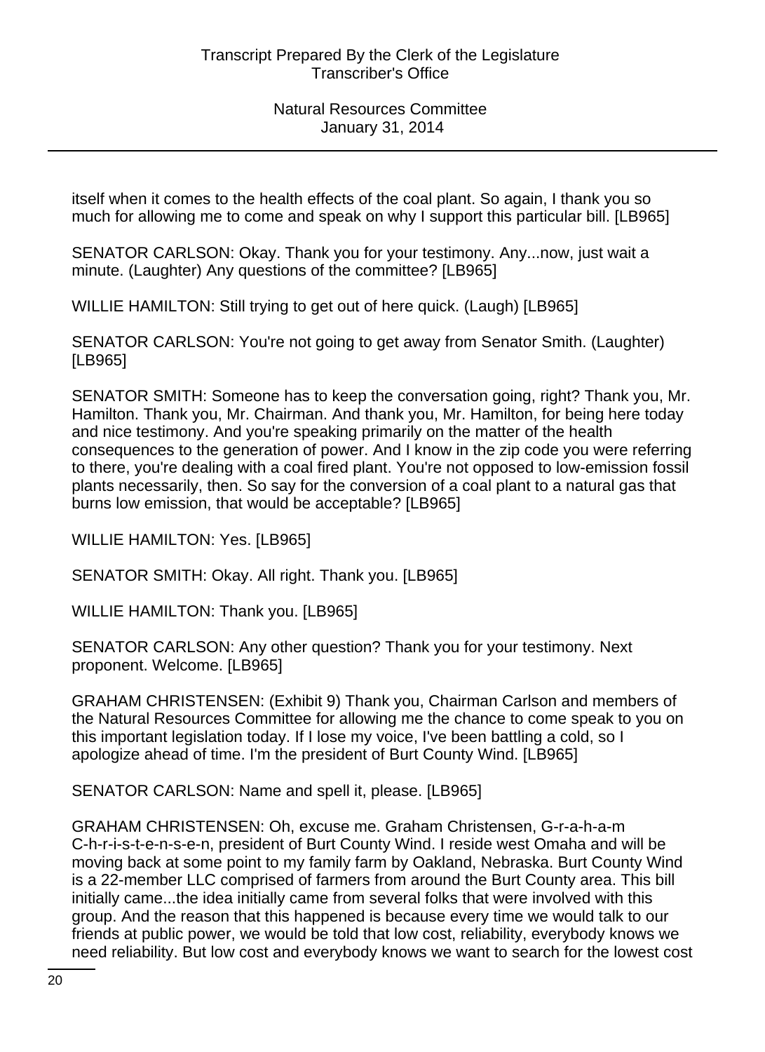itself when it comes to the health effects of the coal plant. So again, I thank you so much for allowing me to come and speak on why I support this particular bill. [LB965]

SENATOR CARLSON: Okay. Thank you for your testimony. Any...now, just wait a minute. (Laughter) Any questions of the committee? [LB965]

WILLIE HAMILTON: Still trying to get out of here quick. (Laugh) [LB965]

SENATOR CARLSON: You're not going to get away from Senator Smith. (Laughter) [LB965]

SENATOR SMITH: Someone has to keep the conversation going, right? Thank you, Mr. Hamilton. Thank you, Mr. Chairman. And thank you, Mr. Hamilton, for being here today and nice testimony. And you're speaking primarily on the matter of the health consequences to the generation of power. And I know in the zip code you were referring to there, you're dealing with a coal fired plant. You're not opposed to low-emission fossil plants necessarily, then. So say for the conversion of a coal plant to a natural gas that burns low emission, that would be acceptable? [LB965]

WILLIE HAMILTON: Yes. [LB965]

SENATOR SMITH: Okay. All right. Thank you. [LB965]

WILLIE HAMILTON: Thank you. [LB965]

SENATOR CARLSON: Any other question? Thank you for your testimony. Next proponent. Welcome. [LB965]

GRAHAM CHRISTENSEN: (Exhibit 9) Thank you, Chairman Carlson and members of the Natural Resources Committee for allowing me the chance to come speak to you on this important legislation today. If I lose my voice, I've been battling a cold, so I apologize ahead of time. I'm the president of Burt County Wind. [LB965]

SENATOR CARLSON: Name and spell it, please. [LB965]

GRAHAM CHRISTENSEN: Oh, excuse me. Graham Christensen, G-r-a-h-a-m C-h-r-i-s-t-e-n-s-e-n, president of Burt County Wind. I reside west Omaha and will be moving back at some point to my family farm by Oakland, Nebraska. Burt County Wind is a 22-member LLC comprised of farmers from around the Burt County area. This bill initially came...the idea initially came from several folks that were involved with this group. And the reason that this happened is because every time we would talk to our friends at public power, we would be told that low cost, reliability, everybody knows we need reliability. But low cost and everybody knows we want to search for the lowest cost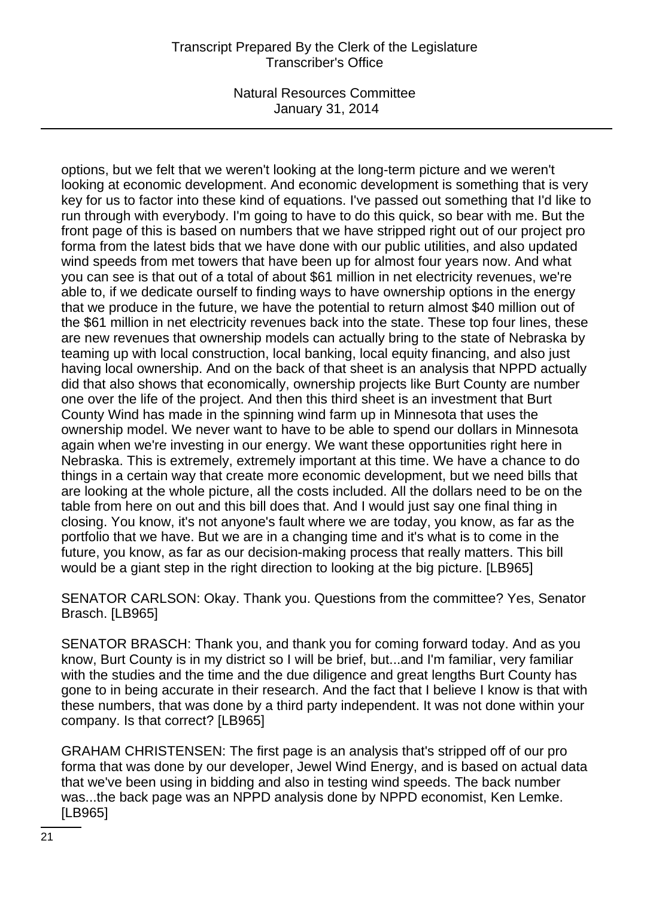options, but we felt that we weren't looking at the long-term picture and we weren't looking at economic development. And economic development is something that is very key for us to factor into these kind of equations. I've passed out something that I'd like to run through with everybody. I'm going to have to do this quick, so bear with me. But the front page of this is based on numbers that we have stripped right out of our project pro forma from the latest bids that we have done with our public utilities, and also updated wind speeds from met towers that have been up for almost four years now. And what you can see is that out of a total of about $61 million in net electricity revenues, we're able to, if we dedicate ourself to finding ways to have ownership options in the energy that we produce in the future, we have the potential to return almost $40 million out of the $61 million in net electricity revenues back into the state. These top four lines, these are new revenues that ownership models can actually bring to the state of Nebraska by teaming up with local construction, local banking, local equity financing, and also just having local ownership. And on the back of that sheet is an analysis that NPPD actually did that also shows that economically, ownership projects like Burt County are number one over the life of the project. And then this third sheet is an investment that Burt County Wind has made in the spinning wind farm up in Minnesota that uses the ownership model. We never want to have to be able to spend our dollars in Minnesota again when we're investing in our energy. We want these opportunities right here in Nebraska. This is extremely, extremely important at this time. We have a chance to do things in a certain way that create more economic development, but we need bills that are looking at the whole picture, all the costs included. All the dollars need to be on the table from here on out and this bill does that. And I would just say one final thing in closing. You know, it's not anyone's fault where we are today, you know, as far as the portfolio that we have. But we are in a changing time and it's what is to come in the future, you know, as far as our decision-making process that really matters. This bill would be a giant step in the right direction to looking at the big picture. [LB965]

SENATOR CARLSON: Okay. Thank you. Questions from the committee? Yes, Senator Brasch. [LB965]

SENATOR BRASCH: Thank you, and thank you for coming forward today. And as you know, Burt County is in my district so I will be brief, but...and I'm familiar, very familiar with the studies and the time and the due diligence and great lengths Burt County has gone to in being accurate in their research. And the fact that I believe I know is that with these numbers, that was done by a third party independent. It was not done within your company. Is that correct? [LB965]

GRAHAM CHRISTENSEN: The first page is an analysis that's stripped off of our pro forma that was done by our developer, Jewel Wind Energy, and is based on actual data that we've been using in bidding and also in testing wind speeds. The back number was...the back page was an NPPD analysis done by NPPD economist, Ken Lemke. [LB965]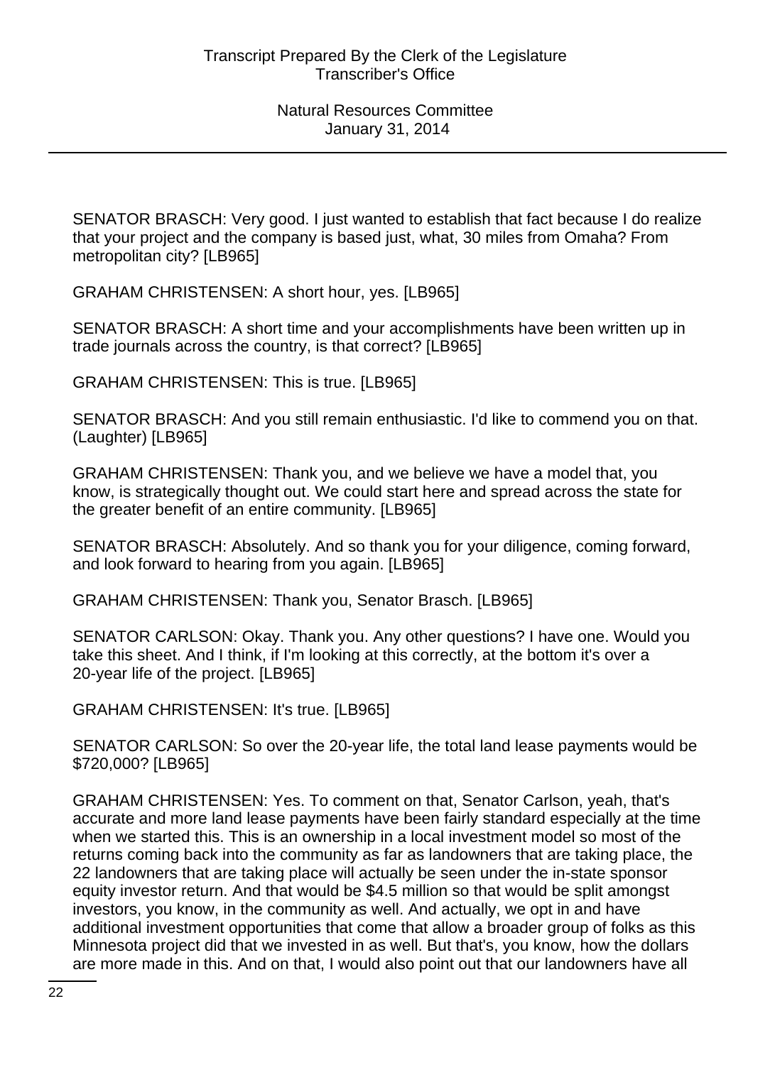SENATOR BRASCH: Very good. I just wanted to establish that fact because I do realize that your project and the company is based just, what, 30 miles from Omaha? From metropolitan city? [LB965]

GRAHAM CHRISTENSEN: A short hour, yes. [LB965]

SENATOR BRASCH: A short time and your accomplishments have been written up in trade journals across the country, is that correct? [LB965]

GRAHAM CHRISTENSEN: This is true. [LB965]

SENATOR BRASCH: And you still remain enthusiastic. I'd like to commend you on that. (Laughter) [LB965]

GRAHAM CHRISTENSEN: Thank you, and we believe we have a model that, you know, is strategically thought out. We could start here and spread across the state for the greater benefit of an entire community. [LB965]

SENATOR BRASCH: Absolutely. And so thank you for your diligence, coming forward, and look forward to hearing from you again. [LB965]

GRAHAM CHRISTENSEN: Thank you, Senator Brasch. [LB965]

SENATOR CARLSON: Okay. Thank you. Any other questions? I have one. Would you take this sheet. And I think, if I'm looking at this correctly, at the bottom it's over a 20-year life of the project. [LB965]

GRAHAM CHRISTENSEN: It's true. [LB965]

SENATOR CARLSON: So over the 20-year life, the total land lease payments would be $720,000? [LB965]

GRAHAM CHRISTENSEN: Yes. To comment on that, Senator Carlson, yeah, that's accurate and more land lease payments have been fairly standard especially at the time when we started this. This is an ownership in a local investment model so most of the returns coming back into the community as far as landowners that are taking place, the 22 landowners that are taking place will actually be seen under the in-state sponsor equity investor return. And that would be $4.5 million so that would be split amongst investors, you know, in the community as well. And actually, we opt in and have additional investment opportunities that come that allow a broader group of folks as this Minnesota project did that we invested in as well. But that's, you know, how the dollars are more made in this. And on that, I would also point out that our landowners have all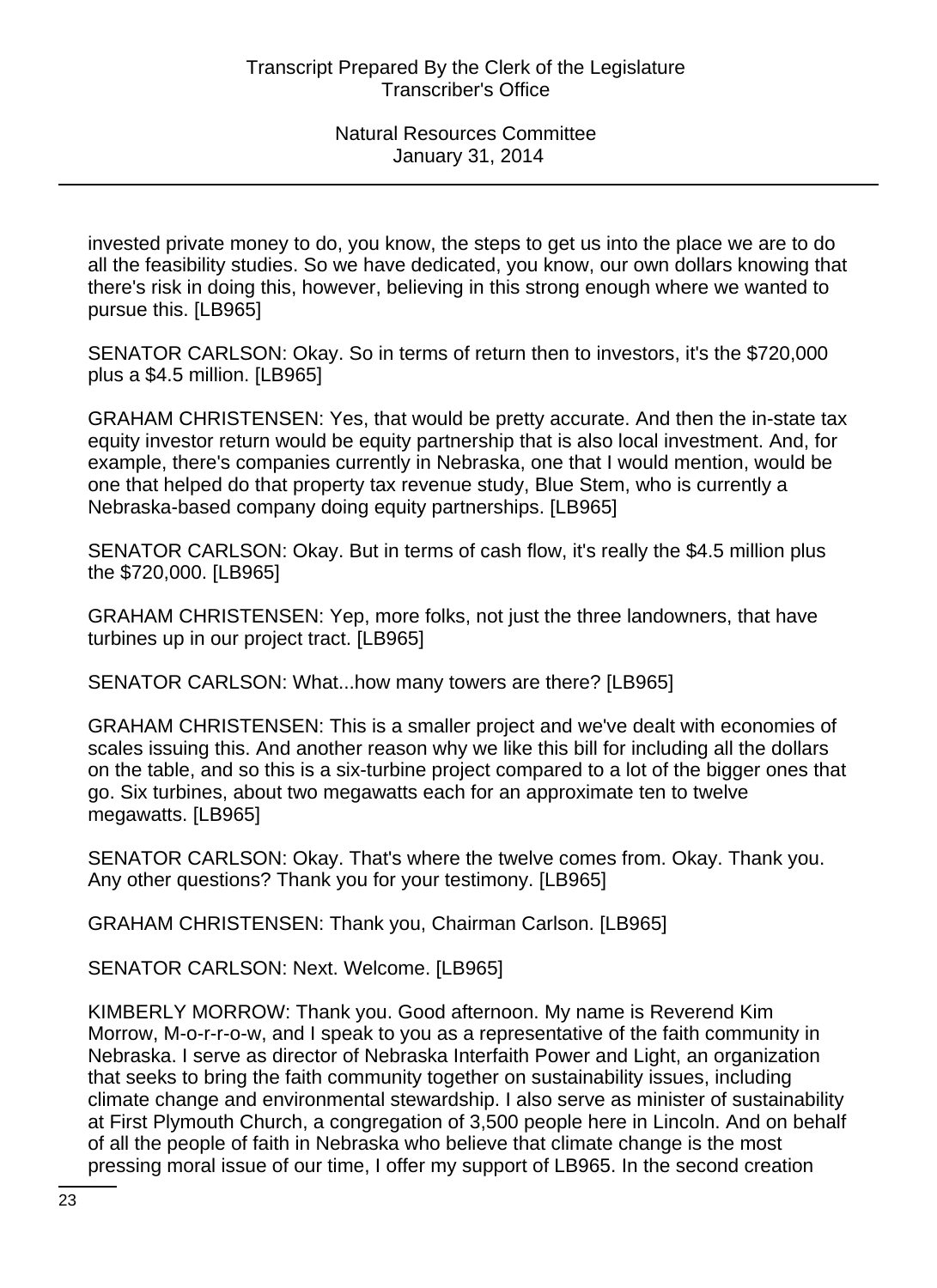invested private money to do, you know, the steps to get us into the place we are to do all the feasibility studies. So we have dedicated, you know, our own dollars knowing that there's risk in doing this, however, believing in this strong enough where we wanted to pursue this. [LB965]

SENATOR CARLSON: Okay. So in terms of return then to investors, it's the $720,000 plus a $4.5 million. [LB965]

GRAHAM CHRISTENSEN: Yes, that would be pretty accurate. And then the in-state tax equity investor return would be equity partnership that is also local investment. And, for example, there's companies currently in Nebraska, one that I would mention, would be one that helped do that property tax revenue study, Blue Stem, who is currently a Nebraska-based company doing equity partnerships. [LB965]

SENATOR CARLSON: Okay. But in terms of cash flow, it's really the $4.5 million plus the $720,000. [LB965]

GRAHAM CHRISTENSEN: Yep, more folks, not just the three landowners, that have turbines up in our project tract. [LB965]

SENATOR CARLSON: What...how many towers are there? [LB965]

GRAHAM CHRISTENSEN: This is a smaller project and we've dealt with economies of scales issuing this. And another reason why we like this bill for including all the dollars on the table, and so this is a six-turbine project compared to a lot of the bigger ones that go. Six turbines, about two megawatts each for an approximate ten to twelve megawatts. [LB965]

SENATOR CARLSON: Okay. That's where the twelve comes from. Okay. Thank you. Any other questions? Thank you for your testimony. [LB965]

GRAHAM CHRISTENSEN: Thank you, Chairman Carlson. [LB965]

SENATOR CARLSON: Next. Welcome. [LB965]

KIMBERLY MORROW: Thank you. Good afternoon. My name is Reverend Kim Morrow, M-o-r-r-o-w, and I speak to you as a representative of the faith community in Nebraska. I serve as director of Nebraska Interfaith Power and Light, an organization that seeks to bring the faith community together on sustainability issues, including climate change and environmental stewardship. I also serve as minister of sustainability at First Plymouth Church, a congregation of 3,500 people here in Lincoln. And on behalf of all the people of faith in Nebraska who believe that climate change is the most pressing moral issue of our time, I offer my support of LB965. In the second creation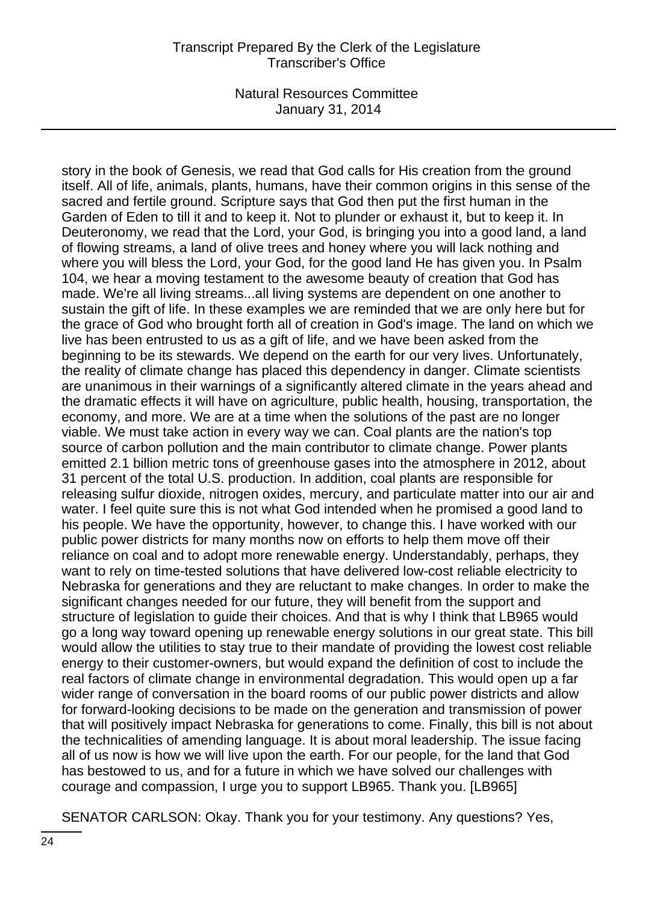story in the book of Genesis, we read that God calls for His creation from the ground itself. All of life, animals, plants, humans, have their common origins in this sense of the sacred and fertile ground. Scripture says that God then put the first human in the Garden of Eden to till it and to keep it. Not to plunder or exhaust it, but to keep it. In Deuteronomy, we read that the Lord, your God, is bringing you into a good land, a land of flowing streams, a land of olive trees and honey where you will lack nothing and where you will bless the Lord, your God, for the good land He has given you. In Psalm 104, we hear a moving testament to the awesome beauty of creation that God has made. We're all living streams...all living systems are dependent on one another to sustain the gift of life. In these examples we are reminded that we are only here but for the grace of God who brought forth all of creation in God's image. The land on which we live has been entrusted to us as a gift of life, and we have been asked from the beginning to be its stewards. We depend on the earth for our very lives. Unfortunately, the reality of climate change has placed this dependency in danger. Climate scientists are unanimous in their warnings of a significantly altered climate in the years ahead and the dramatic effects it will have on agriculture, public health, housing, transportation, the economy, and more. We are at a time when the solutions of the past are no longer viable. We must take action in every way we can. Coal plants are the nation's top source of carbon pollution and the main contributor to climate change. Power plants emitted 2.1 billion metric tons of greenhouse gases into the atmosphere in 2012, about 31 percent of the total U.S. production. In addition, coal plants are responsible for releasing sulfur dioxide, nitrogen oxides, mercury, and particulate matter into our air and water. I feel quite sure this is not what God intended when he promised a good land to his people. We have the opportunity, however, to change this. I have worked with our public power districts for many months now on efforts to help them move off their reliance on coal and to adopt more renewable energy. Understandably, perhaps, they want to rely on time-tested solutions that have delivered low-cost reliable electricity to Nebraska for generations and they are reluctant to make changes. In order to make the significant changes needed for our future, they will benefit from the support and structure of legislation to guide their choices. And that is why I think that LB965 would go a long way toward opening up renewable energy solutions in our great state. This bill would allow the utilities to stay true to their mandate of providing the lowest cost reliable energy to their customer-owners, but would expand the definition of cost to include the real factors of climate change in environmental degradation. This would open up a far wider range of conversation in the board rooms of our public power districts and allow for forward-looking decisions to be made on the generation and transmission of power that will positively impact Nebraska for generations to come. Finally, this bill is not about the technicalities of amending language. It is about moral leadership. The issue facing all of us now is how we will live upon the earth. For our people, for the land that God has bestowed to us, and for a future in which we have solved our challenges with courage and compassion, I urge you to support LB965. Thank you. [LB965]

SENATOR CARLSON: Okay. Thank you for your testimony. Any questions? Yes,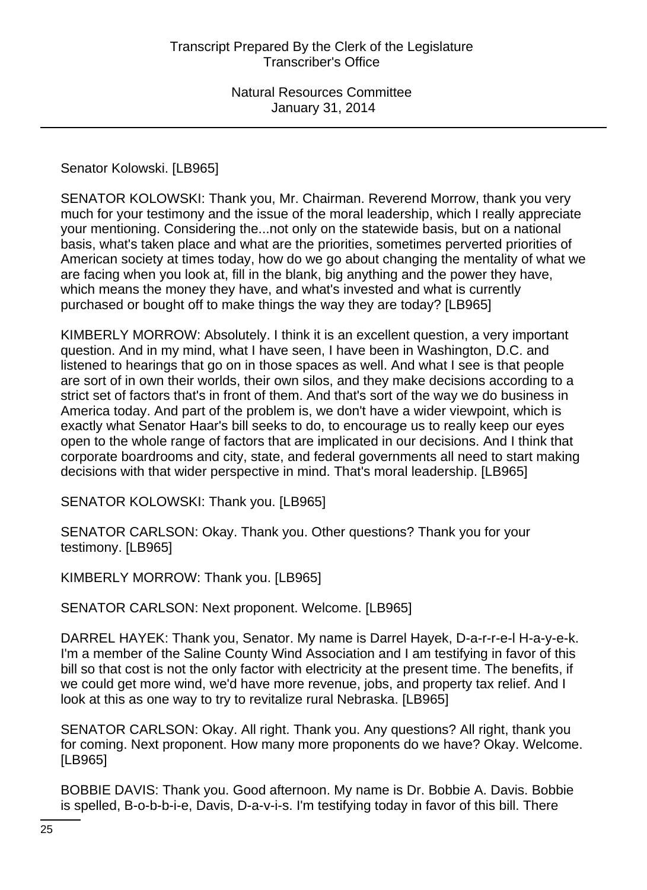Senator Kolowski. [LB965]

SENATOR KOLOWSKI: Thank you, Mr. Chairman. Reverend Morrow, thank you very much for your testimony and the issue of the moral leadership, which I really appreciate your mentioning. Considering the...not only on the statewide basis, but on a national basis, what's taken place and what are the priorities, sometimes perverted priorities of American society at times today, how do we go about changing the mentality of what we are facing when you look at, fill in the blank, big anything and the power they have, which means the money they have, and what's invested and what is currently purchased or bought off to make things the way they are today? [LB965]

KIMBERLY MORROW: Absolutely. I think it is an excellent question, a very important question. And in my mind, what I have seen, I have been in Washington, D.C. and listened to hearings that go on in those spaces as well. And what I see is that people are sort of in own their worlds, their own silos, and they make decisions according to a strict set of factors that's in front of them. And that's sort of the way we do business in America today. And part of the problem is, we don't have a wider viewpoint, which is exactly what Senator Haar's bill seeks to do, to encourage us to really keep our eyes open to the whole range of factors that are implicated in our decisions. And I think that corporate boardrooms and city, state, and federal governments all need to start making decisions with that wider perspective in mind. That's moral leadership. [LB965]

SENATOR KOLOWSKI: Thank you. [LB965]

SENATOR CARLSON: Okay. Thank you. Other questions? Thank you for your testimony. [LB965]

KIMBERLY MORROW: Thank you. [LB965]

SENATOR CARLSON: Next proponent. Welcome. [LB965]

DARREL HAYEK: Thank you, Senator. My name is Darrel Hayek, D-a-r-r-e-l H-a-y-e-k. I'm a member of the Saline County Wind Association and I am testifying in favor of this bill so that cost is not the only factor with electricity at the present time. The benefits, if we could get more wind, we'd have more revenue, jobs, and property tax relief. And I look at this as one way to try to revitalize rural Nebraska. [LB965]

SENATOR CARLSON: Okay. All right. Thank you. Any questions? All right, thank you for coming. Next proponent. How many more proponents do we have? Okay. Welcome. [LB965]

BOBBIE DAVIS: Thank you. Good afternoon. My name is Dr. Bobbie A. Davis. Bobbie is spelled, B-o-b-b-i-e, Davis, D-a-v-i-s. I'm testifying today in favor of this bill. There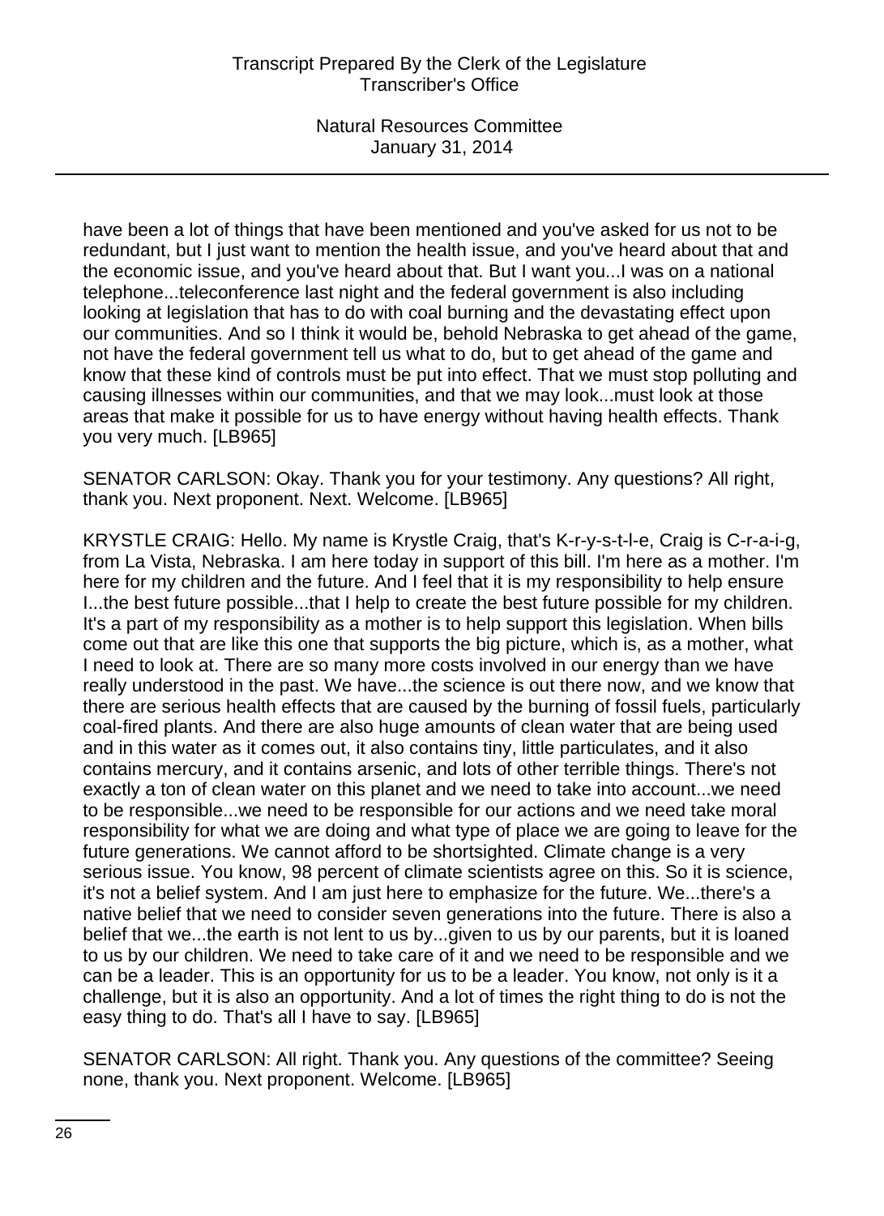have been a lot of things that have been mentioned and you've asked for us not to be redundant, but I just want to mention the health issue, and you've heard about that and the economic issue, and you've heard about that. But I want you...I was on a national telephone...teleconference last night and the federal government is also including looking at legislation that has to do with coal burning and the devastating effect upon our communities. And so I think it would be, behold Nebraska to get ahead of the game, not have the federal government tell us what to do, but to get ahead of the game and know that these kind of controls must be put into effect. That we must stop polluting and causing illnesses within our communities, and that we may look...must look at those areas that make it possible for us to have energy without having health effects. Thank you very much. [LB965]

SENATOR CARLSON: Okay. Thank you for your testimony. Any questions? All right, thank you. Next proponent. Next. Welcome. [LB965]

KRYSTLE CRAIG: Hello. My name is Krystle Craig, that's K-r-y-s-t-l-e, Craig is C-r-a-i-g, from La Vista, Nebraska. I am here today in support of this bill. I'm here as a mother. I'm here for my children and the future. And I feel that it is my responsibility to help ensure I...the best future possible...that I help to create the best future possible for my children. It's a part of my responsibility as a mother is to help support this legislation. When bills come out that are like this one that supports the big picture, which is, as a mother, what I need to look at. There are so many more costs involved in our energy than we have really understood in the past. We have...the science is out there now, and we know that there are serious health effects that are caused by the burning of fossil fuels, particularly coal-fired plants. And there are also huge amounts of clean water that are being used and in this water as it comes out, it also contains tiny, little particulates, and it also contains mercury, and it contains arsenic, and lots of other terrible things. There's not exactly a ton of clean water on this planet and we need to take into account...we need to be responsible...we need to be responsible for our actions and we need take moral responsibility for what we are doing and what type of place we are going to leave for the future generations. We cannot afford to be shortsighted. Climate change is a very serious issue. You know, 98 percent of climate scientists agree on this. So it is science, it's not a belief system. And I am just here to emphasize for the future. We...there's a native belief that we need to consider seven generations into the future. There is also a belief that we...the earth is not lent to us by...given to us by our parents, but it is loaned to us by our children. We need to take care of it and we need to be responsible and we can be a leader. This is an opportunity for us to be a leader. You know, not only is it a challenge, but it is also an opportunity. And a lot of times the right thing to do is not the easy thing to do. That's all I have to say. [LB965]

SENATOR CARLSON: All right. Thank you. Any questions of the committee? Seeing none, thank you. Next proponent. Welcome. [LB965]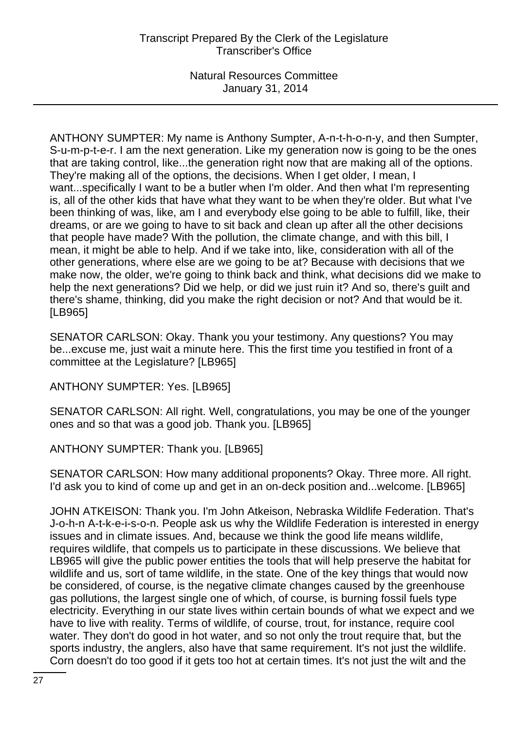ANTHONY SUMPTER: My name is Anthony Sumpter, A-n-t-h-o-n-y, and then Sumpter, S-u-m-p-t-e-r. I am the next generation. Like my generation now is going to be the ones that are taking control, like...the generation right now that are making all of the options. They're making all of the options, the decisions. When I get older, I mean, I want...specifically I want to be a butler when I'm older. And then what I'm representing is, all of the other kids that have what they want to be when they're older. But what I've been thinking of was, like, am I and everybody else going to be able to fulfill, like, their dreams, or are we going to have to sit back and clean up after all the other decisions that people have made? With the pollution, the climate change, and with this bill, I mean, it might be able to help. And if we take into, like, consideration with all of the other generations, where else are we going to be at? Because with decisions that we make now, the older, we're going to think back and think, what decisions did we make to help the next generations? Did we help, or did we just ruin it? And so, there's guilt and there's shame, thinking, did you make the right decision or not? And that would be it. [LB965]

SENATOR CARLSON: Okay. Thank you your testimony. Any questions? You may be...excuse me, just wait a minute here. This the first time you testified in front of a committee at the Legislature? [LB965]

ANTHONY SUMPTER: Yes. [LB965]

SENATOR CARLSON: All right. Well, congratulations, you may be one of the younger ones and so that was a good job. Thank you. [LB965]

ANTHONY SUMPTER: Thank you. [LB965]

SENATOR CARLSON: How many additional proponents? Okay. Three more. All right. I'd ask you to kind of come up and get in an on-deck position and...welcome. [LB965]

JOHN ATKEISON: Thank you. I'm John Atkeison, Nebraska Wildlife Federation. That's J-o-h-n A-t-k-e-i-s-o-n. People ask us why the Wildlife Federation is interested in energy issues and in climate issues. And, because we think the good life means wildlife, requires wildlife, that compels us to participate in these discussions. We believe that LB965 will give the public power entities the tools that will help preserve the habitat for wildlife and us, sort of tame wildlife, in the state. One of the key things that would now be considered, of course, is the negative climate changes caused by the greenhouse gas pollutions, the largest single one of which, of course, is burning fossil fuels type electricity. Everything in our state lives within certain bounds of what we expect and we have to live with reality. Terms of wildlife, of course, trout, for instance, require cool water. They don't do good in hot water, and so not only the trout require that, but the sports industry, the anglers, also have that same requirement. It's not just the wildlife. Corn doesn't do too good if it gets too hot at certain times. It's not just the wilt and the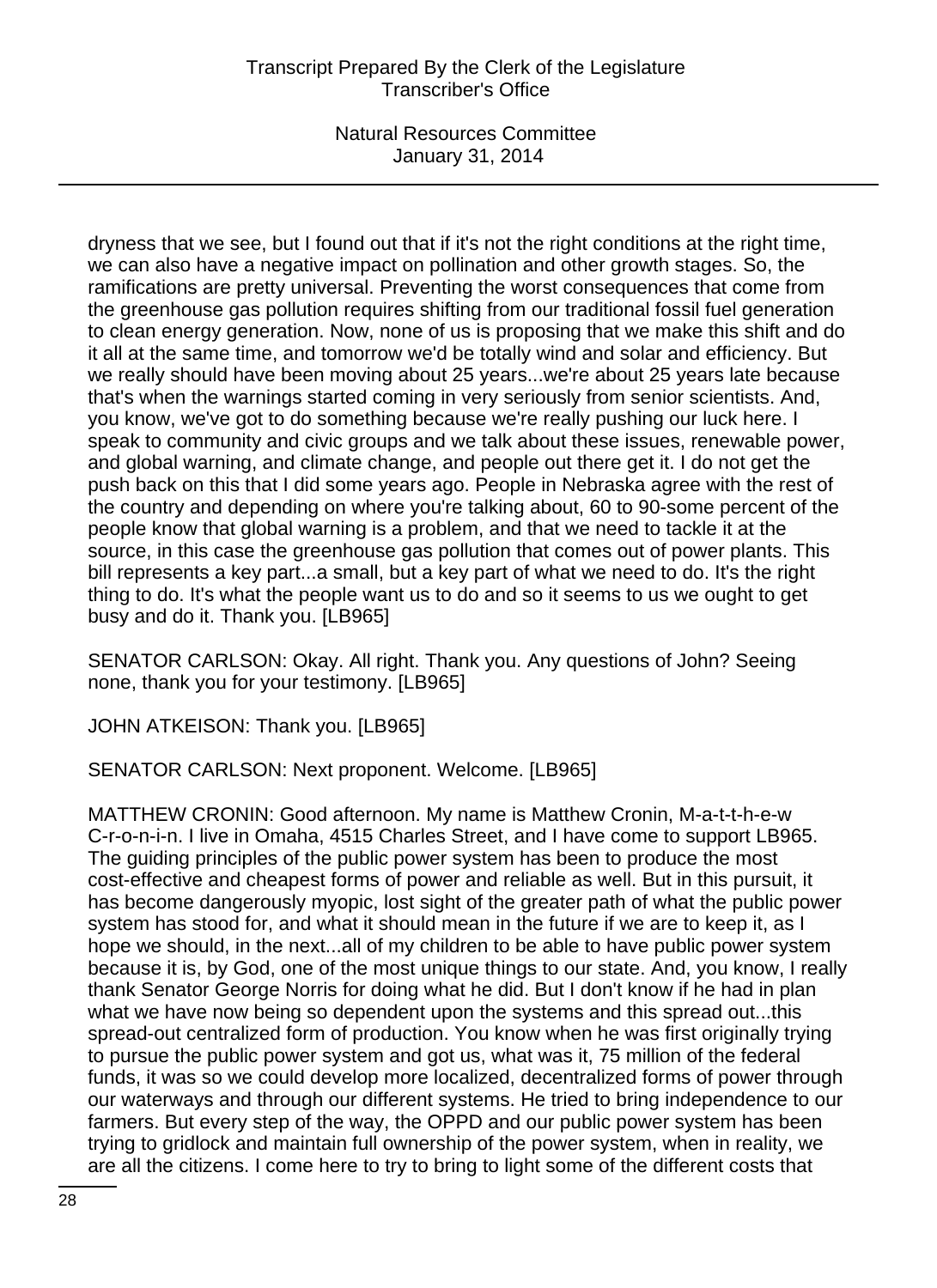dryness that we see, but I found out that if it's not the right conditions at the right time, we can also have a negative impact on pollination and other growth stages. So, the ramifications are pretty universal. Preventing the worst consequences that come from the greenhouse gas pollution requires shifting from our traditional fossil fuel generation to clean energy generation. Now, none of us is proposing that we make this shift and do it all at the same time, and tomorrow we'd be totally wind and solar and efficiency. But we really should have been moving about 25 years...we're about 25 years late because that's when the warnings started coming in very seriously from senior scientists. And, you know, we've got to do something because we're really pushing our luck here. I speak to community and civic groups and we talk about these issues, renewable power, and global warning, and climate change, and people out there get it. I do not get the push back on this that I did some years ago. People in Nebraska agree with the rest of the country and depending on where you're talking about, 60 to 90-some percent of the people know that global warning is a problem, and that we need to tackle it at the source, in this case the greenhouse gas pollution that comes out of power plants. This bill represents a key part...a small, but a key part of what we need to do. It's the right thing to do. It's what the people want us to do and so it seems to us we ought to get busy and do it. Thank you. [LB965]

SENATOR CARLSON: Okay. All right. Thank you. Any questions of John? Seeing none, thank you for your testimony. [LB965]

JOHN ATKEISON: Thank you. [LB965]

SENATOR CARLSON: Next proponent. Welcome. [LB965]

MATTHEW CRONIN: Good afternoon. My name is Matthew Cronin, M-a-t-t-h-e-w C-r-o-n-i-n. I live in Omaha, 4515 Charles Street, and I have come to support LB965. The guiding principles of the public power system has been to produce the most cost-effective and cheapest forms of power and reliable as well. But in this pursuit, it has become dangerously myopic, lost sight of the greater path of what the public power system has stood for, and what it should mean in the future if we are to keep it, as I hope we should, in the next...all of my children to be able to have public power system because it is, by God, one of the most unique things to our state. And, you know, I really thank Senator George Norris for doing what he did. But I don't know if he had in plan what we have now being so dependent upon the systems and this spread out...this spread-out centralized form of production. You know when he was first originally trying to pursue the public power system and got us, what was it, 75 million of the federal funds, it was so we could develop more localized, decentralized forms of power through our waterways and through our different systems. He tried to bring independence to our farmers. But every step of the way, the OPPD and our public power system has been trying to gridlock and maintain full ownership of the power system, when in reality, we are all the citizens. I come here to try to bring to light some of the different costs that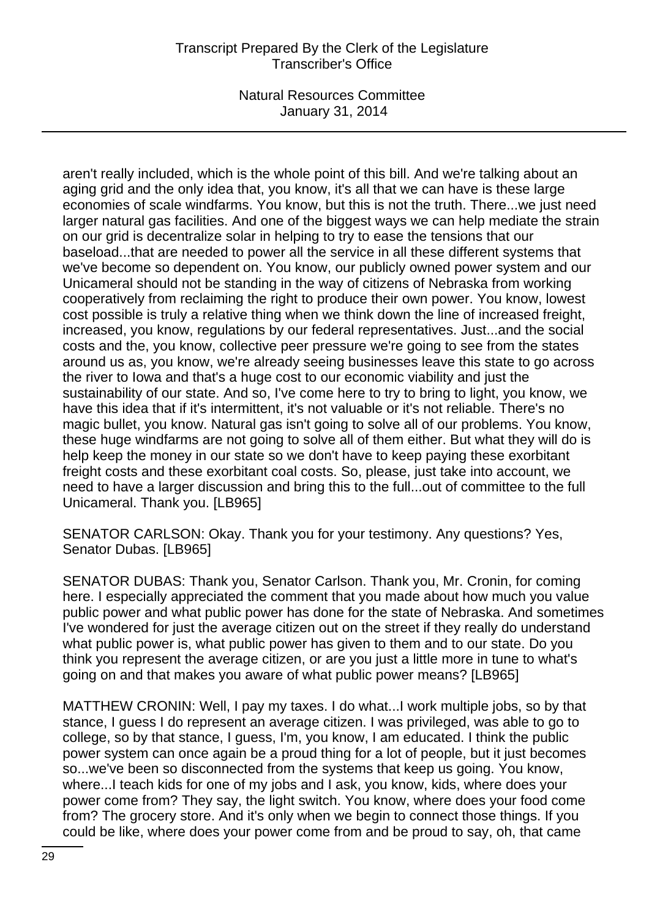aren't really included, which is the whole point of this bill. And we're talking about an aging grid and the only idea that, you know, it's all that we can have is these large economies of scale windfarms. You know, but this is not the truth. There...we just need larger natural gas facilities. And one of the biggest ways we can help mediate the strain on our grid is decentralize solar in helping to try to ease the tensions that our baseload...that are needed to power all the service in all these different systems that we've become so dependent on. You know, our publicly owned power system and our Unicameral should not be standing in the way of citizens of Nebraska from working cooperatively from reclaiming the right to produce their own power. You know, lowest cost possible is truly a relative thing when we think down the line of increased freight, increased, you know, regulations by our federal representatives. Just...and the social costs and the, you know, collective peer pressure we're going to see from the states around us as, you know, we're already seeing businesses leave this state to go across the river to Iowa and that's a huge cost to our economic viability and just the sustainability of our state. And so, I've come here to try to bring to light, you know, we have this idea that if it's intermittent, it's not valuable or it's not reliable. There's no magic bullet, you know. Natural gas isn't going to solve all of our problems. You know, these huge windfarms are not going to solve all of them either. But what they will do is help keep the money in our state so we don't have to keep paying these exorbitant freight costs and these exorbitant coal costs. So, please, just take into account, we need to have a larger discussion and bring this to the full...out of committee to the full Unicameral. Thank you. [LB965]

SENATOR CARLSON: Okay. Thank you for your testimony. Any questions? Yes, Senator Dubas. [LB965]

SENATOR DUBAS: Thank you, Senator Carlson. Thank you, Mr. Cronin, for coming here. I especially appreciated the comment that you made about how much you value public power and what public power has done for the state of Nebraska. And sometimes I've wondered for just the average citizen out on the street if they really do understand what public power is, what public power has given to them and to our state. Do you think you represent the average citizen, or are you just a little more in tune to what's going on and that makes you aware of what public power means? [LB965]

MATTHEW CRONIN: Well, I pay my taxes. I do what...I work multiple jobs, so by that stance, I guess I do represent an average citizen. I was privileged, was able to go to college, so by that stance, I guess, I'm, you know, I am educated. I think the public power system can once again be a proud thing for a lot of people, but it just becomes so...we've been so disconnected from the systems that keep us going. You know, where...I teach kids for one of my jobs and I ask, you know, kids, where does your power come from? They say, the light switch. You know, where does your food come from? The grocery store. And it's only when we begin to connect those things. If you could be like, where does your power come from and be proud to say, oh, that came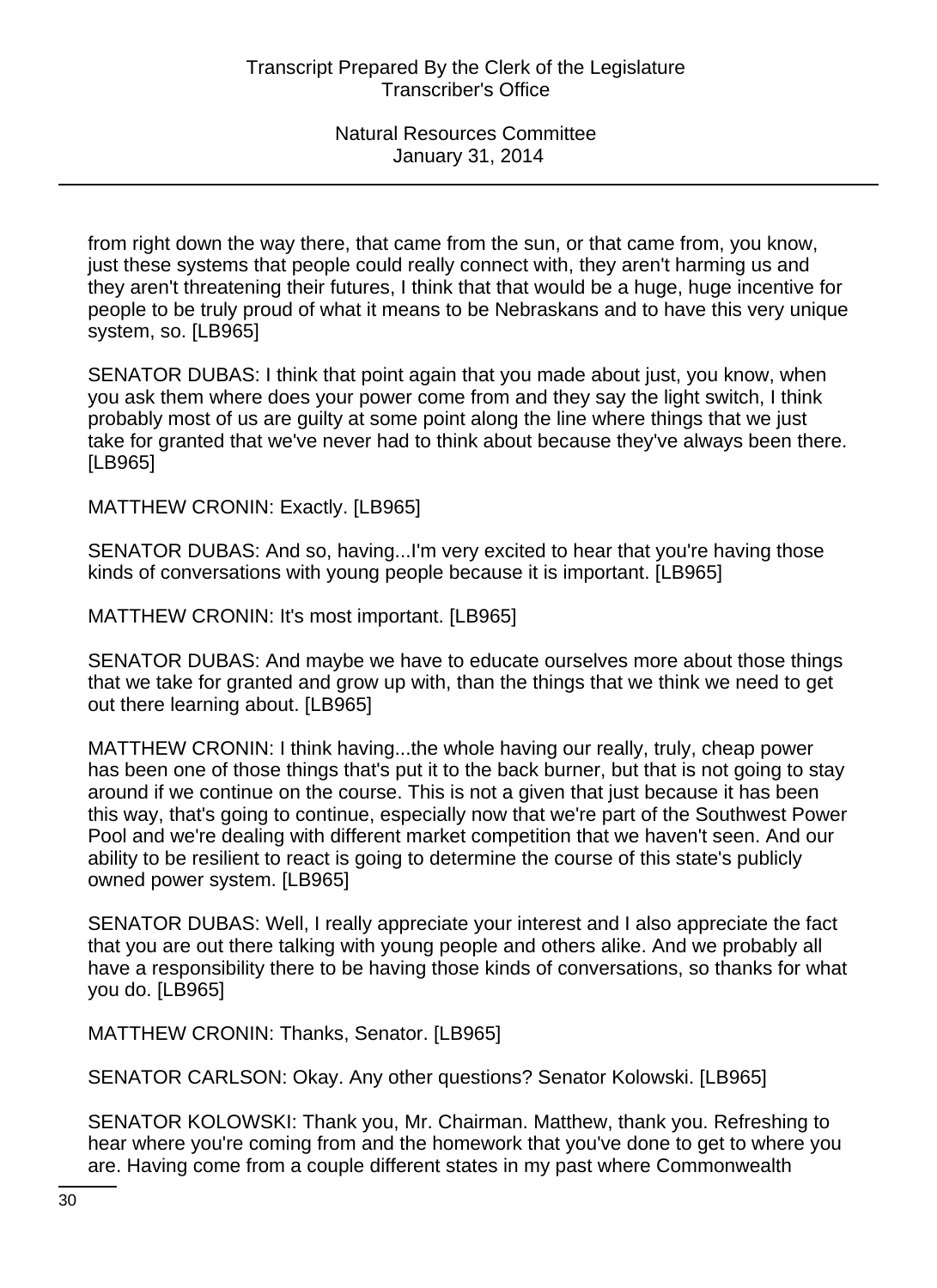from right down the way there, that came from the sun, or that came from, you know, just these systems that people could really connect with, they aren't harming us and they aren't threatening their futures, I think that that would be a huge, huge incentive for people to be truly proud of what it means to be Nebraskans and to have this very unique system, so. [LB965]

SENATOR DUBAS: I think that point again that you made about just, you know, when you ask them where does your power come from and they say the light switch, I think probably most of us are guilty at some point along the line where things that we just take for granted that we've never had to think about because they've always been there. [LB965]

MATTHEW CRONIN: Exactly. [LB965]

SENATOR DUBAS: And so, having...I'm very excited to hear that you're having those kinds of conversations with young people because it is important. [LB965]

MATTHEW CRONIN: It's most important. [LB965]

SENATOR DUBAS: And maybe we have to educate ourselves more about those things that we take for granted and grow up with, than the things that we think we need to get out there learning about. [LB965]

MATTHEW CRONIN: I think having...the whole having our really, truly, cheap power has been one of those things that's put it to the back burner, but that is not going to stay around if we continue on the course. This is not a given that just because it has been this way, that's going to continue, especially now that we're part of the Southwest Power Pool and we're dealing with different market competition that we haven't seen. And our ability to be resilient to react is going to determine the course of this state's publicly owned power system. [LB965]

SENATOR DUBAS: Well, I really appreciate your interest and I also appreciate the fact that you are out there talking with young people and others alike. And we probably all have a responsibility there to be having those kinds of conversations, so thanks for what you do. [LB965]

MATTHEW CRONIN: Thanks, Senator. [LB965]

SENATOR CARLSON: Okay. Any other questions? Senator Kolowski. [LB965]

SENATOR KOLOWSKI: Thank you, Mr. Chairman. Matthew, thank you. Refreshing to hear where you're coming from and the homework that you've done to get to where you are. Having come from a couple different states in my past where Commonwealth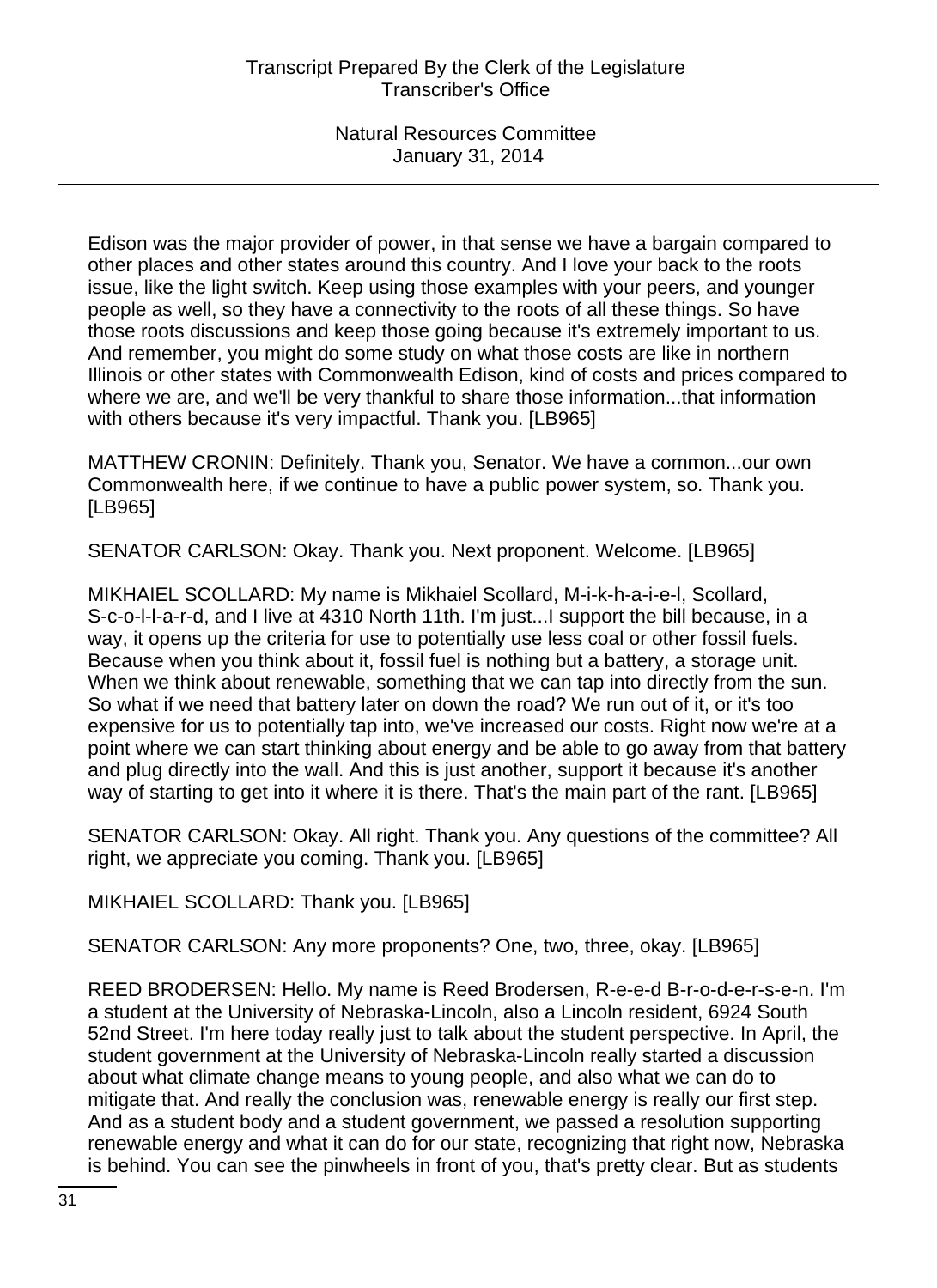Edison was the major provider of power, in that sense we have a bargain compared to other places and other states around this country. And I love your back to the roots issue, like the light switch. Keep using those examples with your peers, and younger people as well, so they have a connectivity to the roots of all these things. So have those roots discussions and keep those going because it's extremely important to us. And remember, you might do some study on what those costs are like in northern Illinois or other states with Commonwealth Edison, kind of costs and prices compared to where we are, and we'll be very thankful to share those information...that information with others because it's very impactful. Thank you. [LB965]

MATTHEW CRONIN: Definitely. Thank you, Senator. We have a common...our own Commonwealth here, if we continue to have a public power system, so. Thank you. [LB965]

SENATOR CARLSON: Okay. Thank you. Next proponent. Welcome. [LB965]

MIKHAIEL SCOLLARD: My name is Mikhaiel Scollard, M-i-k-h-a-i-e-l, Scollard, S-c-o-l-l-a-r-d, and I live at 4310 North 11th. I'm just...I support the bill because, in a way, it opens up the criteria for use to potentially use less coal or other fossil fuels. Because when you think about it, fossil fuel is nothing but a battery, a storage unit. When we think about renewable, something that we can tap into directly from the sun. So what if we need that battery later on down the road? We run out of it, or it's too expensive for us to potentially tap into, we've increased our costs. Right now we're at a point where we can start thinking about energy and be able to go away from that battery and plug directly into the wall. And this is just another, support it because it's another way of starting to get into it where it is there. That's the main part of the rant. [LB965]

SENATOR CARLSON: Okay. All right. Thank you. Any questions of the committee? All right, we appreciate you coming. Thank you. [LB965]

MIKHAIEL SCOLLARD: Thank you. [LB965]

SENATOR CARLSON: Any more proponents? One, two, three, okay. [LB965]

REED BRODERSEN: Hello. My name is Reed Brodersen, R-e-e-d B-r-o-d-e-r-s-e-n. I'm a student at the University of Nebraska-Lincoln, also a Lincoln resident, 6924 South 52nd Street. I'm here today really just to talk about the student perspective. In April, the student government at the University of Nebraska-Lincoln really started a discussion about what climate change means to young people, and also what we can do to mitigate that. And really the conclusion was, renewable energy is really our first step. And as a student body and a student government, we passed a resolution supporting renewable energy and what it can do for our state, recognizing that right now, Nebraska is behind. You can see the pinwheels in front of you, that's pretty clear. But as students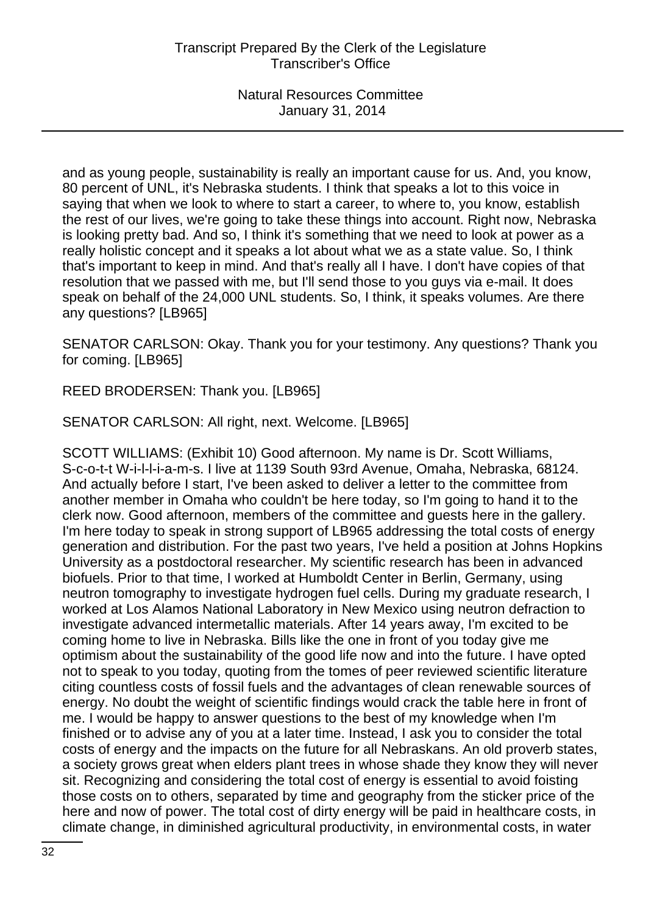and as young people, sustainability is really an important cause for us. And, you know, 80 percent of UNL, it's Nebraska students. I think that speaks a lot to this voice in saying that when we look to where to start a career, to where to, you know, establish the rest of our lives, we're going to take these things into account. Right now, Nebraska is looking pretty bad. And so, I think it's something that we need to look at power as a really holistic concept and it speaks a lot about what we as a state value. So, I think that's important to keep in mind. And that's really all I have. I don't have copies of that resolution that we passed with me, but I'll send those to you guys via e-mail. It does speak on behalf of the 24,000 UNL students. So, I think, it speaks volumes. Are there any questions? [LB965]

SENATOR CARLSON: Okay. Thank you for your testimony. Any questions? Thank you for coming. [LB965]

REED BRODERSEN: Thank you. [LB965]

SENATOR CARLSON: All right, next. Welcome. [LB965]

SCOTT WILLIAMS: (Exhibit 10) Good afternoon. My name is Dr. Scott Williams, S-c-o-t-t W-i-l-l-i-a-m-s. I live at 1139 South 93rd Avenue, Omaha, Nebraska, 68124. And actually before I start, I've been asked to deliver a letter to the committee from another member in Omaha who couldn't be here today, so I'm going to hand it to the clerk now. Good afternoon, members of the committee and guests here in the gallery. I'm here today to speak in strong support of LB965 addressing the total costs of energy generation and distribution. For the past two years, I've held a position at Johns Hopkins University as a postdoctoral researcher. My scientific research has been in advanced biofuels. Prior to that time, I worked at Humboldt Center in Berlin, Germany, using neutron tomography to investigate hydrogen fuel cells. During my graduate research, I worked at Los Alamos National Laboratory in New Mexico using neutron defraction to investigate advanced intermetallic materials. After 14 years away, I'm excited to be coming home to live in Nebraska. Bills like the one in front of you today give me optimism about the sustainability of the good life now and into the future. I have opted not to speak to you today, quoting from the tomes of peer reviewed scientific literature citing countless costs of fossil fuels and the advantages of clean renewable sources of energy. No doubt the weight of scientific findings would crack the table here in front of me. I would be happy to answer questions to the best of my knowledge when I'm finished or to advise any of you at a later time. Instead, I ask you to consider the total costs of energy and the impacts on the future for all Nebraskans. An old proverb states, a society grows great when elders plant trees in whose shade they know they will never sit. Recognizing and considering the total cost of energy is essential to avoid foisting those costs on to others, separated by time and geography from the sticker price of the here and now of power. The total cost of dirty energy will be paid in healthcare costs, in climate change, in diminished agricultural productivity, in environmental costs, in water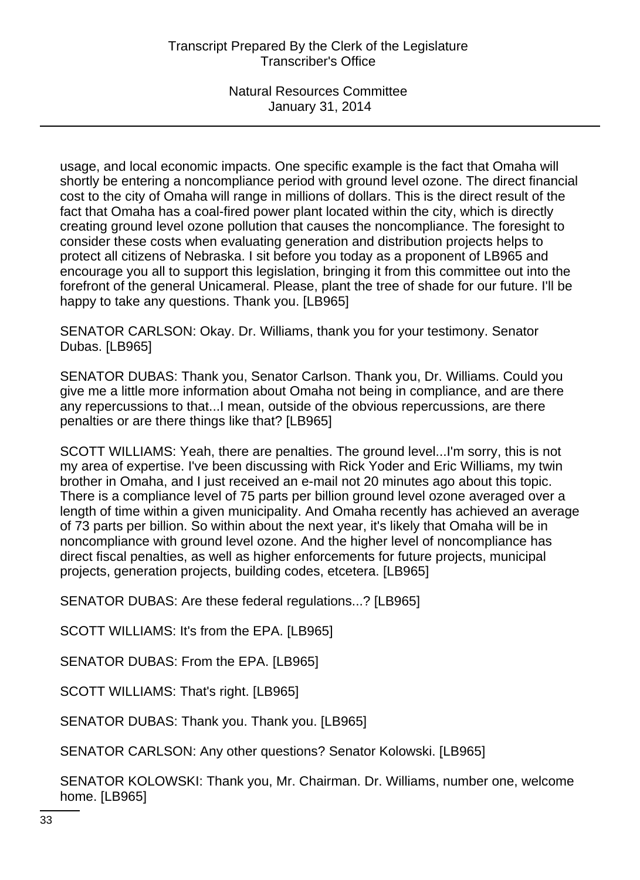usage, and local economic impacts. One specific example is the fact that Omaha will shortly be entering a noncompliance period with ground level ozone. The direct financial cost to the city of Omaha will range in millions of dollars. This is the direct result of the fact that Omaha has a coal-fired power plant located within the city, which is directly creating ground level ozone pollution that causes the noncompliance. The foresight to consider these costs when evaluating generation and distribution projects helps to protect all citizens of Nebraska. I sit before you today as a proponent of LB965 and encourage you all to support this legislation, bringing it from this committee out into the forefront of the general Unicameral. Please, plant the tree of shade for our future. I'll be happy to take any questions. Thank you. [LB965]

SENATOR CARLSON: Okay. Dr. Williams, thank you for your testimony. Senator Dubas. [LB965]

SENATOR DUBAS: Thank you, Senator Carlson. Thank you, Dr. Williams. Could you give me a little more information about Omaha not being in compliance, and are there any repercussions to that...I mean, outside of the obvious repercussions, are there penalties or are there things like that? [LB965]

SCOTT WILLIAMS: Yeah, there are penalties. The ground level...I'm sorry, this is not my area of expertise. I've been discussing with Rick Yoder and Eric Williams, my twin brother in Omaha, and I just received an e-mail not 20 minutes ago about this topic. There is a compliance level of 75 parts per billion ground level ozone averaged over a length of time within a given municipality. And Omaha recently has achieved an average of 73 parts per billion. So within about the next year, it's likely that Omaha will be in noncompliance with ground level ozone. And the higher level of noncompliance has direct fiscal penalties, as well as higher enforcements for future projects, municipal projects, generation projects, building codes, etcetera. [LB965]

SENATOR DUBAS: Are these federal regulations...? [LB965]

SCOTT WILLIAMS: It's from the EPA. [LB965]

SENATOR DUBAS: From the EPA. [LB965]

SCOTT WILLIAMS: That's right. [LB965]

SENATOR DUBAS: Thank you. Thank you. [LB965]

SENATOR CARLSON: Any other questions? Senator Kolowski. [LB965]

SENATOR KOLOWSKI: Thank you, Mr. Chairman. Dr. Williams, number one, welcome home. [LB965]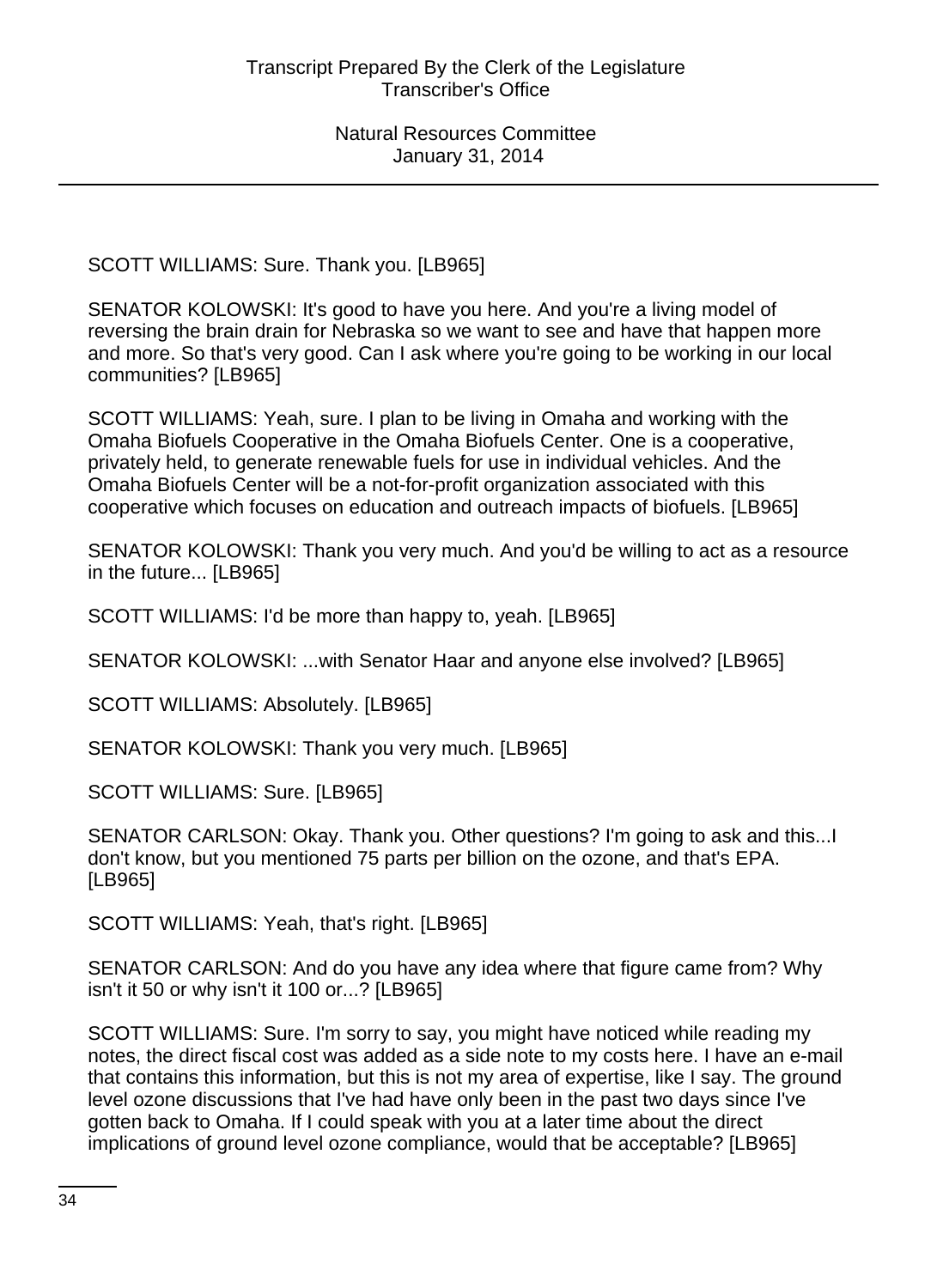SCOTT WILLIAMS: Sure. Thank you. [LB965]

SENATOR KOLOWSKI: It's good to have you here. And you're a living model of reversing the brain drain for Nebraska so we want to see and have that happen more and more. So that's very good. Can I ask where you're going to be working in our local communities? [LB965]

SCOTT WILLIAMS: Yeah, sure. I plan to be living in Omaha and working with the Omaha Biofuels Cooperative in the Omaha Biofuels Center. One is a cooperative, privately held, to generate renewable fuels for use in individual vehicles. And the Omaha Biofuels Center will be a not-for-profit organization associated with this cooperative which focuses on education and outreach impacts of biofuels. [LB965]

SENATOR KOLOWSKI: Thank you very much. And you'd be willing to act as a resource in the future... [LB965]

SCOTT WILLIAMS: I'd be more than happy to, yeah. [LB965]

SENATOR KOLOWSKI: ...with Senator Haar and anyone else involved? [LB965]

SCOTT WILLIAMS: Absolutely. [LB965]

SENATOR KOLOWSKI: Thank you very much. [LB965]

SCOTT WILLIAMS: Sure. [LB965]

SENATOR CARLSON: Okay. Thank you. Other questions? I'm going to ask and this...I don't know, but you mentioned 75 parts per billion on the ozone, and that's EPA. [LB965]

SCOTT WILLIAMS: Yeah, that's right. [LB965]

SENATOR CARLSON: And do you have any idea where that figure came from? Why isn't it 50 or why isn't it 100 or...? [LB965]

SCOTT WILLIAMS: Sure. I'm sorry to say, you might have noticed while reading my notes, the direct fiscal cost was added as a side note to my costs here. I have an e-mail that contains this information, but this is not my area of expertise, like I say. The ground level ozone discussions that I've had have only been in the past two days since I've gotten back to Omaha. If I could speak with you at a later time about the direct implications of ground level ozone compliance, would that be acceptable? [LB965]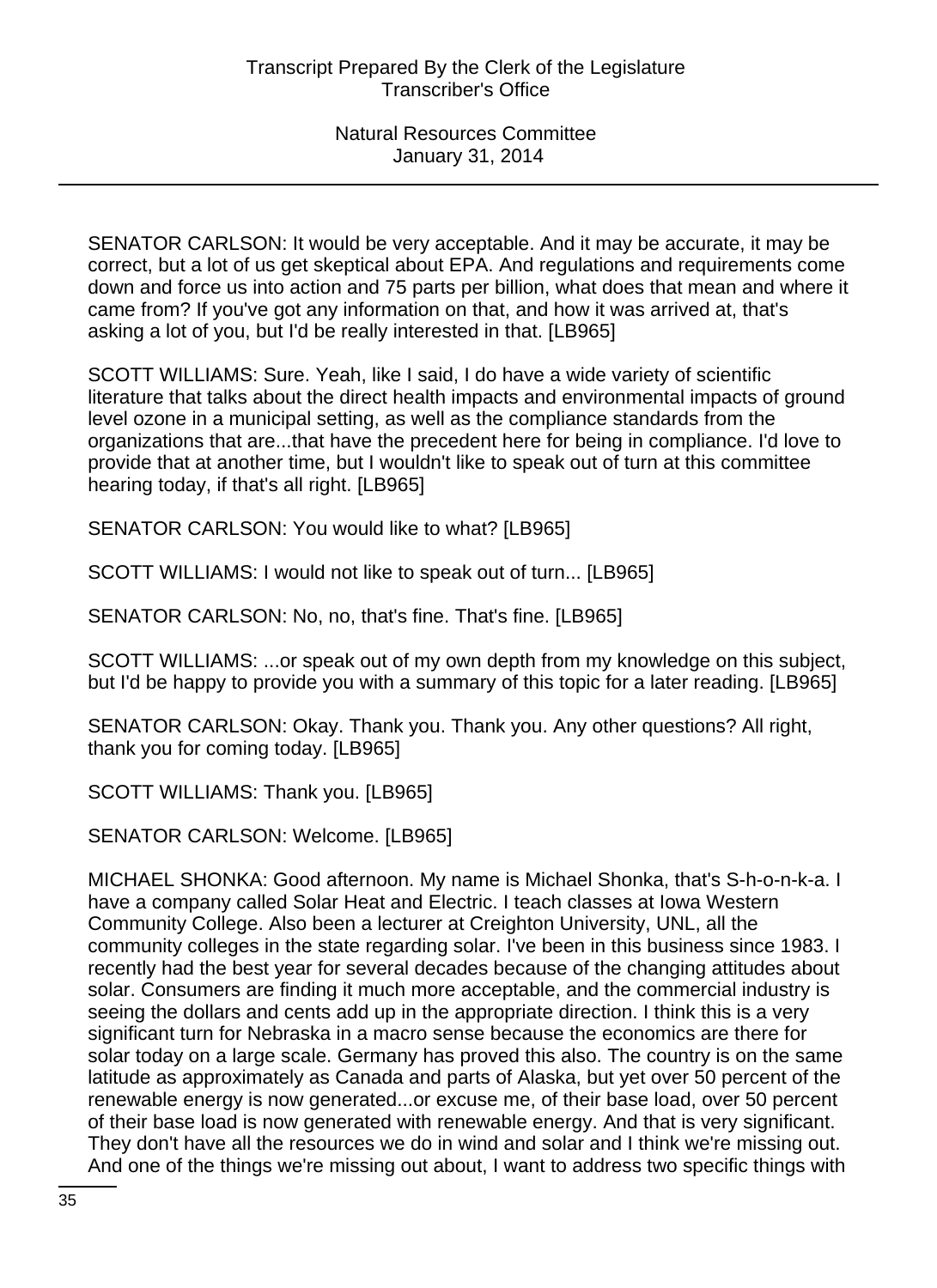SENATOR CARLSON: It would be very acceptable. And it may be accurate, it may be correct, but a lot of us get skeptical about EPA. And regulations and requirements come down and force us into action and 75 parts per billion, what does that mean and where it came from? If you've got any information on that, and how it was arrived at, that's asking a lot of you, but I'd be really interested in that. [LB965]

SCOTT WILLIAMS: Sure. Yeah, like I said, I do have a wide variety of scientific literature that talks about the direct health impacts and environmental impacts of ground level ozone in a municipal setting, as well as the compliance standards from the organizations that are...that have the precedent here for being in compliance. I'd love to provide that at another time, but I wouldn't like to speak out of turn at this committee hearing today, if that's all right. [LB965]

SENATOR CARLSON: You would like to what? [LB965]

SCOTT WILLIAMS: I would not like to speak out of turn... [LB965]

SENATOR CARLSON: No, no, that's fine. That's fine. [LB965]

SCOTT WILLIAMS: ...or speak out of my own depth from my knowledge on this subject, but I'd be happy to provide you with a summary of this topic for a later reading. [LB965]

SENATOR CARLSON: Okay. Thank you. Thank you. Any other questions? All right, thank you for coming today. [LB965]

SCOTT WILLIAMS: Thank you. [LB965]

SENATOR CARLSON: Welcome. [LB965]

MICHAEL SHONKA: Good afternoon. My name is Michael Shonka, that's S-h-o-n-k-a. I have a company called Solar Heat and Electric. I teach classes at Iowa Western Community College. Also been a lecturer at Creighton University, UNL, all the community colleges in the state regarding solar. I've been in this business since 1983. I recently had the best year for several decades because of the changing attitudes about solar. Consumers are finding it much more acceptable, and the commercial industry is seeing the dollars and cents add up in the appropriate direction. I think this is a very significant turn for Nebraska in a macro sense because the economics are there for solar today on a large scale. Germany has proved this also. The country is on the same latitude as approximately as Canada and parts of Alaska, but yet over 50 percent of the renewable energy is now generated...or excuse me, of their base load, over 50 percent of their base load is now generated with renewable energy. And that is very significant. They don't have all the resources we do in wind and solar and I think we're missing out. And one of the things we're missing out about, I want to address two specific things with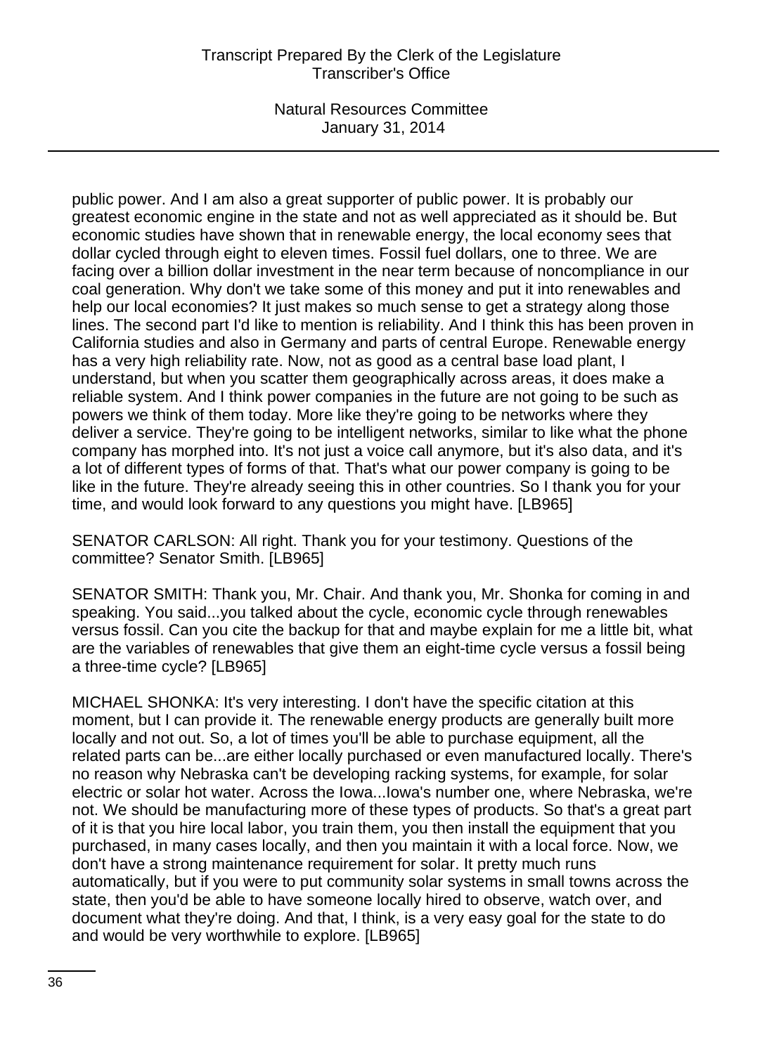public power. And I am also a great supporter of public power. It is probably our greatest economic engine in the state and not as well appreciated as it should be. But economic studies have shown that in renewable energy, the local economy sees that dollar cycled through eight to eleven times. Fossil fuel dollars, one to three. We are facing over a billion dollar investment in the near term because of noncompliance in our coal generation. Why don't we take some of this money and put it into renewables and help our local economies? It just makes so much sense to get a strategy along those lines. The second part I'd like to mention is reliability. And I think this has been proven in California studies and also in Germany and parts of central Europe. Renewable energy has a very high reliability rate. Now, not as good as a central base load plant, I understand, but when you scatter them geographically across areas, it does make a reliable system. And I think power companies in the future are not going to be such as powers we think of them today. More like they're going to be networks where they deliver a service. They're going to be intelligent networks, similar to like what the phone company has morphed into. It's not just a voice call anymore, but it's also data, and it's a lot of different types of forms of that. That's what our power company is going to be like in the future. They're already seeing this in other countries. So I thank you for your time, and would look forward to any questions you might have. [LB965]

SENATOR CARLSON: All right. Thank you for your testimony. Questions of the committee? Senator Smith. [LB965]

SENATOR SMITH: Thank you, Mr. Chair. And thank you, Mr. Shonka for coming in and speaking. You said...you talked about the cycle, economic cycle through renewables versus fossil. Can you cite the backup for that and maybe explain for me a little bit, what are the variables of renewables that give them an eight-time cycle versus a fossil being a three-time cycle? [LB965]

MICHAEL SHONKA: It's very interesting. I don't have the specific citation at this moment, but I can provide it. The renewable energy products are generally built more locally and not out. So, a lot of times you'll be able to purchase equipment, all the related parts can be...are either locally purchased or even manufactured locally. There's no reason why Nebraska can't be developing racking systems, for example, for solar electric or solar hot water. Across the Iowa...Iowa's number one, where Nebraska, we're not. We should be manufacturing more of these types of products. So that's a great part of it is that you hire local labor, you train them, you then install the equipment that you purchased, in many cases locally, and then you maintain it with a local force. Now, we don't have a strong maintenance requirement for solar. It pretty much runs automatically, but if you were to put community solar systems in small towns across the state, then you'd be able to have someone locally hired to observe, watch over, and document what they're doing. And that, I think, is a very easy goal for the state to do and would be very worthwhile to explore. [LB965]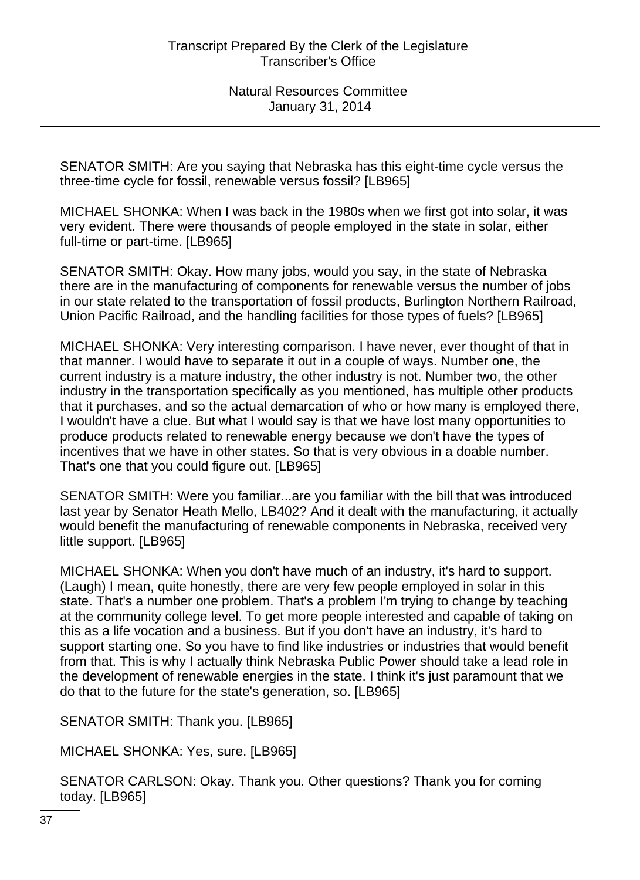SENATOR SMITH: Are you saying that Nebraska has this eight-time cycle versus the three-time cycle for fossil, renewable versus fossil? [LB965]

MICHAEL SHONKA: When I was back in the 1980s when we first got into solar, it was very evident. There were thousands of people employed in the state in solar, either full-time or part-time. [LB965]

SENATOR SMITH: Okay. How many jobs, would you say, in the state of Nebraska there are in the manufacturing of components for renewable versus the number of jobs in our state related to the transportation of fossil products, Burlington Northern Railroad, Union Pacific Railroad, and the handling facilities for those types of fuels? [LB965]

MICHAEL SHONKA: Very interesting comparison. I have never, ever thought of that in that manner. I would have to separate it out in a couple of ways. Number one, the current industry is a mature industry, the other industry is not. Number two, the other industry in the transportation specifically as you mentioned, has multiple other products that it purchases, and so the actual demarcation of who or how many is employed there, I wouldn't have a clue. But what I would say is that we have lost many opportunities to produce products related to renewable energy because we don't have the types of incentives that we have in other states. So that is very obvious in a doable number. That's one that you could figure out. [LB965]

SENATOR SMITH: Were you familiar...are you familiar with the bill that was introduced last year by Senator Heath Mello, LB402? And it dealt with the manufacturing, it actually would benefit the manufacturing of renewable components in Nebraska, received very little support. [LB965]

MICHAEL SHONKA: When you don't have much of an industry, it's hard to support. (Laugh) I mean, quite honestly, there are very few people employed in solar in this state. That's a number one problem. That's a problem I'm trying to change by teaching at the community college level. To get more people interested and capable of taking on this as a life vocation and a business. But if you don't have an industry, it's hard to support starting one. So you have to find like industries or industries that would benefit from that. This is why I actually think Nebraska Public Power should take a lead role in the development of renewable energies in the state. I think it's just paramount that we do that to the future for the state's generation, so. [LB965]

SENATOR SMITH: Thank you. [LB965]

MICHAEL SHONKA: Yes, sure. [LB965]

SENATOR CARLSON: Okay. Thank you. Other questions? Thank you for coming today. [LB965]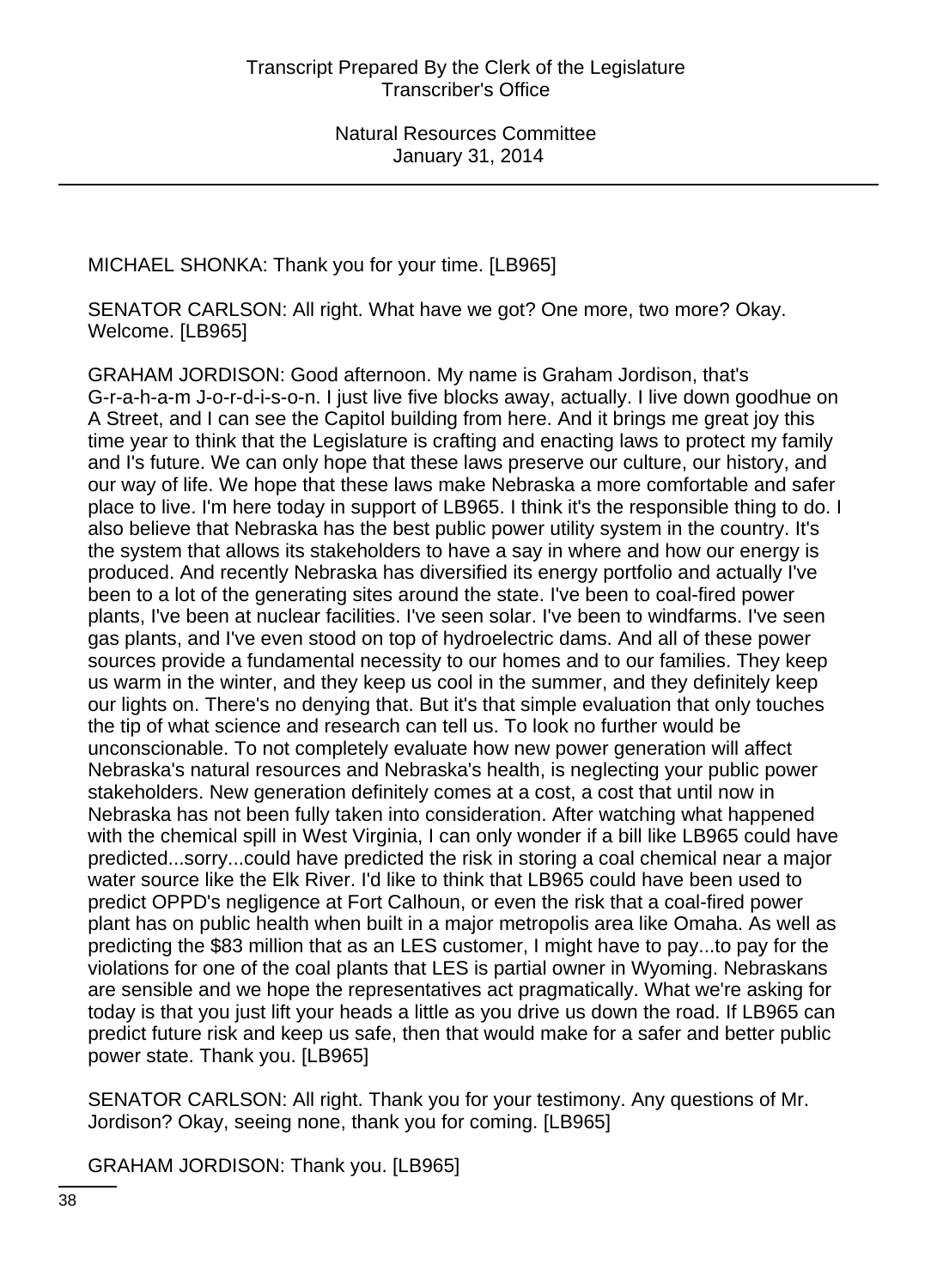MICHAEL SHONKA: Thank you for your time. [LB965]

SENATOR CARLSON: All right. What have we got? One more, two more? Okay. Welcome. [LB965]

GRAHAM JORDISON: Good afternoon. My name is Graham Jordison, that's G-r-a-h-a-m J-o-r-d-i-s-o-n. I just live five blocks away, actually. I live down goodhue on A Street, and I can see the Capitol building from here. And it brings me great joy this time year to think that the Legislature is crafting and enacting laws to protect my family and I's future. We can only hope that these laws preserve our culture, our history, and our way of life. We hope that these laws make Nebraska a more comfortable and safer place to live. I'm here today in support of LB965. I think it's the responsible thing to do. I also believe that Nebraska has the best public power utility system in the country. It's the system that allows its stakeholders to have a say in where and how our energy is produced. And recently Nebraska has diversified its energy portfolio and actually I've been to a lot of the generating sites around the state. I've been to coal-fired power plants, I've been at nuclear facilities. I've seen solar. I've been to windfarms. I've seen gas plants, and I've even stood on top of hydroelectric dams. And all of these power sources provide a fundamental necessity to our homes and to our families. They keep us warm in the winter, and they keep us cool in the summer, and they definitely keep our lights on. There's no denying that. But it's that simple evaluation that only touches the tip of what science and research can tell us. To look no further would be unconscionable. To not completely evaluate how new power generation will affect Nebraska's natural resources and Nebraska's health, is neglecting your public power stakeholders. New generation definitely comes at a cost, a cost that until now in Nebraska has not been fully taken into consideration. After watching what happened with the chemical spill in West Virginia, I can only wonder if a bill like LB965 could have predicted...sorry...could have predicted the risk in storing a coal chemical near a major water source like the Elk River. I'd like to think that LB965 could have been used to predict OPPD's negligence at Fort Calhoun, or even the risk that a coal-fired power plant has on public health when built in a major metropolis area like Omaha. As well as predicting the $83 million that as an LES customer, I might have to pay...to pay for the violations for one of the coal plants that LES is partial owner in Wyoming. Nebraskans are sensible and we hope the representatives act pragmatically. What we're asking for today is that you just lift your heads a little as you drive us down the road. If LB965 can predict future risk and keep us safe, then that would make for a safer and better public power state. Thank you. [LB965]

SENATOR CARLSON: All right. Thank you for your testimony. Any questions of Mr. Jordison? Okay, seeing none, thank you for coming. [LB965]

GRAHAM JORDISON: Thank you. [LB965]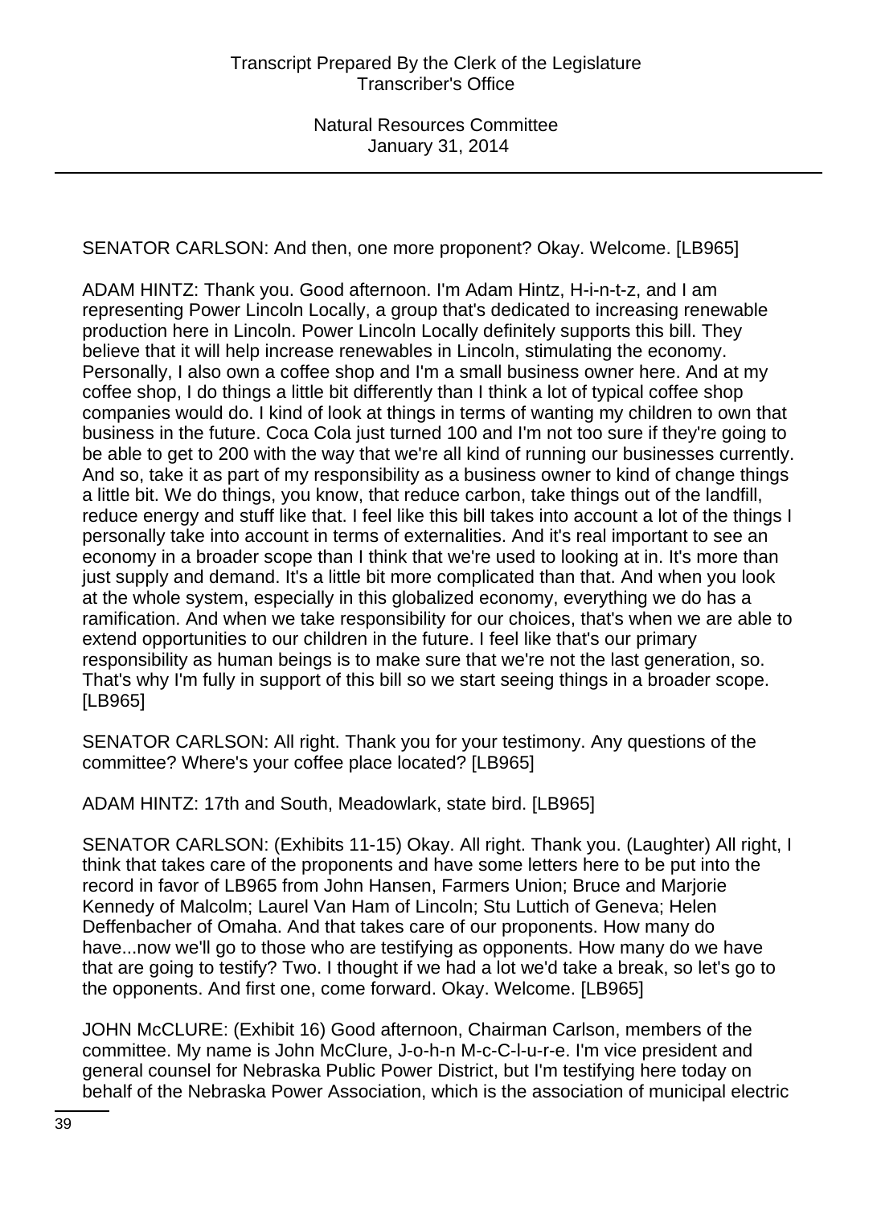SENATOR CARLSON: And then, one more proponent? Okay. Welcome. [LB965]

ADAM HINTZ: Thank you. Good afternoon. I'm Adam Hintz, H-i-n-t-z, and I am representing Power Lincoln Locally, a group that's dedicated to increasing renewable production here in Lincoln. Power Lincoln Locally definitely supports this bill. They believe that it will help increase renewables in Lincoln, stimulating the economy. Personally, I also own a coffee shop and I'm a small business owner here. And at my coffee shop, I do things a little bit differently than I think a lot of typical coffee shop companies would do. I kind of look at things in terms of wanting my children to own that business in the future. Coca Cola just turned 100 and I'm not too sure if they're going to be able to get to 200 with the way that we're all kind of running our businesses currently. And so, take it as part of my responsibility as a business owner to kind of change things a little bit. We do things, you know, that reduce carbon, take things out of the landfill, reduce energy and stuff like that. I feel like this bill takes into account a lot of the things I personally take into account in terms of externalities. And it's real important to see an economy in a broader scope than I think that we're used to looking at in. It's more than just supply and demand. It's a little bit more complicated than that. And when you look at the whole system, especially in this globalized economy, everything we do has a ramification. And when we take responsibility for our choices, that's when we are able to extend opportunities to our children in the future. I feel like that's our primary responsibility as human beings is to make sure that we're not the last generation, so. That's why I'm fully in support of this bill so we start seeing things in a broader scope. [LB965]

SENATOR CARLSON: All right. Thank you for your testimony. Any questions of the committee? Where's your coffee place located? [LB965]

ADAM HINTZ: 17th and South, Meadowlark, state bird. [LB965]

SENATOR CARLSON: (Exhibits 11-15) Okay. All right. Thank you. (Laughter) All right, I think that takes care of the proponents and have some letters here to be put into the record in favor of LB965 from John Hansen, Farmers Union; Bruce and Marjorie Kennedy of Malcolm; Laurel Van Ham of Lincoln; Stu Luttich of Geneva; Helen Deffenbacher of Omaha. And that takes care of our proponents. How many do have...now we'll go to those who are testifying as opponents. How many do we have that are going to testify? Two. I thought if we had a lot we'd take a break, so let's go to the opponents. And first one, come forward. Okay. Welcome. [LB965]

JOHN McCLURE: (Exhibit 16) Good afternoon, Chairman Carlson, members of the committee. My name is John McClure, J-o-h-n M-c-C-l-u-r-e. I'm vice president and general counsel for Nebraska Public Power District, but I'm testifying here today on behalf of the Nebraska Power Association, which is the association of municipal electric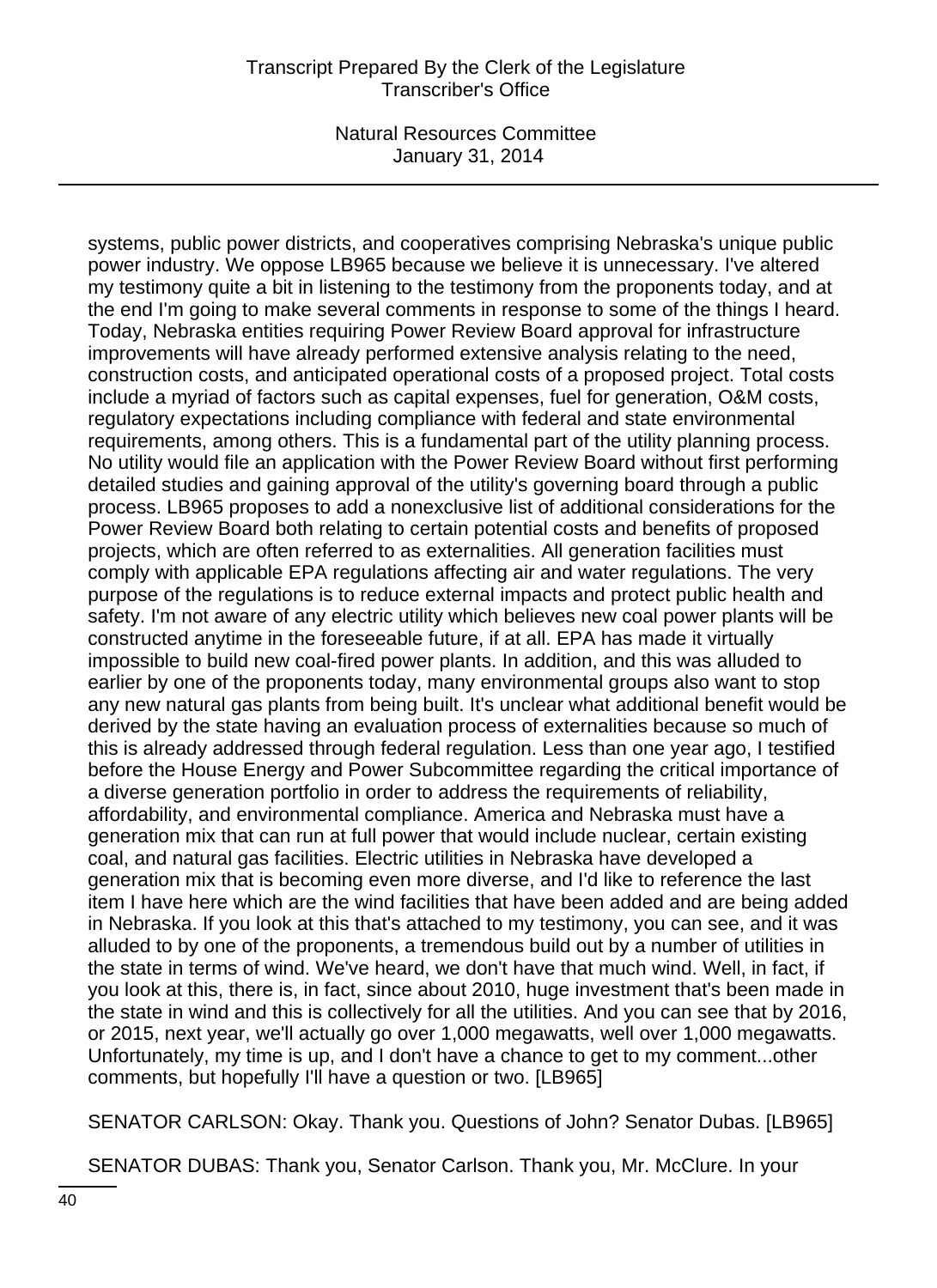systems, public power districts, and cooperatives comprising Nebraska's unique public power industry. We oppose LB965 because we believe it is unnecessary. I've altered my testimony quite a bit in listening to the testimony from the proponents today, and at the end I'm going to make several comments in response to some of the things I heard. Today, Nebraska entities requiring Power Review Board approval for infrastructure improvements will have already performed extensive analysis relating to the need, construction costs, and anticipated operational costs of a proposed project. Total costs include a myriad of factors such as capital expenses, fuel for generation, O&M costs, regulatory expectations including compliance with federal and state environmental requirements, among others. This is a fundamental part of the utility planning process. No utility would file an application with the Power Review Board without first performing detailed studies and gaining approval of the utility's governing board through a public process. LB965 proposes to add a nonexclusive list of additional considerations for the Power Review Board both relating to certain potential costs and benefits of proposed projects, which are often referred to as externalities. All generation facilities must comply with applicable EPA regulations affecting air and water regulations. The very purpose of the regulations is to reduce external impacts and protect public health and safety. I'm not aware of any electric utility which believes new coal power plants will be constructed anytime in the foreseeable future, if at all. EPA has made it virtually impossible to build new coal-fired power plants. In addition, and this was alluded to earlier by one of the proponents today, many environmental groups also want to stop any new natural gas plants from being built. It's unclear what additional benefit would be derived by the state having an evaluation process of externalities because so much of this is already addressed through federal regulation. Less than one year ago, I testified before the House Energy and Power Subcommittee regarding the critical importance of a diverse generation portfolio in order to address the requirements of reliability, affordability, and environmental compliance. America and Nebraska must have a generation mix that can run at full power that would include nuclear, certain existing coal, and natural gas facilities. Electric utilities in Nebraska have developed a generation mix that is becoming even more diverse, and I'd like to reference the last item I have here which are the wind facilities that have been added and are being added in Nebraska. If you look at this that's attached to my testimony, you can see, and it was alluded to by one of the proponents, a tremendous build out by a number of utilities in the state in terms of wind. We've heard, we don't have that much wind. Well, in fact, if you look at this, there is, in fact, since about 2010, huge investment that's been made in the state in wind and this is collectively for all the utilities. And you can see that by 2016, or 2015, next year, we'll actually go over 1,000 megawatts, well over 1,000 megawatts. Unfortunately, my time is up, and I don't have a chance to get to my comment...other comments, but hopefully I'll have a question or two. [LB965]

SENATOR CARLSON: Okay. Thank you. Questions of John? Senator Dubas. [LB965]

SENATOR DUBAS: Thank you, Senator Carlson. Thank you, Mr. McClure. In your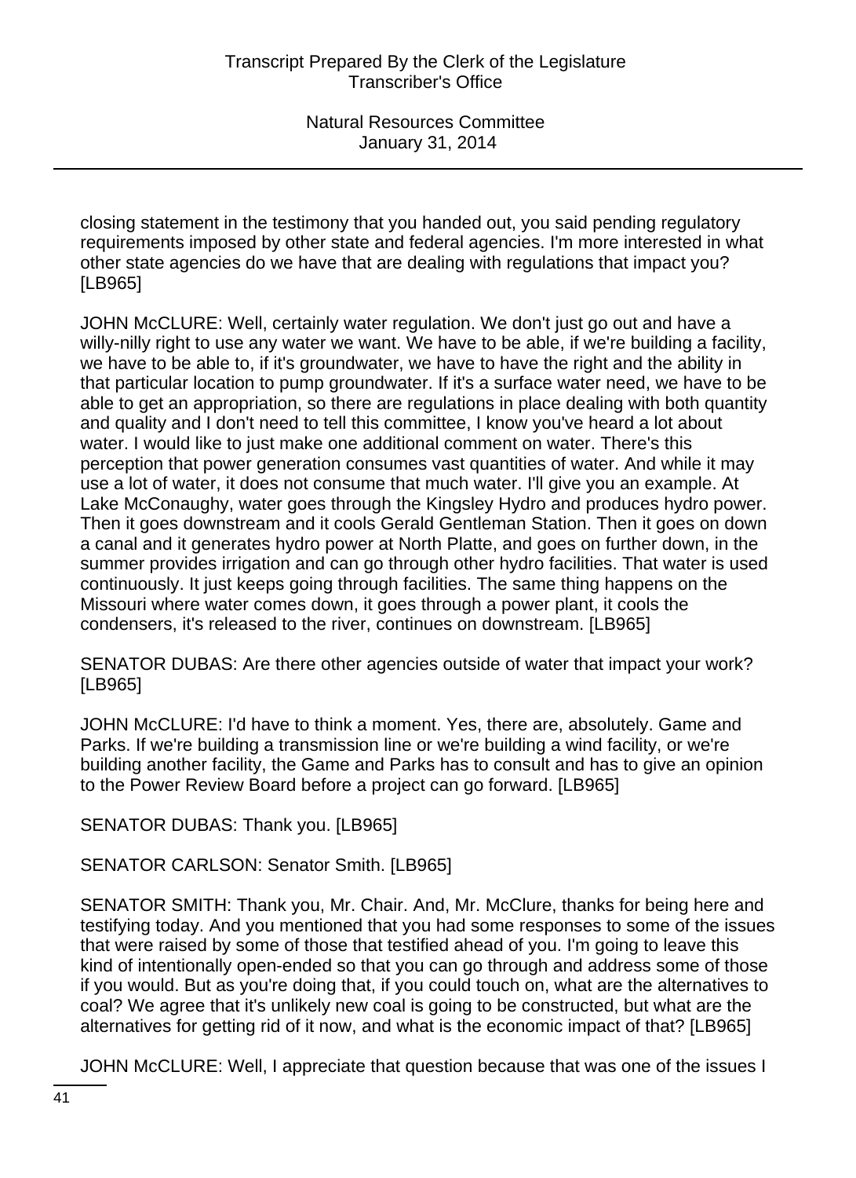closing statement in the testimony that you handed out, you said pending regulatory requirements imposed by other state and federal agencies. I'm more interested in what other state agencies do we have that are dealing with regulations that impact you? [LB965]

JOHN McCLURE: Well, certainly water regulation. We don't just go out and have a willy-nilly right to use any water we want. We have to be able, if we're building a facility, we have to be able to, if it's groundwater, we have to have the right and the ability in that particular location to pump groundwater. If it's a surface water need, we have to be able to get an appropriation, so there are regulations in place dealing with both quantity and quality and I don't need to tell this committee, I know you've heard a lot about water. I would like to just make one additional comment on water. There's this perception that power generation consumes vast quantities of water. And while it may use a lot of water, it does not consume that much water. I'll give you an example. At Lake McConaughy, water goes through the Kingsley Hydro and produces hydro power. Then it goes downstream and it cools Gerald Gentleman Station. Then it goes on down a canal and it generates hydro power at North Platte, and goes on further down, in the summer provides irrigation and can go through other hydro facilities. That water is used continuously. It just keeps going through facilities. The same thing happens on the Missouri where water comes down, it goes through a power plant, it cools the condensers, it's released to the river, continues on downstream. [LB965]

SENATOR DUBAS: Are there other agencies outside of water that impact your work? [LB965]

JOHN McCLURE: I'd have to think a moment. Yes, there are, absolutely. Game and Parks. If we're building a transmission line or we're building a wind facility, or we're building another facility, the Game and Parks has to consult and has to give an opinion to the Power Review Board before a project can go forward. [LB965]

SENATOR DUBAS: Thank you. [LB965]

SENATOR CARLSON: Senator Smith. [LB965]

SENATOR SMITH: Thank you, Mr. Chair. And, Mr. McClure, thanks for being here and testifying today. And you mentioned that you had some responses to some of the issues that were raised by some of those that testified ahead of you. I'm going to leave this kind of intentionally open-ended so that you can go through and address some of those if you would. But as you're doing that, if you could touch on, what are the alternatives to coal? We agree that it's unlikely new coal is going to be constructed, but what are the alternatives for getting rid of it now, and what is the economic impact of that? [LB965]

JOHN McCLURE: Well, I appreciate that question because that was one of the issues I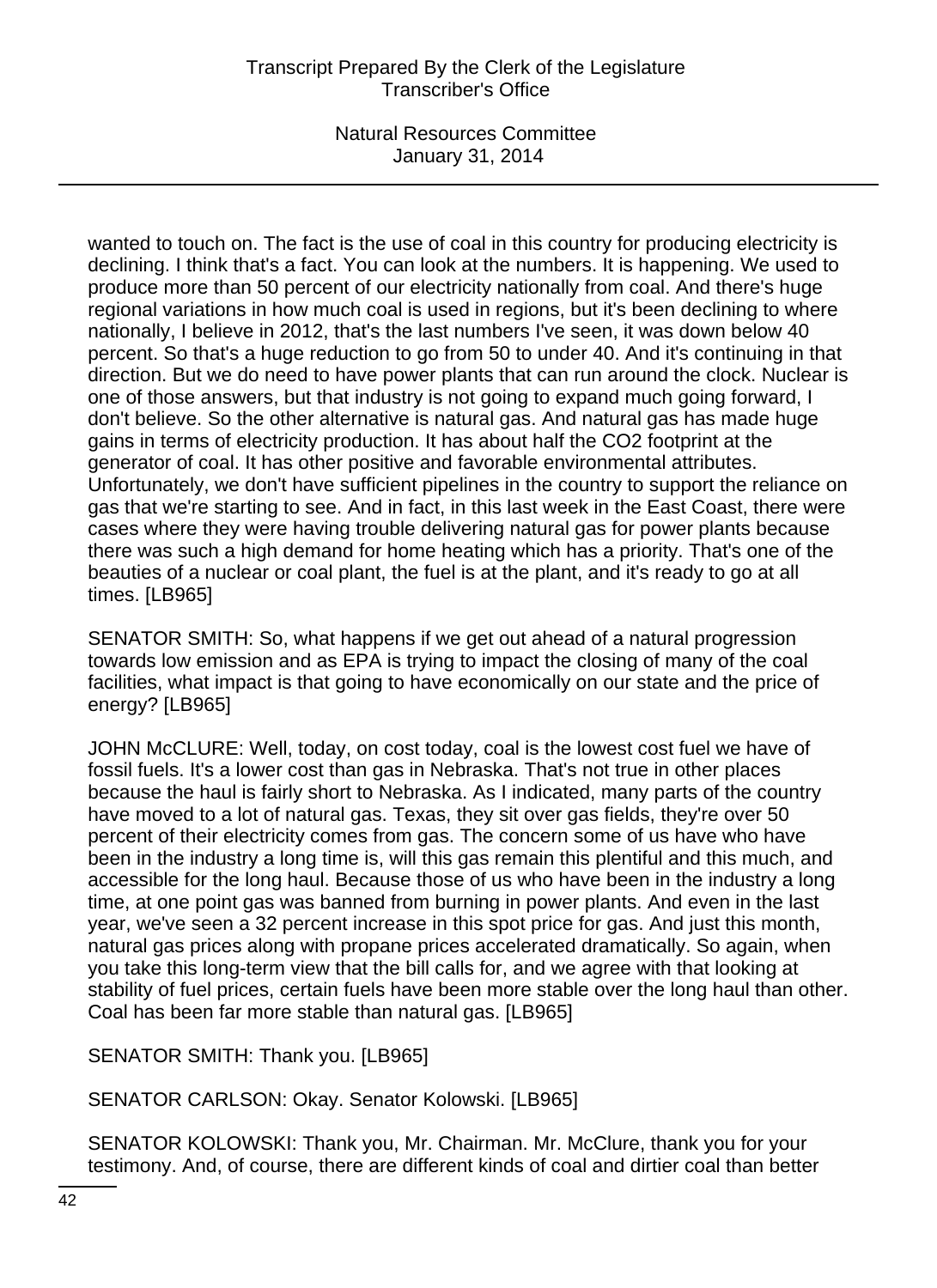wanted to touch on. The fact is the use of coal in this country for producing electricity is declining. I think that's a fact. You can look at the numbers. It is happening. We used to produce more than 50 percent of our electricity nationally from coal. And there's huge regional variations in how much coal is used in regions, but it's been declining to where nationally, I believe in 2012, that's the last numbers I've seen, it was down below 40 percent. So that's a huge reduction to go from 50 to under 40. And it's continuing in that direction. But we do need to have power plants that can run around the clock. Nuclear is one of those answers, but that industry is not going to expand much going forward, I don't believe. So the other alternative is natural gas. And natural gas has made huge gains in terms of electricity production. It has about half the $CO_2$ footprint at the generator of coal. It has other positive and favorable environmental attributes. Unfortunately, we don't have sufficient pipelines in the country to support the reliance on gas that we're starting to see. And in fact, in this last week in the East Coast, there were cases where they were having trouble delivering natural gas for power plants because there was such a high demand for home heating which has a priority. That's one of the beauties of a nuclear or coal plant, the fuel is at the plant, and it's ready to go at all times. [LB965]

SENATOR SMITH: So, what happens if we get out ahead of a natural progression towards low emission and as EPA is trying to impact the closing of many of the coal facilities, what impact is that going to have economically on our state and the price of energy? [LB965]

JOHN McCLURE: Well, today, on cost today, coal is the lowest cost fuel we have of fossil fuels. It's a lower cost than gas in Nebraska. That's not true in other places because the haul is fairly short to Nebraska. As I indicated, many parts of the country have moved to a lot of natural gas. Texas, they sit over gas fields, they're over 50 percent of their electricity comes from gas. The concern some of us have who have been in the industry a long time is, will this gas remain this plentiful and this much, and accessible for the long haul. Because those of us who have been in the industry a long time, at one point gas was banned from burning in power plants. And even in the last year, we've seen a 32 percent increase in this spot price for gas. And just this month, natural gas prices along with propane prices accelerated dramatically. So again, when you take this long-term view that the bill calls for, and we agree with that looking at stability of fuel prices, certain fuels have been more stable over the long haul than other. Coal has been far more stable than natural gas. [LB965]

SENATOR SMITH: Thank you. [LB965]

SENATOR CARLSON: Okay. Senator Kolowski. [LB965]

SENATOR KOLOWSKI: Thank you, Mr. Chairman. Mr. McClure, thank you for your testimony. And, of course, there are different kinds of coal and dirtier coal than better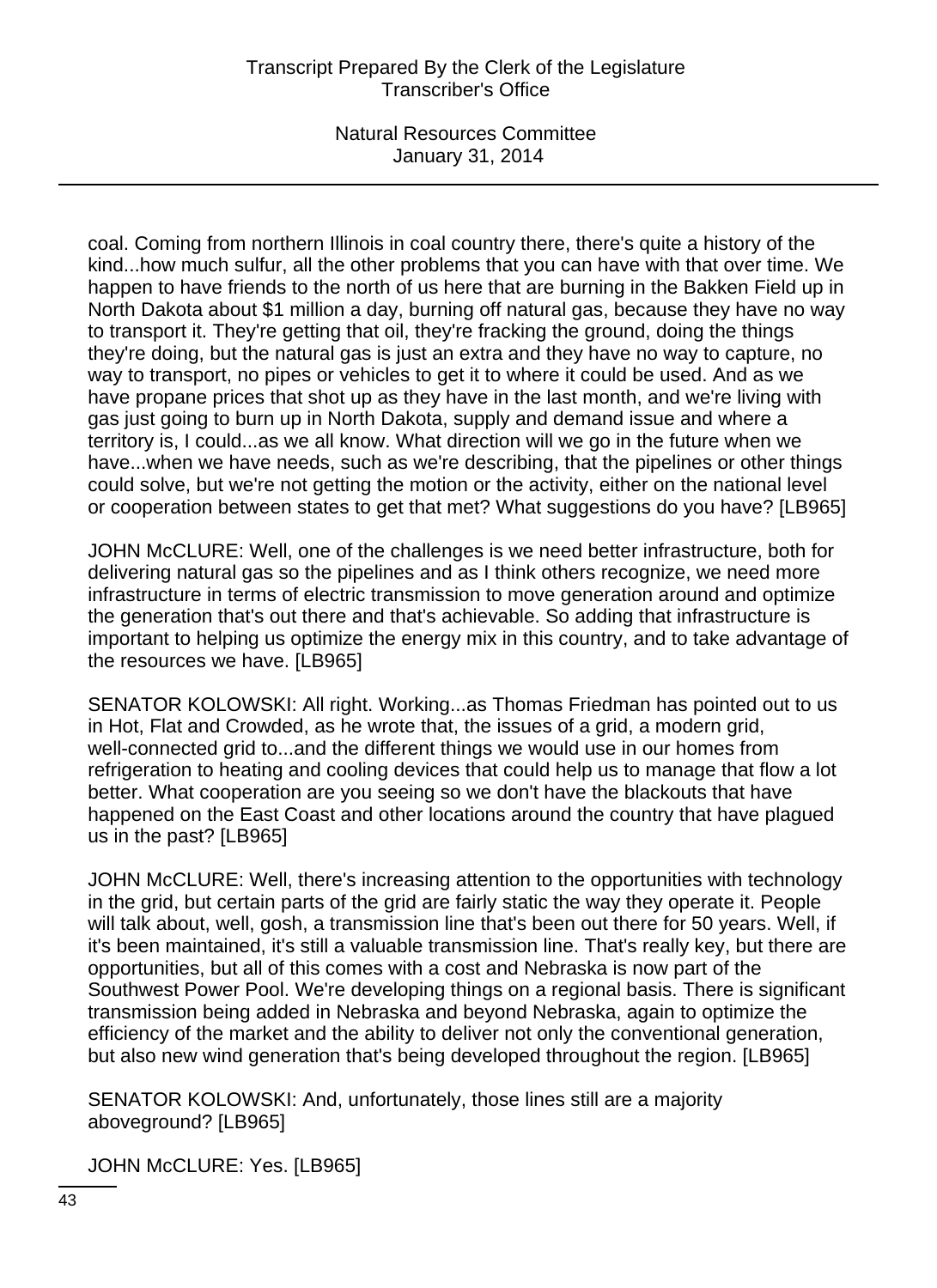coal. Coming from northern Illinois in coal country there, there's quite a history of the kind...how much sulfur, all the other problems that you can have with that over time. We happen to have friends to the north of us here that are burning in the Bakken Field up in North Dakota about $1 million a day, burning off natural gas, because they have no way to transport it. They're getting that oil, they're fracking the ground, doing the things they're doing, but the natural gas is just an extra and they have no way to capture, no way to transport, no pipes or vehicles to get it to where it could be used. And as we have propane prices that shot up as they have in the last month, and we're living with gas just going to burn up in North Dakota, supply and demand issue and where a territory is, I could...as we all know. What direction will we go in the future when we have...when we have needs, such as we're describing, that the pipelines or other things could solve, but we're not getting the motion or the activity, either on the national level or cooperation between states to get that met? What suggestions do you have? [LB965]

JOHN McCLURE: Well, one of the challenges is we need better infrastructure, both for delivering natural gas so the pipelines and as I think others recognize, we need more infrastructure in terms of electric transmission to move generation around and optimize the generation that's out there and that's achievable. So adding that infrastructure is important to helping us optimize the energy mix in this country, and to take advantage of the resources we have. [LB965]

SENATOR KOLOWSKI: All right. Working...as Thomas Friedman has pointed out to us in Hot, Flat and Crowded, as he wrote that, the issues of a grid, a modern grid, well-connected grid to...and the different things we would use in our homes from refrigeration to heating and cooling devices that could help us to manage that flow a lot better. What cooperation are you seeing so we don't have the blackouts that have happened on the East Coast and other locations around the country that have plagued us in the past? [LB965]

JOHN McCLURE: Well, there's increasing attention to the opportunities with technology in the grid, but certain parts of the grid are fairly static the way they operate it. People will talk about, well, gosh, a transmission line that's been out there for 50 years. Well, if it's been maintained, it's still a valuable transmission line. That's really key, but there are opportunities, but all of this comes with a cost and Nebraska is now part of the Southwest Power Pool. We're developing things on a regional basis. There is significant transmission being added in Nebraska and beyond Nebraska, again to optimize the efficiency of the market and the ability to deliver not only the conventional generation, but also new wind generation that's being developed throughout the region. [LB965]

SENATOR KOLOWSKI: And, unfortunately, those lines still are a majority aboveground? [LB965]

JOHN McCLURE: Yes. [LB965]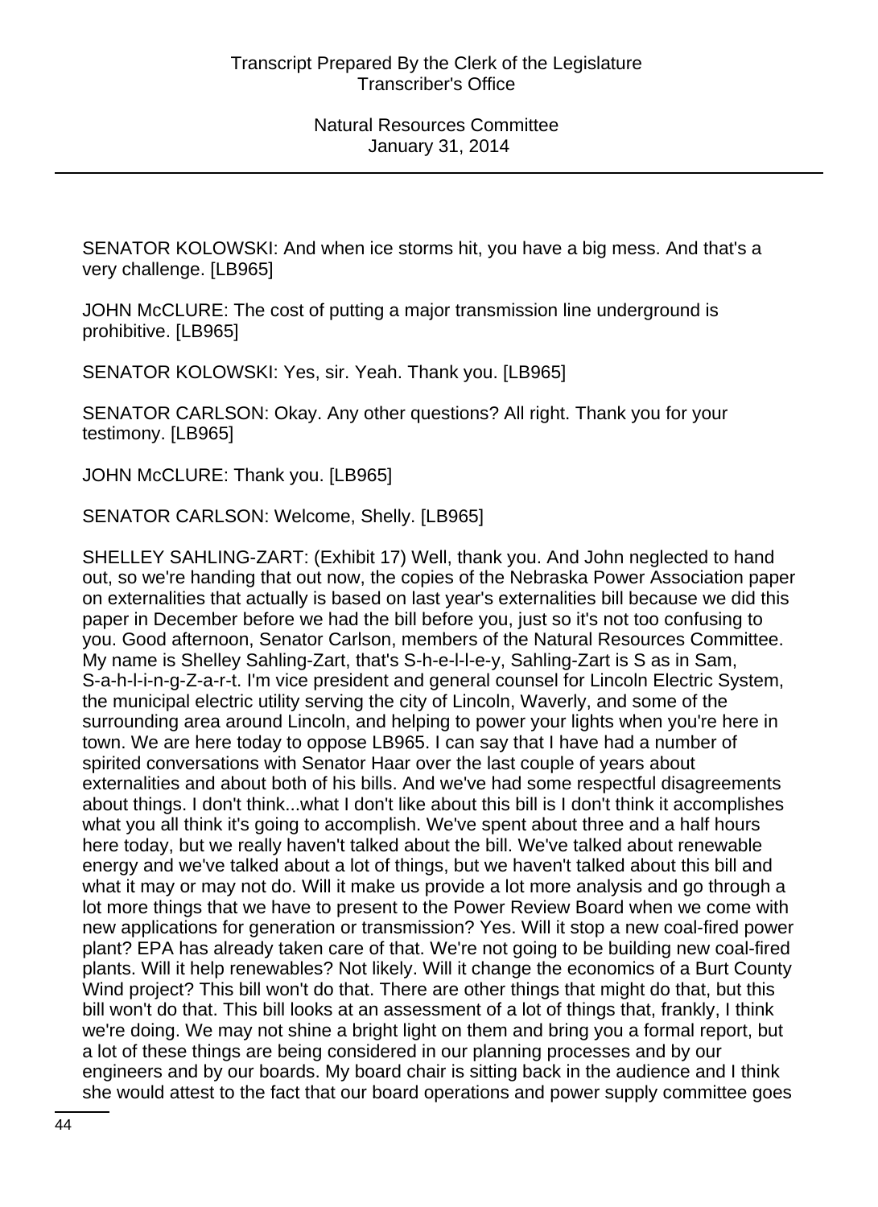SENATOR KOLOWSKI: And when ice storms hit, you have a big mess. And that's a very challenge. [LB965]

JOHN McCLURE: The cost of putting a major transmission line underground is prohibitive. [LB965]

SENATOR KOLOWSKI: Yes, sir. Yeah. Thank you. [LB965]

SENATOR CARLSON: Okay. Any other questions? All right. Thank you for your testimony. [LB965]

JOHN McCLURE: Thank you. [LB965]

SENATOR CARLSON: Welcome, Shelly. [LB965]

SHELLEY SAHLING-ZART: (Exhibit 17) Well, thank you. And John neglected to hand out, so we're handing that out now, the copies of the Nebraska Power Association paper on externalities that actually is based on last year's externalities bill because we did this paper in December before we had the bill before you, just so it's not too confusing to you. Good afternoon, Senator Carlson, members of the Natural Resources Committee. My name is Shelley Sahling-Zart, that's S-h-e-l-l-e-y, Sahling-Zart is S as in Sam, S-a-h-l-i-n-g-Z-a-r-t. I'm vice president and general counsel for Lincoln Electric System, the municipal electric utility serving the city of Lincoln, Waverly, and some of the surrounding area around Lincoln, and helping to power your lights when you're here in town. We are here today to oppose LB965. I can say that I have had a number of spirited conversations with Senator Haar over the last couple of years about externalities and about both of his bills. And we've had some respectful disagreements about things. I don't think...what I don't like about this bill is I don't think it accomplishes what you all think it's going to accomplish. We've spent about three and a half hours here today, but we really haven't talked about the bill. We've talked about renewable energy and we've talked about a lot of things, but we haven't talked about this bill and what it may or may not do. Will it make us provide a lot more analysis and go through a lot more things that we have to present to the Power Review Board when we come with new applications for generation or transmission? Yes. Will it stop a new coal-fired power plant? EPA has already taken care of that. We're not going to be building new coal-fired plants. Will it help renewables? Not likely. Will it change the economics of a Burt County Wind project? This bill won't do that. There are other things that might do that, but this bill won't do that. This bill looks at an assessment of a lot of things that, frankly, I think we're doing. We may not shine a bright light on them and bring you a formal report, but a lot of these things are being considered in our planning processes and by our engineers and by our boards. My board chair is sitting back in the audience and I think she would attest to the fact that our board operations and power supply committee goes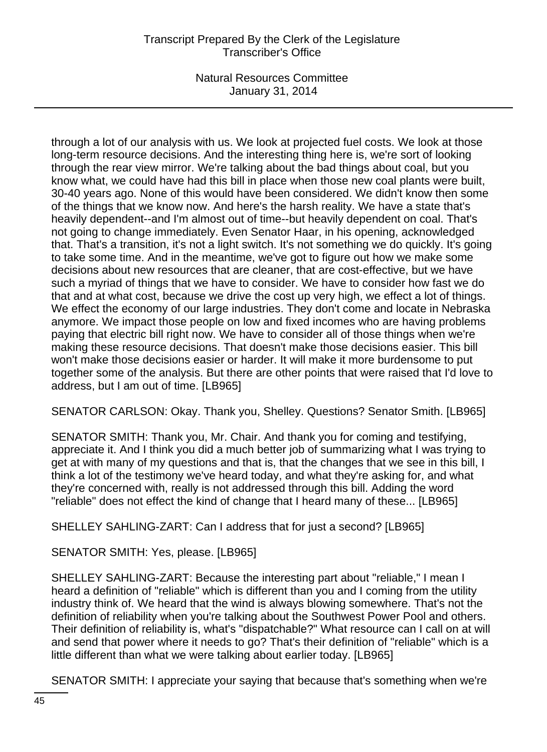through a lot of our analysis with us. We look at projected fuel costs. We look at those long-term resource decisions. And the interesting thing here is, we're sort of looking through the rear view mirror. We're talking about the bad things about coal, but you know what, we could have had this bill in place when those new coal plants were built, 30-40 years ago. None of this would have been considered. We didn't know then some of the things that we know now. And here's the harsh reality. We have a state that's heavily dependent--and I'm almost out of time--but heavily dependent on coal. That's not going to change immediately. Even Senator Haar, in his opening, acknowledged that. That's a transition, it's not a light switch. It's not something we do quickly. It's going to take some time. And in the meantime, we've got to figure out how we make some decisions about new resources that are cleaner, that are cost-effective, but we have such a myriad of things that we have to consider. We have to consider how fast we do that and at what cost, because we drive the cost up very high, we effect a lot of things. We effect the economy of our large industries. They don't come and locate in Nebraska anymore. We impact those people on low and fixed incomes who are having problems paying that electric bill right now. We have to consider all of those things when we're making these resource decisions. That doesn't make those decisions easier. This bill won't make those decisions easier or harder. It will make it more burdensome to put together some of the analysis. But there are other points that were raised that I'd love to address, but I am out of time. [LB965]

SENATOR CARLSON: Okay. Thank you, Shelley. Questions? Senator Smith. [LB965]

SENATOR SMITH: Thank you, Mr. Chair. And thank you for coming and testifying, appreciate it. And I think you did a much better job of summarizing what I was trying to get at with many of my questions and that is, that the changes that we see in this bill, I think a lot of the testimony we've heard today, and what they're asking for, and what they're concerned with, really is not addressed through this bill. Adding the word "reliable" does not effect the kind of change that I heard many of these... [LB965]

SHELLEY SAHLING-ZART: Can I address that for just a second? [LB965]

SENATOR SMITH: Yes, please. [LB965]

SHELLEY SAHLING-ZART: Because the interesting part about "reliable," I mean I heard a definition of "reliable" which is different than you and I coming from the utility industry think of. We heard that the wind is always blowing somewhere. That's not the definition of reliability when you're talking about the Southwest Power Pool and others. Their definition of reliability is, what's "dispatchable?" What resource can I call on at will and send that power where it needs to go? That's their definition of "reliable" which is a little different than what we were talking about earlier today. [LB965]

SENATOR SMITH: I appreciate your saying that because that's something when we're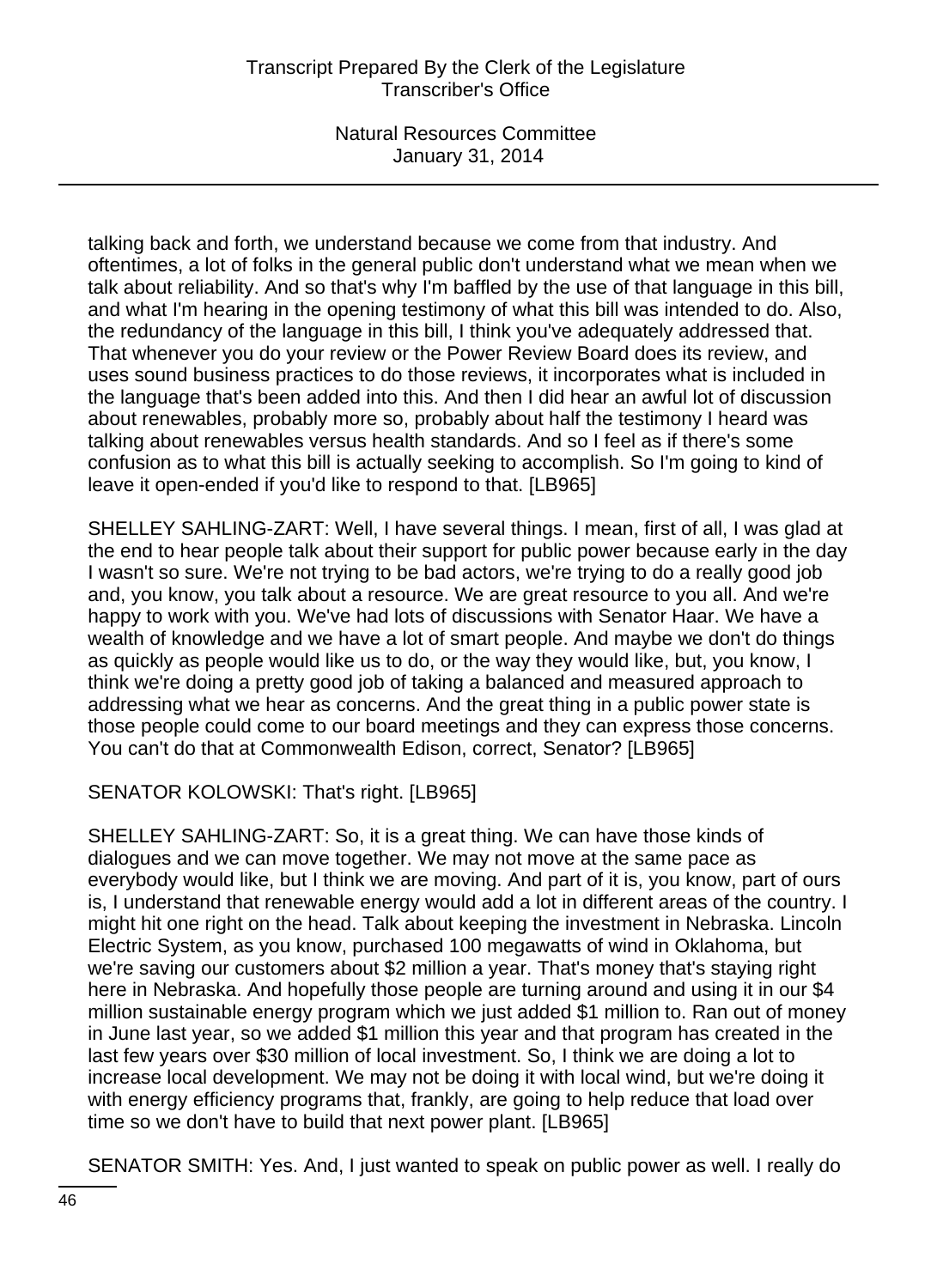talking back and forth, we understand because we come from that industry. And oftentimes, a lot of folks in the general public don't understand what we mean when we talk about reliability. And so that's why I'm baffled by the use of that language in this bill, and what I'm hearing in the opening testimony of what this bill was intended to do. Also, the redundancy of the language in this bill, I think you've adequately addressed that. That whenever you do your review or the Power Review Board does its review, and uses sound business practices to do those reviews, it incorporates what is included in the language that's been added into this. And then I did hear an awful lot of discussion about renewables, probably more so, probably about half the testimony I heard was talking about renewables versus health standards. And so I feel as if there's some confusion as to what this bill is actually seeking to accomplish. So I'm going to kind of leave it open-ended if you'd like to respond to that. [LB965]

SHELLEY SAHLING-ZART: Well, I have several things. I mean, first of all, I was glad at the end to hear people talk about their support for public power because early in the day I wasn't so sure. We're not trying to be bad actors, we're trying to do a really good job and, you know, you talk about a resource. We are great resource to you all. And we're happy to work with you. We've had lots of discussions with Senator Haar. We have a wealth of knowledge and we have a lot of smart people. And maybe we don't do things as quickly as people would like us to do, or the way they would like, but, you know, I think we're doing a pretty good job of taking a balanced and measured approach to addressing what we hear as concerns. And the great thing in a public power state is those people could come to our board meetings and they can express those concerns. You can't do that at Commonwealth Edison, correct, Senator? [LB965]

SENATOR KOLOWSKI: That's right. [LB965]

SHELLEY SAHLING-ZART: So, it is a great thing. We can have those kinds of dialogues and we can move together. We may not move at the same pace as everybody would like, but I think we are moving. And part of it is, you know, part of ours is, I understand that renewable energy would add a lot in different areas of the country. I might hit one right on the head. Talk about keeping the investment in Nebraska. Lincoln Electric System, as you know, purchased 100 megawatts of wind in Oklahoma, but we're saving our customers about $2 million a year. That's money that's staying right here in Nebraska. And hopefully those people are turning around and using it in our $4 million sustainable energy program which we just added $1 million to. Ran out of money in June last year, so we added $1 million this year and that program has created in the last few years over $30 million of local investment. So, I think we are doing a lot to increase local development. We may not be doing it with local wind, but we're doing it with energy efficiency programs that, frankly, are going to help reduce that load over time so we don't have to build that next power plant. [LB965]

SENATOR SMITH: Yes. And, I just wanted to speak on public power as well. I really do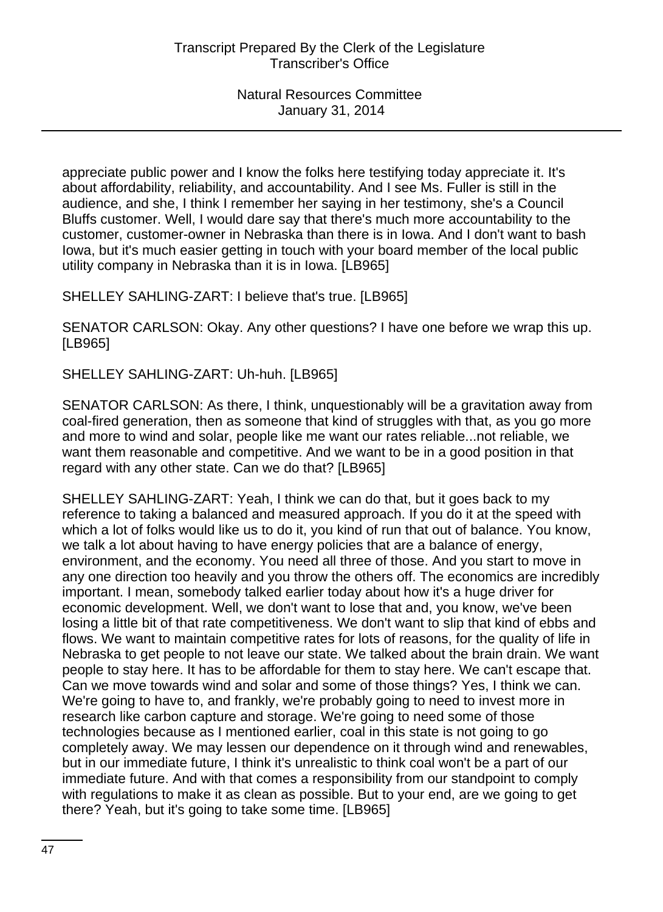appreciate public power and I know the folks here testifying today appreciate it. It's about affordability, reliability, and accountability. And I see Ms. Fuller is still in the audience, and she, I think I remember her saying in her testimony, she's a Council Bluffs customer. Well, I would dare say that there's much more accountability to the customer, customer-owner in Nebraska than there is in Iowa. And I don't want to bash Iowa, but it's much easier getting in touch with your board member of the local public utility company in Nebraska than it is in Iowa. [LB965]

SHELLEY SAHLING-ZART: I believe that's true. [LB965]

SENATOR CARLSON: Okay. Any other questions? I have one before we wrap this up. [LB965]

SHELLEY SAHLING-ZART: Uh-huh. [LB965]

SENATOR CARLSON: As there, I think, unquestionably will be a gravitation away from coal-fired generation, then as someone that kind of struggles with that, as you go more and more to wind and solar, people like me want our rates reliable...not reliable, we want them reasonable and competitive. And we want to be in a good position in that regard with any other state. Can we do that? [LB965]

SHELLEY SAHLING-ZART: Yeah, I think we can do that, but it goes back to my reference to taking a balanced and measured approach. If you do it at the speed with which a lot of folks would like us to do it, you kind of run that out of balance. You know, we talk a lot about having to have energy policies that are a balance of energy, environment, and the economy. You need all three of those. And you start to move in any one direction too heavily and you throw the others off. The economics are incredibly important. I mean, somebody talked earlier today about how it's a huge driver for economic development. Well, we don't want to lose that and, you know, we've been losing a little bit of that rate competitiveness. We don't want to slip that kind of ebbs and flows. We want to maintain competitive rates for lots of reasons, for the quality of life in Nebraska to get people to not leave our state. We talked about the brain drain. We want people to stay here. It has to be affordable for them to stay here. We can't escape that. Can we move towards wind and solar and some of those things? Yes, I think we can. We're going to have to, and frankly, we're probably going to need to invest more in research like carbon capture and storage. We're going to need some of those technologies because as I mentioned earlier, coal in this state is not going to go completely away. We may lessen our dependence on it through wind and renewables, but in our immediate future, I think it's unrealistic to think coal won't be a part of our immediate future. And with that comes a responsibility from our standpoint to comply with regulations to make it as clean as possible. But to your end, are we going to get there? Yeah, but it's going to take some time. [LB965]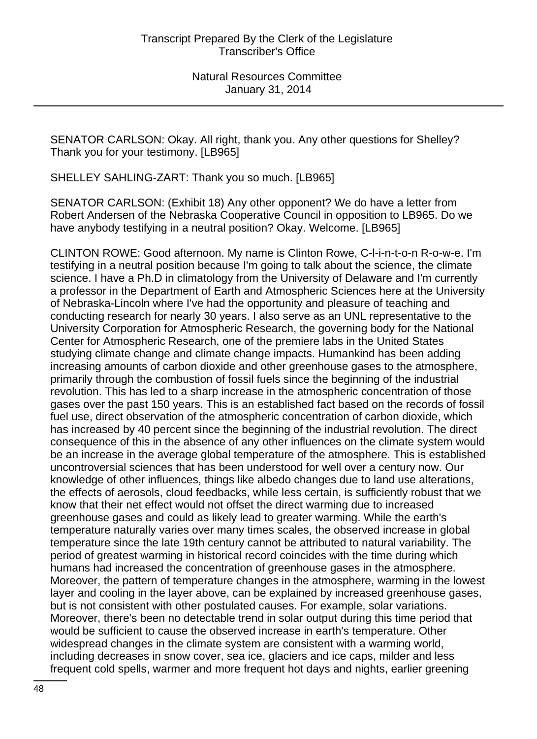SENATOR CARLSON: Okay. All right, thank you. Any other questions for Shelley? Thank you for your testimony. [LB965]

SHELLEY SAHLING-ZART: Thank you so much. [LB965]

SENATOR CARLSON: (Exhibit 18) Any other opponent? We do have a letter from Robert Andersen of the Nebraska Cooperative Council in opposition to LB965. Do we have anybody testifying in a neutral position? Okay. Welcome. [LB965]

CLINTON ROWE: Good afternoon. My name is Clinton Rowe, C-l-i-n-t-o-n R-o-w-e. I'm testifying in a neutral position because I'm going to talk about the science, the climate science. I have a Ph.D in climatology from the University of Delaware and I'm currently a professor in the Department of Earth and Atmospheric Sciences here at the University of Nebraska-Lincoln where I've had the opportunity and pleasure of teaching and conducting research for nearly 30 years. I also serve as an UNL representative to the University Corporation for Atmospheric Research, the governing body for the National Center for Atmospheric Research, one of the premiere labs in the United States studying climate change and climate change impacts. Humankind has been adding increasing amounts of carbon dioxide and other greenhouse gases to the atmosphere, primarily through the combustion of fossil fuels since the beginning of the industrial revolution. This has led to a sharp increase in the atmospheric concentration of those gases over the past 150 years. This is an established fact based on the records of fossil fuel use, direct observation of the atmospheric concentration of carbon dioxide, which has increased by 40 percent since the beginning of the industrial revolution. The direct consequence of this in the absence of any other influences on the climate system would be an increase in the average global temperature of the atmosphere. This is established uncontroversial sciences that has been understood for well over a century now. Our knowledge of other influences, things like albedo changes due to land use alterations, the effects of aerosols, cloud feedbacks, while less certain, is sufficiently robust that we know that their net effect would not offset the direct warming due to increased greenhouse gases and could as likely lead to greater warming. While the earth's temperature naturally varies over many times scales, the observed increase in global temperature since the late 19th century cannot be attributed to natural variability. The period of greatest warming in historical record coincides with the time during which humans had increased the concentration of greenhouse gases in the atmosphere. Moreover, the pattern of temperature changes in the atmosphere, warming in the lowest layer and cooling in the layer above, can be explained by increased greenhouse gases, but is not consistent with other postulated causes. For example, solar variations. Moreover, there's been no detectable trend in solar output during this time period that would be sufficient to cause the observed increase in earth's temperature. Other widespread changes in the climate system are consistent with a warming world, including decreases in snow cover, sea ice, glaciers and ice caps, milder and less frequent cold spells, warmer and more frequent hot days and nights, earlier greening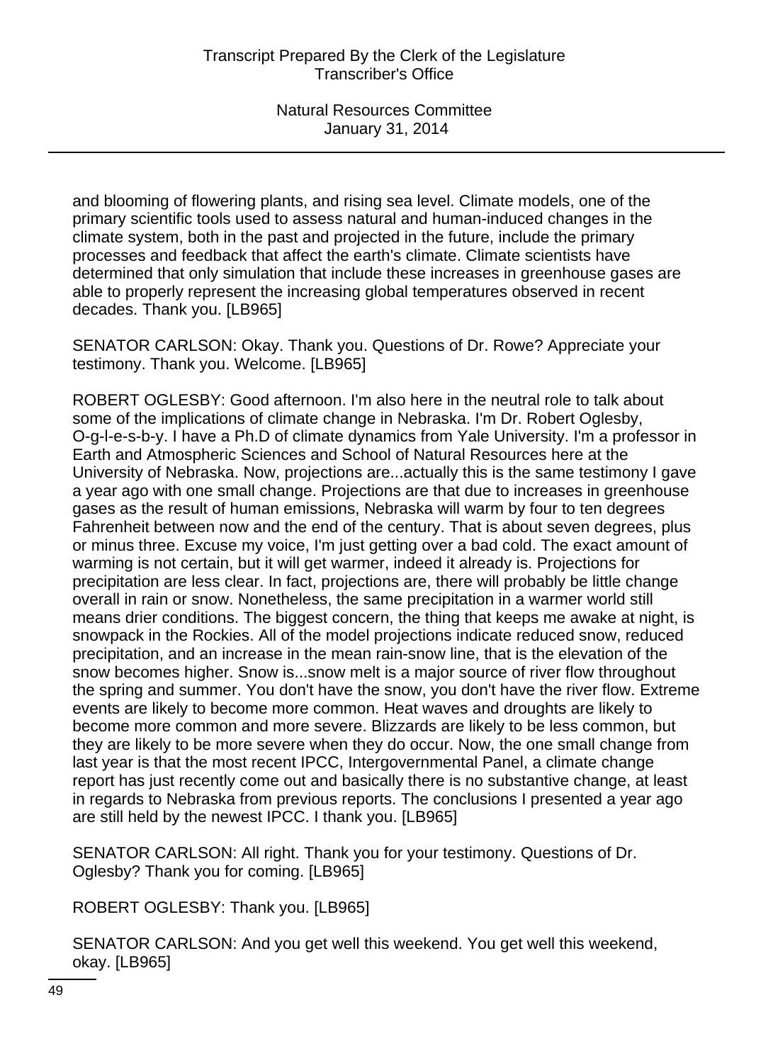and blooming of flowering plants, and rising sea level. Climate models, one of the primary scientific tools used to assess natural and human-induced changes in the climate system, both in the past and projected in the future, include the primary processes and feedback that affect the earth's climate. Climate scientists have determined that only simulation that include these increases in greenhouse gases are able to properly represent the increasing global temperatures observed in recent decades. Thank you. [LB965]

SENATOR CARLSON: Okay. Thank you. Questions of Dr. Rowe? Appreciate your testimony. Thank you. Welcome. [LB965]

ROBERT OGLESBY: Good afternoon. I'm also here in the neutral role to talk about some of the implications of climate change in Nebraska. I'm Dr. Robert Oglesby, O-g-l-e-s-b-y. I have a Ph.D of climate dynamics from Yale University. I'm a professor in Earth and Atmospheric Sciences and School of Natural Resources here at the University of Nebraska. Now, projections are...actually this is the same testimony I gave a year ago with one small change. Projections are that due to increases in greenhouse gases as the result of human emissions, Nebraska will warm by four to ten degrees Fahrenheit between now and the end of the century. That is about seven degrees, plus or minus three. Excuse my voice, I'm just getting over a bad cold. The exact amount of warming is not certain, but it will get warmer, indeed it already is. Projections for precipitation are less clear. In fact, projections are, there will probably be little change overall in rain or snow. Nonetheless, the same precipitation in a warmer world still means drier conditions. The biggest concern, the thing that keeps me awake at night, is snowpack in the Rockies. All of the model projections indicate reduced snow, reduced precipitation, and an increase in the mean rain-snow line, that is the elevation of the snow becomes higher. Snow is...snow melt is a major source of river flow throughout the spring and summer. You don't have the snow, you don't have the river flow. Extreme events are likely to become more common. Heat waves and droughts are likely to become more common and more severe. Blizzards are likely to be less common, but they are likely to be more severe when they do occur. Now, the one small change from last year is that the most recent IPCC, Intergovernmental Panel, a climate change report has just recently come out and basically there is no substantive change, at least in regards to Nebraska from previous reports. The conclusions I presented a year ago are still held by the newest IPCC. I thank you. [LB965]

SENATOR CARLSON: All right. Thank you for your testimony. Questions of Dr. Oglesby? Thank you for coming. [LB965]

ROBERT OGLESBY: Thank you. [LB965]

SENATOR CARLSON: And you get well this weekend. You get well this weekend, okay. [LB965]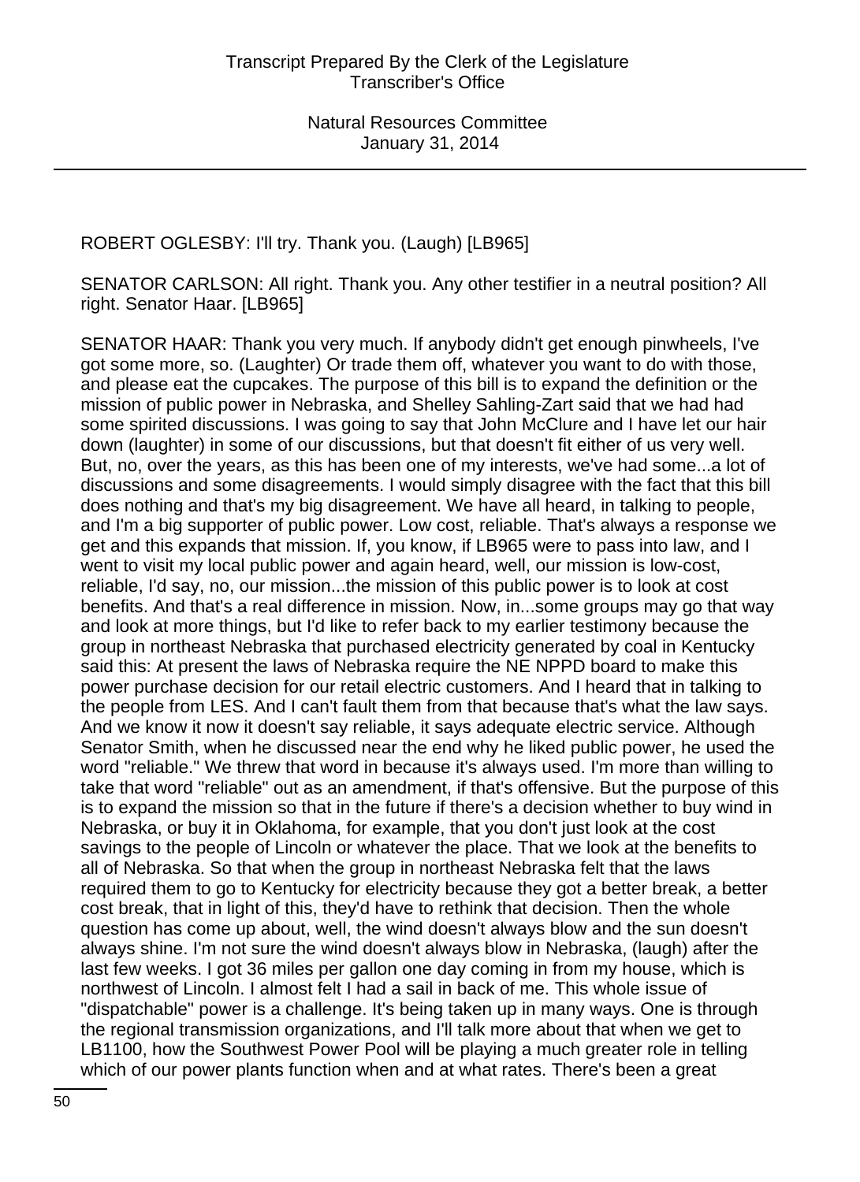ROBERT OGLESBY: I'll try. Thank you. (Laugh) [LB965]

SENATOR CARLSON: All right. Thank you. Any other testifier in a neutral position? All right. Senator Haar. [LB965]

SENATOR HAAR: Thank you very much. If anybody didn't get enough pinwheels, I've got some more, so. (Laughter) Or trade them off, whatever you want to do with those, and please eat the cupcakes. The purpose of this bill is to expand the definition or the mission of public power in Nebraska, and Shelley Sahling-Zart said that we had had some spirited discussions. I was going to say that John McClure and I have let our hair down (laughter) in some of our discussions, but that doesn't fit either of us very well. But, no, over the years, as this has been one of my interests, we've had some...a lot of discussions and some disagreements. I would simply disagree with the fact that this bill does nothing and that's my big disagreement. We have all heard, in talking to people, and I'm a big supporter of public power. Low cost, reliable. That's always a response we get and this expands that mission. If, you know, if LB965 were to pass into law, and I went to visit my local public power and again heard, well, our mission is low-cost, reliable, I'd say, no, our mission...the mission of this public power is to look at cost benefits. And that's a real difference in mission. Now, in...some groups may go that way and look at more things, but I'd like to refer back to my earlier testimony because the group in northeast Nebraska that purchased electricity generated by coal in Kentucky said this: At present the laws of Nebraska require the NE NPPD board to make this power purchase decision for our retail electric customers. And I heard that in talking to the people from LES. And I can't fault them from that because that's what the law says. And we know it now it doesn't say reliable, it says adequate electric service. Although Senator Smith, when he discussed near the end why he liked public power, he used the word "reliable." We threw that word in because it's always used. I'm more than willing to take that word "reliable" out as an amendment, if that's offensive. But the purpose of this is to expand the mission so that in the future if there's a decision whether to buy wind in Nebraska, or buy it in Oklahoma, for example, that you don't just look at the cost savings to the people of Lincoln or whatever the place. That we look at the benefits to all of Nebraska. So that when the group in northeast Nebraska felt that the laws required them to go to Kentucky for electricity because they got a better break, a better cost break, that in light of this, they'd have to rethink that decision. Then the whole question has come up about, well, the wind doesn't always blow and the sun doesn't always shine. I'm not sure the wind doesn't always blow in Nebraska, (laugh) after the last few weeks. I got 36 miles per gallon one day coming in from my house, which is northwest of Lincoln. I almost felt I had a sail in back of me. This whole issue of "dispatchable" power is a challenge. It's being taken up in many ways. One is through the regional transmission organizations, and I'll talk more about that when we get to LB1100, how the Southwest Power Pool will be playing a much greater role in telling which of our power plants function when and at what rates. There's been a great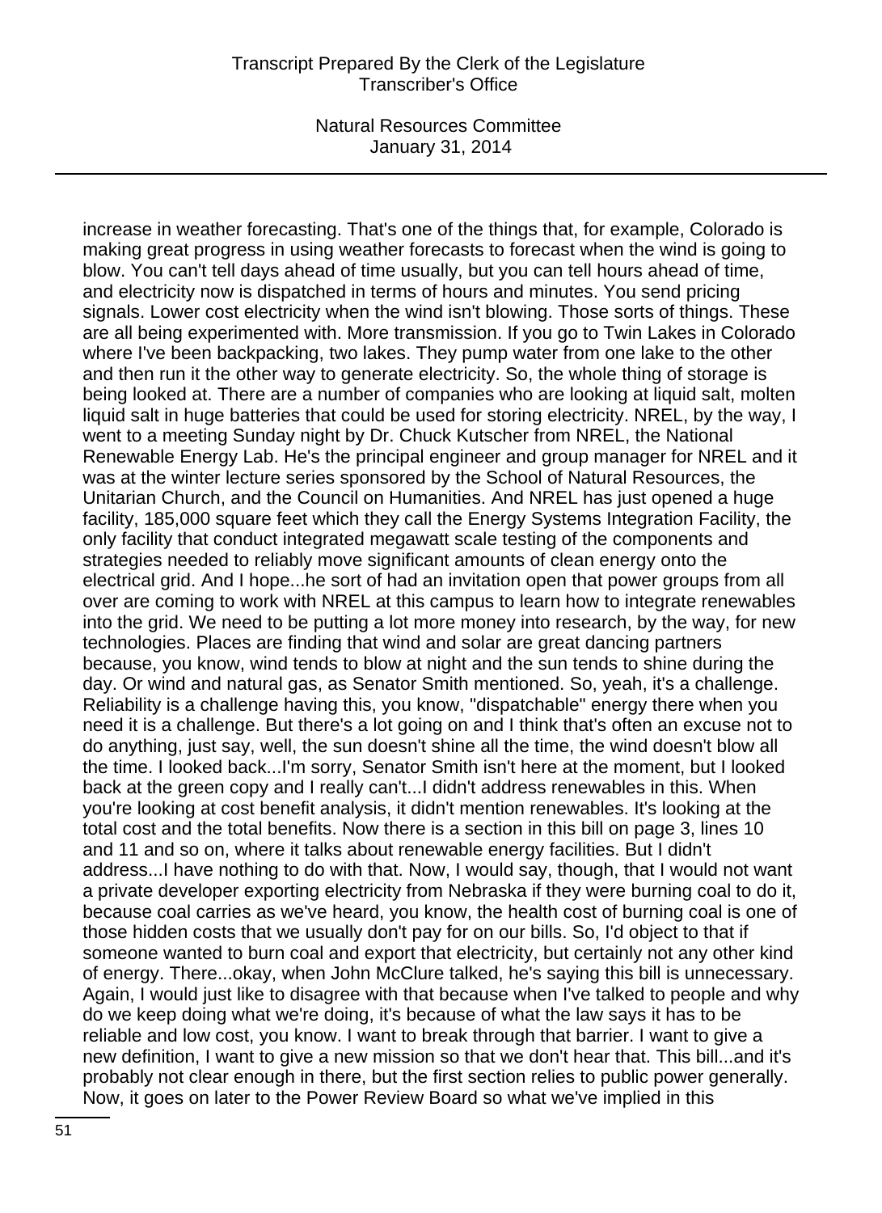increase in weather forecasting. That's one of the things that, for example, Colorado is making great progress in using weather forecasts to forecast when the wind is going to blow. You can't tell days ahead of time usually, but you can tell hours ahead of time, and electricity now is dispatched in terms of hours and minutes. You send pricing signals. Lower cost electricity when the wind isn't blowing. Those sorts of things. These are all being experimented with. More transmission. If you go to Twin Lakes in Colorado where I've been backpacking, two lakes. They pump water from one lake to the other and then run it the other way to generate electricity. So, the whole thing of storage is being looked at. There are a number of companies who are looking at liquid salt, molten liquid salt in huge batteries that could be used for storing electricity. NREL, by the way, I went to a meeting Sunday night by Dr. Chuck Kutscher from NREL, the National Renewable Energy Lab. He's the principal engineer and group manager for NREL and it was at the winter lecture series sponsored by the School of Natural Resources, the Unitarian Church, and the Council on Humanities. And NREL has just opened a huge facility, 185,000 square feet which they call the Energy Systems Integration Facility, the only facility that conduct integrated megawatt scale testing of the components and strategies needed to reliably move significant amounts of clean energy onto the electrical grid. And I hope...he sort of had an invitation open that power groups from all over are coming to work with NREL at this campus to learn how to integrate renewables into the grid. We need to be putting a lot more money into research, by the way, for new technologies. Places are finding that wind and solar are great dancing partners because, you know, wind tends to blow at night and the sun tends to shine during the day. Or wind and natural gas, as Senator Smith mentioned. So, yeah, it's a challenge. Reliability is a challenge having this, you know, "dispatchable" energy there when you need it is a challenge. But there's a lot going on and I think that's often an excuse not to do anything, just say, well, the sun doesn't shine all the time, the wind doesn't blow all the time. I looked back...I'm sorry, Senator Smith isn't here at the moment, but I looked back at the green copy and I really can't...I didn't address renewables in this. When you're looking at cost benefit analysis, it didn't mention renewables. It's looking at the total cost and the total benefits. Now there is a section in this bill on page 3, lines 10 and 11 and so on, where it talks about renewable energy facilities. But I didn't address...I have nothing to do with that. Now, I would say, though, that I would not want a private developer exporting electricity from Nebraska if they were burning coal to do it, because coal carries as we've heard, you know, the health cost of burning coal is one of those hidden costs that we usually don't pay for on our bills. So, I'd object to that if someone wanted to burn coal and export that electricity, but certainly not any other kind of energy. There...okay, when John McClure talked, he's saying this bill is unnecessary. Again, I would just like to disagree with that because when I've talked to people and why do we keep doing what we're doing, it's because of what the law says it has to be reliable and low cost, you know. I want to break through that barrier. I want to give a new definition, I want to give a new mission so that we don't hear that. This bill...and it's probably not clear enough in there, but the first section relies to public power generally. Now, it goes on later to the Power Review Board so what we've implied in this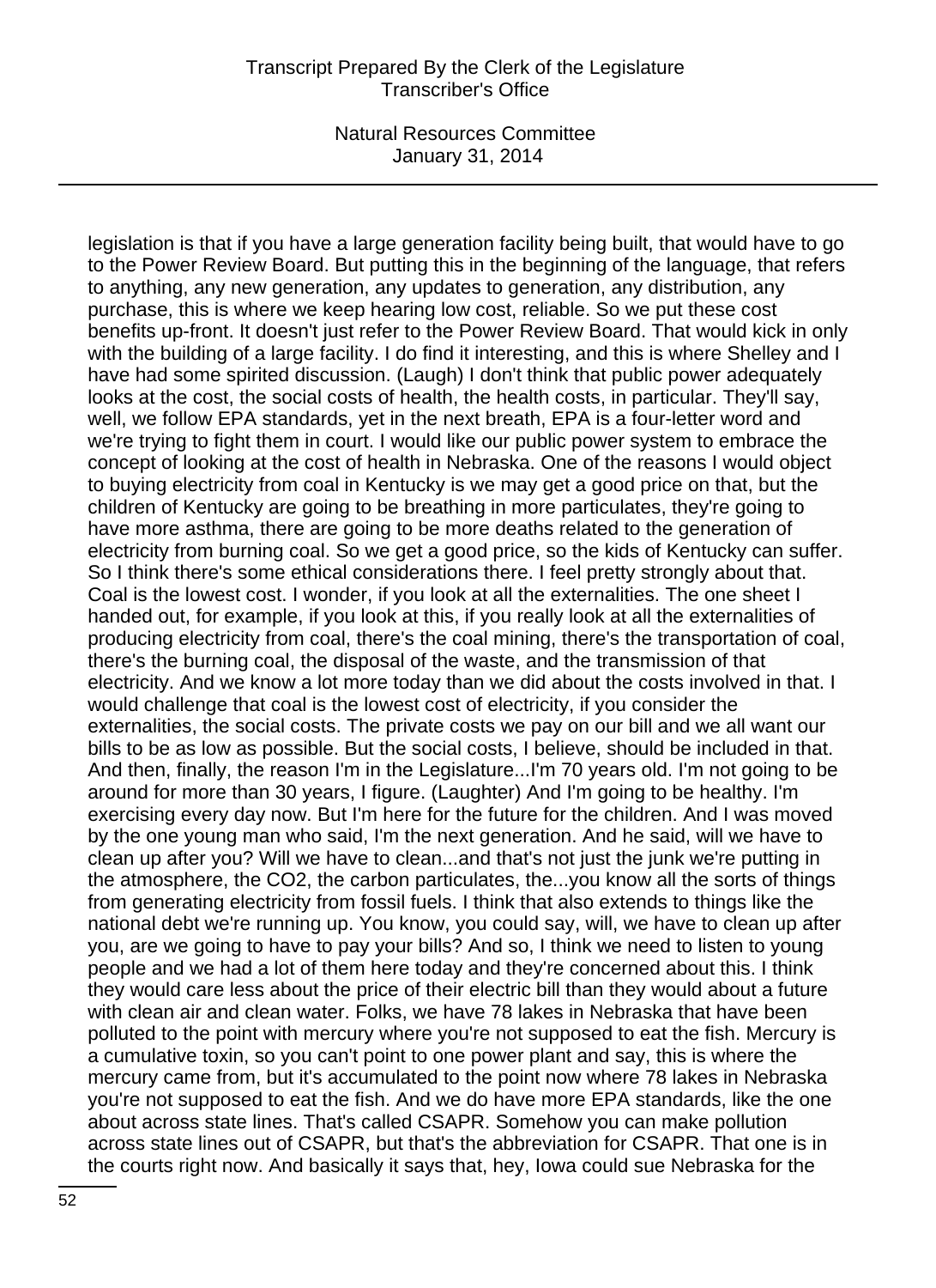legislation is that if you have a large generation facility being built, that would have to go to the Power Review Board. But putting this in the beginning of the language, that refers to anything, any new generation, any updates to generation, any distribution, any purchase, this is where we keep hearing low cost, reliable. So we put these cost benefits up-front. It doesn't just refer to the Power Review Board. That would kick in only with the building of a large facility. I do find it interesting, and this is where Shelley and I have had some spirited discussion. (Laugh) I don't think that public power adequately looks at the cost, the social costs of health, the health costs, in particular. They'll say, well, we follow EPA standards, yet in the next breath, EPA is a four-letter word and we're trying to fight them in court. I would like our public power system to embrace the concept of looking at the cost of health in Nebraska. One of the reasons I would object to buying electricity from coal in Kentucky is we may get a good price on that, but the children of Kentucky are going to be breathing in more particulates, they're going to have more asthma, there are going to be more deaths related to the generation of electricity from burning coal. So we get a good price, so the kids of Kentucky can suffer. So I think there's some ethical considerations there. I feel pretty strongly about that. Coal is the lowest cost. I wonder, if you look at all the externalities. The one sheet I handed out, for example, if you look at this, if you really look at all the externalities of producing electricity from coal, there's the coal mining, there's the transportation of coal, there's the burning coal, the disposal of the waste, and the transmission of that electricity. And we know a lot more today than we did about the costs involved in that. I would challenge that coal is the lowest cost of electricity, if you consider the externalities, the social costs. The private costs we pay on our bill and we all want our bills to be as low as possible. But the social costs, I believe, should be included in that. And then, finally, the reason I'm in the Legislature...I'm 70 years old. I'm not going to be around for more than 30 years, I figure. (Laughter) And I'm going to be healthy. I'm exercising every day now. But I'm here for the future for the children. And I was moved by the one young man who said, I'm the next generation. And he said, will we have to clean up after you? Will we have to clean...and that's not just the junk we're putting in the atmosphere, the CO2, the carbon particulates, the...you know all the sorts of things from generating electricity from fossil fuels. I think that also extends to things like the national debt we're running up. You know, you could say, will, we have to clean up after you, are we going to have to pay your bills? And so, I think we need to listen to young people and we had a lot of them here today and they're concerned about this. I think they would care less about the price of their electric bill than they would about a future with clean air and clean water. Folks, we have 78 lakes in Nebraska that have been polluted to the point with mercury where you're not supposed to eat the fish. Mercury is a cumulative toxin, so you can't point to one power plant and say, this is where the mercury came from, but it's accumulated to the point now where 78 lakes in Nebraska you're not supposed to eat the fish. And we do have more EPA standards, like the one about across state lines. That's called CSAPR. Somehow you can make pollution across state lines out of CSAPR, but that's the abbreviation for CSAPR. That one is in the courts right now. And basically it says that, hey, Iowa could sue Nebraska for the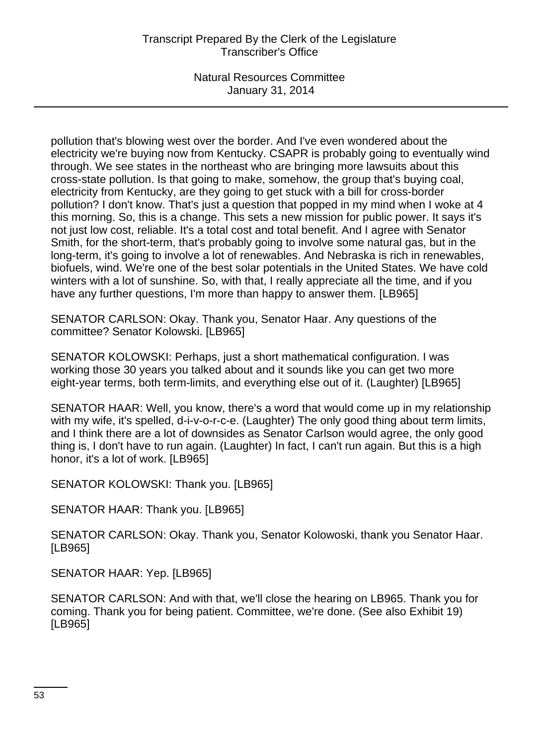pollution that's blowing west over the border. And I've even wondered about the electricity we're buying now from Kentucky. CSAPR is probably going to eventually wind through. We see states in the northeast who are bringing more lawsuits about this cross-state pollution. Is that going to make, somehow, the group that's buying coal, electricity from Kentucky, are they going to get stuck with a bill for cross-border pollution? I don't know. That's just a question that popped in my mind when I woke at 4 this morning. So, this is a change. This sets a new mission for public power. It says it's not just low cost, reliable. It's a total cost and total benefit. And I agree with Senator Smith, for the short-term, that's probably going to involve some natural gas, but in the long-term, it's going to involve a lot of renewables. And Nebraska is rich in renewables, biofuels, wind. We're one of the best solar potentials in the United States. We have cold winters with a lot of sunshine. So, with that, I really appreciate all the time, and if you have any further questions, I'm more than happy to answer them. [LB965]

SENATOR CARLSON: Okay. Thank you, Senator Haar. Any questions of the committee? Senator Kolowski. [LB965]

SENATOR KOLOWSKI: Perhaps, just a short mathematical configuration. I was working those 30 years you talked about and it sounds like you can get two more eight-year terms, both term-limits, and everything else out of it. (Laughter) [LB965]

SENATOR HAAR: Well, you know, there's a word that would come up in my relationship with my wife, it's spelled, d-i-v-o-r-c-e. (Laughter) The only good thing about term limits, and I think there are a lot of downsides as Senator Carlson would agree, the only good thing is, I don't have to run again. (Laughter) In fact, I can't run again. But this is a high honor, it's a lot of work. [LB965]

SENATOR KOLOWSKI: Thank you. [LB965]

SENATOR HAAR: Thank you. [LB965]

SENATOR CARLSON: Okay. Thank you, Senator Kolowoski, thank you Senator Haar. [LB965]

SENATOR HAAR: Yep. [LB965]

SENATOR CARLSON: And with that, we'll close the hearing on LB965. Thank you for coming. Thank you for being patient. Committee, we're done. (See also Exhibit 19) [LB965]